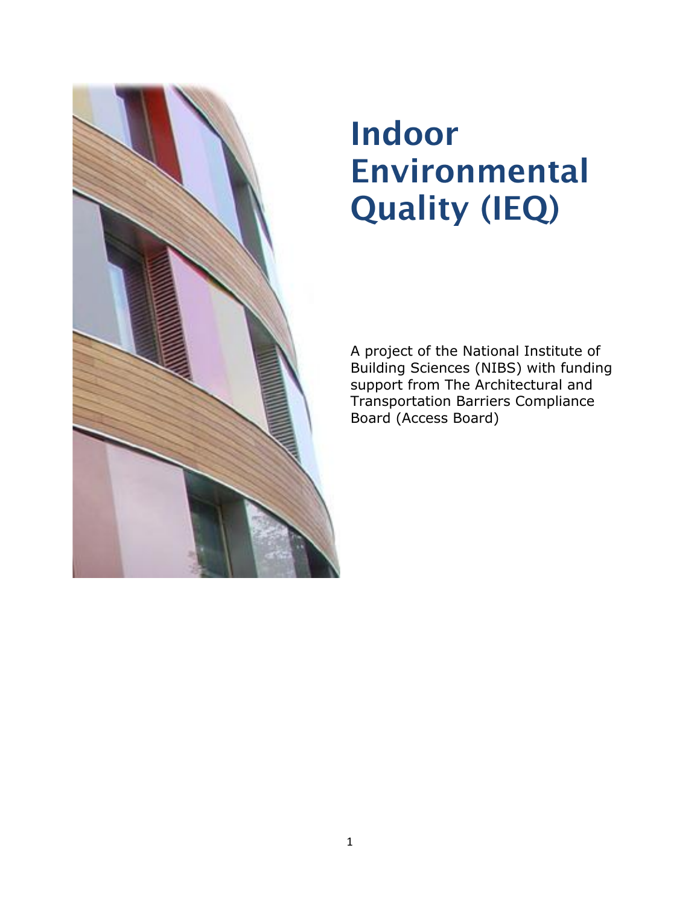# Indoor Environmental Quality (IEQ)

A project of the National Institute of Building Sciences (NIBS) with funding support from The Architectural and Transportation Barriers Compliance Board (Access Board)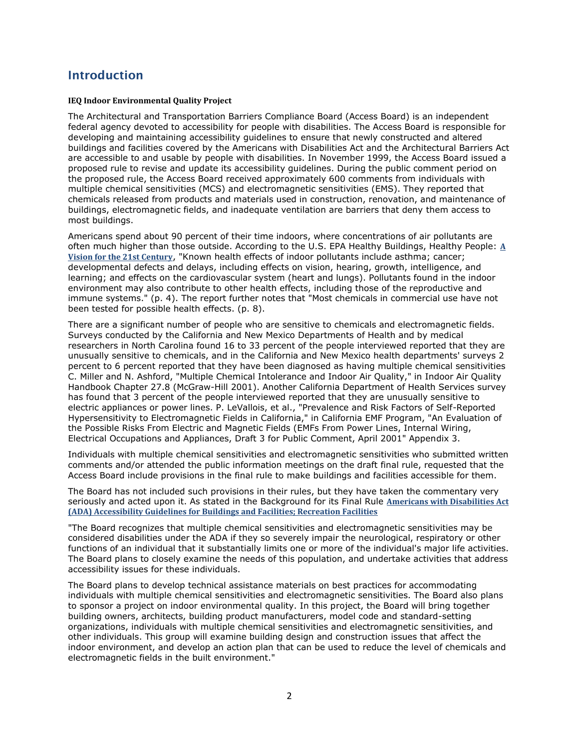## Introduction

**IEQ Indoor Environmental Quality Project**

The Architectural and Transportation Barriers Compliance Board (Access Board) is an independent federal agency devoted to accessibility for people with disabilities. The Access Board is responsible for developing and maintaining accessibility guidelines to ensure that newly constructed and altered buildings and facilities covered by the Americans with Disabilities Act and the Architectural Barriers Act are accessible to and usable by people with disabilities. In November 1999, the Access Board issued a proposed rule to revise and update its accessibility guidelines. During the public comment period on the proposed rule, the Access Board received approximately 600 comments from individuals with multiple chemical sensitivities (MCS) and electromagnetic sensitivities (EMS). They reported that chemicals released from products and materials used in construction, renovation, and maintenance of buildings, electromagnetic fields, and inadequate ventilation are barriers that deny them access to most buildings.

Americans spend about 90 percent of their time indoors, where concentrations of air pollutants are often much higher than those outside. According to the U.S. EPA Healthy Buildings, Healthy People: **A Vision for the 21st Century**, "Known health effects of indoor pollutants include asthma; cancer; developmental defects and delays, including effects on vision, hearing, growth, intelligence, and learning; and effects on the cardiovascular system (heart and lungs). Pollutants found in the indoor environment may also contribute to other health effects, including those of the reproductive and immune systems." (p. 4). The report further notes that "Most chemicals in commercial use have not been tested for possible health effects. (p. 8).

There are a significant number of people who are sensitive to chemicals and electromagnetic fields. Surveys conducted by the California and New Mexico Departments of Health and by medical researchers in North Carolina found 16 to 33 percent of the people interviewed reported that they are unusually sensitive to chemicals, and in the California and New Mexico health departments' surveys 2 percent to 6 percent reported that they have been diagnosed as having multiple chemical sensitivities C. Miller and N. Ashford, "Multiple Chemical Intolerance and Indoor Air Quality," in Indoor Air Quality Handbook Chapter 27.8 (McGraw-Hill 2001). Another California Department of Health Services survey has found that 3 percent of the people interviewed reported that they are unusually sensitive to electric appliances or power lines. P. LeVallois, et al., "Prevalence and Risk Factors of Self-Reported Hypersensitivity to Electromagnetic Fields in California," in California EMF Program, "An Evaluation of the Possible Risks From Electric and Magnetic Fields (EMFs From Power Lines, Internal Wiring, Electrical Occupations and Appliances, Draft 3 for Public Comment, April 2001" Appendix 3.

Individuals with multiple chemical sensitivities and electromagnetic sensitivities who submitted written comments and/or attended the public information meetings on the draft final rule, requested that the Access Board include provisions in the final rule to make buildings and facilities accessible for them.

The Board has not included such provisions in their rules, but they have taken the commentary very seriously and acted upon it. As stated in the Background for its Final Rule **Americans with Disabilities Act (ADA) Accessibility Guidelines for Buildings and Facilities; Recreation Facilities**

"The Board recognizes that multiple chemical sensitivities and electromagnetic sensitivities may be considered disabilities under the ADA if they so severely impair the neurological, respiratory or other functions of an individual that it substantially limits one or more of the individual's major life activities. The Board plans to closely examine the needs of this population, and undertake activities that address accessibility issues for these individuals.

The Board plans to develop technical assistance materials on best practices for accommodating individuals with multiple chemical sensitivities and electromagnetic sensitivities. The Board also plans to sponsor a project on indoor environmental quality. In this project, the Board will bring together building owners, architects, building product manufacturers, model code and standard-setting organizations, individuals with multiple chemical sensitivities and electromagnetic sensitivities, and other individuals. This group will examine building design and construction issues that affect the indoor environment, and develop an action plan that can be used to reduce the level of chemicals and electromagnetic fields in the built environment."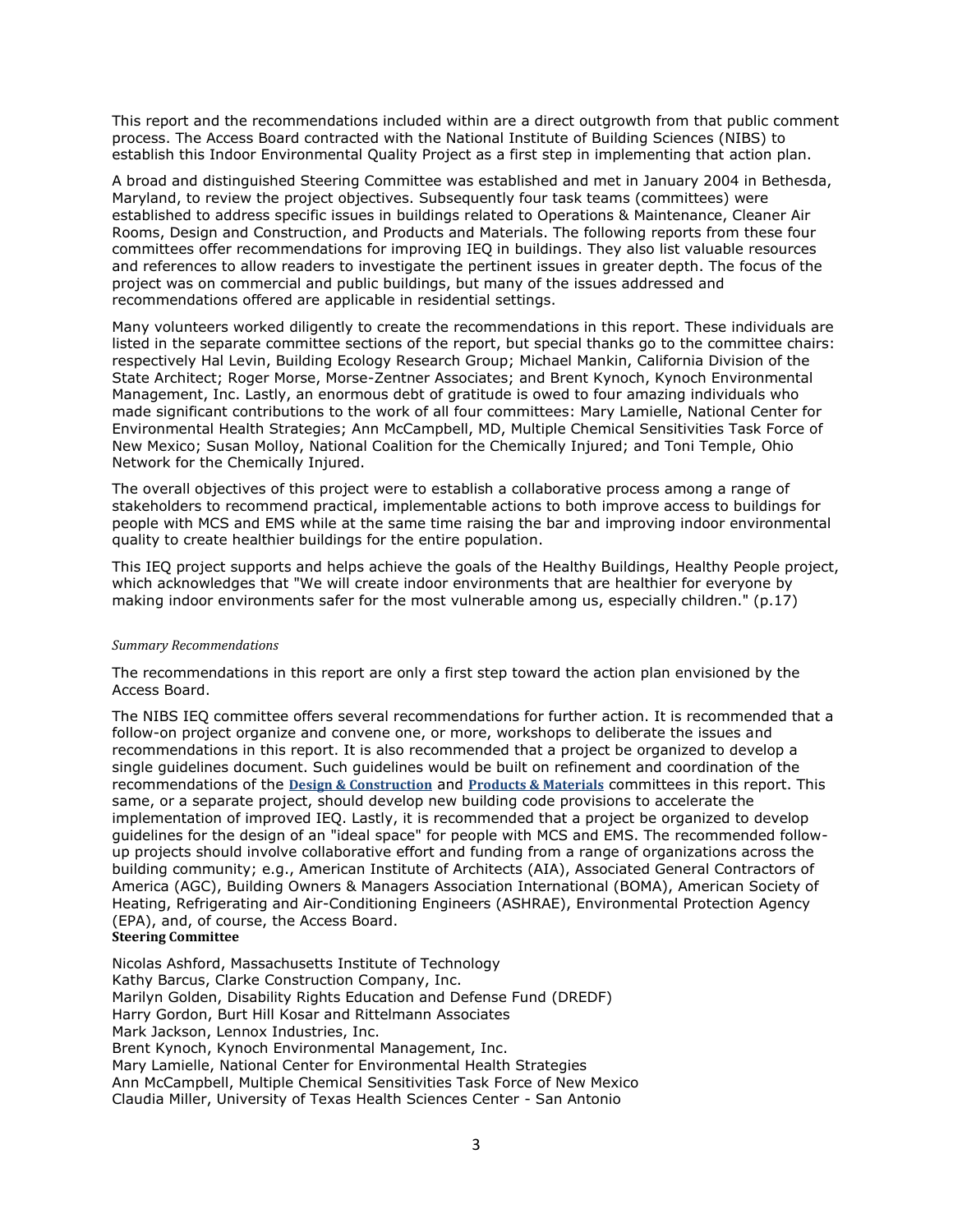This report and the recommendations included within are a direct outgrowth from that public comment process. The Access Board contracted with the National Institute of Building Sciences (NIBS) to establish this Indoor Environmental Quality Project as a first step in implementing that action plan.

A broad and distinguished Steering Committee was established and met in January 2004 in Bethesda, Maryland, to review the project objectives. Subsequently four task teams (committees) were established to address specific issues in buildings related to Operations & Maintenance, Cleaner Air Rooms, Design and Construction, and Products and Materials. The following reports from these four committees offer recommendations for improving IEQ in buildings. They also list valuable resources and references to allow readers to investigate the pertinent issues in greater depth. The focus of the project was on commercial and public buildings, but many of the issues addressed and recommendations offered are applicable in residential settings.

Many volunteers worked diligently to create the recommendations in this report. These individuals are listed in the separate committee sections of the report, but special thanks go to the committee chairs: respectively Hal Levin, Building Ecology Research Group; Michael Mankin, California Division of the State Architect; Roger Morse, Morse-Zentner Associates; and Brent Kynoch, Kynoch Environmental Management, Inc. Lastly, an enormous debt of gratitude is owed to four amazing individuals who made significant contributions to the work of all four committees: Mary Lamielle, National Center for Environmental Health Strategies; Ann McCampbell, MD, Multiple Chemical Sensitivities Task Force of New Mexico; Susan Molloy, National Coalition for the Chemically Injured; and Toni Temple, Ohio Network for the Chemically Injured.

The overall objectives of this project were to establish a collaborative process among a range of stakeholders to recommend practical, implementable actions to both improve access to buildings for people with MCS and EMS while at the same time raising the bar and improving indoor environmental quality to create healthier buildings for the entire population.

This IEQ project supports and helps achieve the goals of the Healthy Buildings, Healthy People project, which acknowledges that "We will create indoor environments that are healthier for everyone by making indoor environments safer for the most vulnerable among us, especially children." (p.17)

*Summary Recommendations*

The recommendations in this report are only a first step toward the action plan envisioned by the Access Board.

The NIBS IEQ committee offers several recommendations for further action. It is recommended that a follow-on project organize and convene one, or more, workshops to deliberate the issues and recommendations in this report. It is also recommended that a project be organized to develop a single guidelines document. Such guidelines would be built on refinement and coordination of the recommendations of the **Design & Construction** and **Products & Materials** committees in this report. This same, or a separate project, should develop new building code provisions to accelerate the implementation of improved IEQ. Lastly, it is recommended that a project be organized to develop guidelines for the design of an "ideal space" for people with MCS and EMS. The recommended follow-up projects should involve collaborative effort and funding from a range of organizations across the building community; e.g., American Institute of Architects (AIA), Associated General Contractors of America (AGC), Building Owners & Managers Association International (BOMA), American Society of Heating, Refrigerating and Air-Conditioning Engineers (ASHRAE), Environmental Protection Agency (EPA), and, of course, the Access Board.

**Steering Committee**

Nicolas Ashford, Massachusetts Institute of Technology
Kathy Barcus, Clarke Construction Company, Inc.
Marilyn Golden, Disability Rights Education and Defense Fund (DREDF)
Harry Gordon, Burt Hill Kosar and Rittelmann Associates
Mark Jackson, Lennox Industries, Inc.
Brent Kynoch, Kynoch Environmental Management, Inc.
Mary Lamielle, National Center for Environmental Health Strategies
Ann McCampbell, Multiple Chemical Sensitivities Task Force of New Mexico
Claudia Miller, University of Texas Health Sciences Center - San Antonio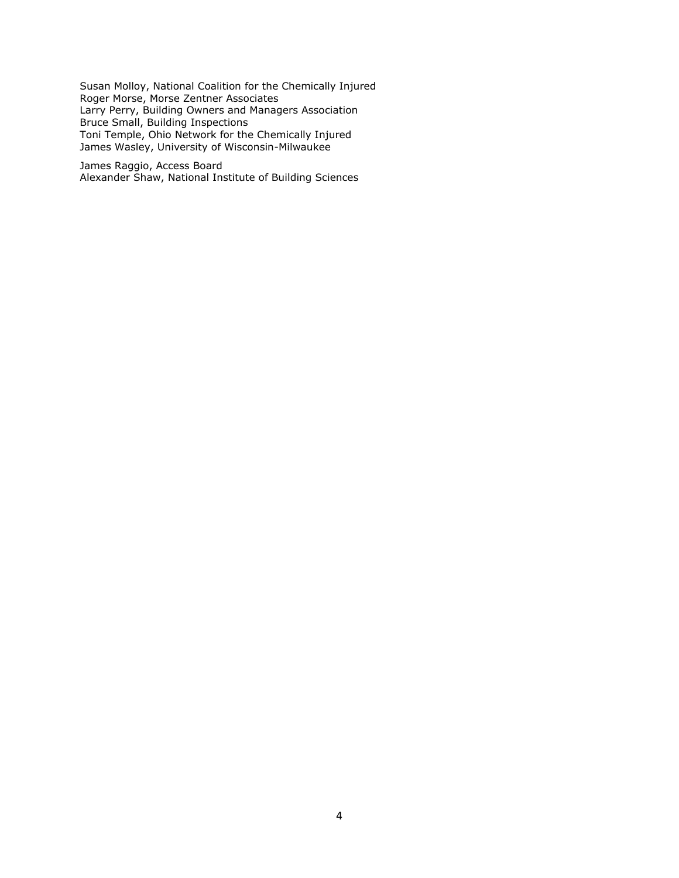Susan Molloy, National Coalition for the Chemically Injured
Roger Morse, Morse Zentner Associates
Larry Perry, Building Owners and Managers Association
Bruce Small, Building Inspections
Toni Temple, Ohio Network for the Chemically Injured
James Wasley, University of Wisconsin-Milwaukee

James Raggio, Access Board
Alexander Shaw, National Institute of Building Sciences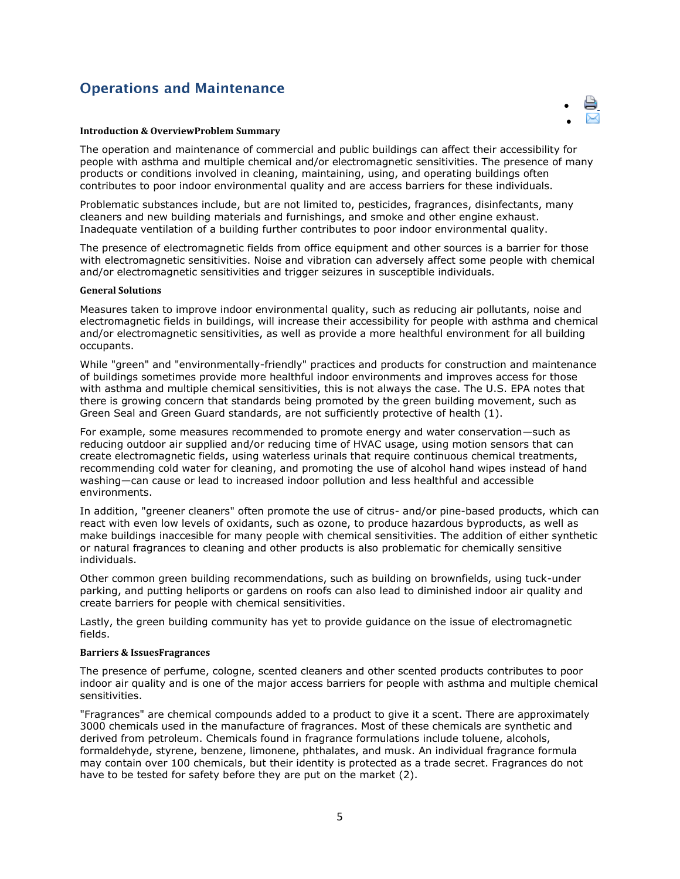## Operations and Maintenance

**Introduction & OverviewProblem Summary**

The operation and maintenance of commercial and public buildings can affect their accessibility for people with asthma and multiple chemical and/or electromagnetic sensitivities. The presence of many products or conditions involved in cleaning, maintaining, using, and operating buildings often contributes to poor indoor environmental quality and are access barriers for these individuals.

Problematic substances include, but are not limited to, pesticides, fragrances, disinfectants, many cleaners and new building materials and furnishings, and smoke and other engine exhaust. Inadequate ventilation of a building further contributes to poor indoor environmental quality.

The presence of electromagnetic fields from office equipment and other sources is a barrier for those with electromagnetic sensitivities. Noise and vibration can adversely affect some people with chemical and/or electromagnetic sensitivities and trigger seizures in susceptible individuals.

**General Solutions**

Measures taken to improve indoor environmental quality, such as reducing air pollutants, noise and electromagnetic fields in buildings, will increase their accessibility for people with asthma and chemical and/or electromagnetic sensitivities, as well as provide a more healthful environment for all building occupants.

While "green" and "environmentally-friendly" practices and products for construction and maintenance of buildings sometimes provide more healthful indoor environments and improves access for those with asthma and multiple chemical sensitivities, this is not always the case. The U.S. EPA notes that there is growing concern that standards being promoted by the green building movement, such as Green Seal and Green Guard standards, are not sufficiently protective of health (1).

For example, some measures recommended to promote energy and water conservation—such as reducing outdoor air supplied and/or reducing time of HVAC usage, using motion sensors that can create electromagnetic fields, using waterless urinals that require continuous chemical treatments, recommending cold water for cleaning, and promoting the use of alcohol hand wipes instead of hand washing—can cause or lead to increased indoor pollution and less healthful and accessible environments.

In addition, "greener cleaners" often promote the use of citrus- and/or pine-based products, which can react with even low levels of oxidants, such as ozone, to produce hazardous byproducts, as well as make buildings inaccesible for many people with chemical sensitivities. The addition of either synthetic or natural fragrances to cleaning and other products is also problematic for chemically sensitive individuals.

Other common green building recommendations, such as building on brownfields, using tuck-under parking, and putting heliports or gardens on roofs can also lead to diminished indoor air quality and create barriers for people with chemical sensitivities.

Lastly, the green building community has yet to provide guidance on the issue of electromagnetic fields.

**Barriers & IssuesFragrances**

The presence of perfume, cologne, scented cleaners and other scented products contributes to poor indoor air quality and is one of the major access barriers for people with asthma and multiple chemical sensitivities.

"Fragrances" are chemical compounds added to a product to give it a scent. There are approximately 3000 chemicals used in the manufacture of fragrances. Most of these chemicals are synthetic and derived from petroleum. Chemicals found in fragrance formulations include toluene, alcohols, formaldehyde, styrene, benzene, limonene, phthalates, and musk. An individual fragrance formula may contain over 100 chemicals, but their identity is protected as a trade secret. Fragrances do not have to be tested for safety before they are put on the market (2).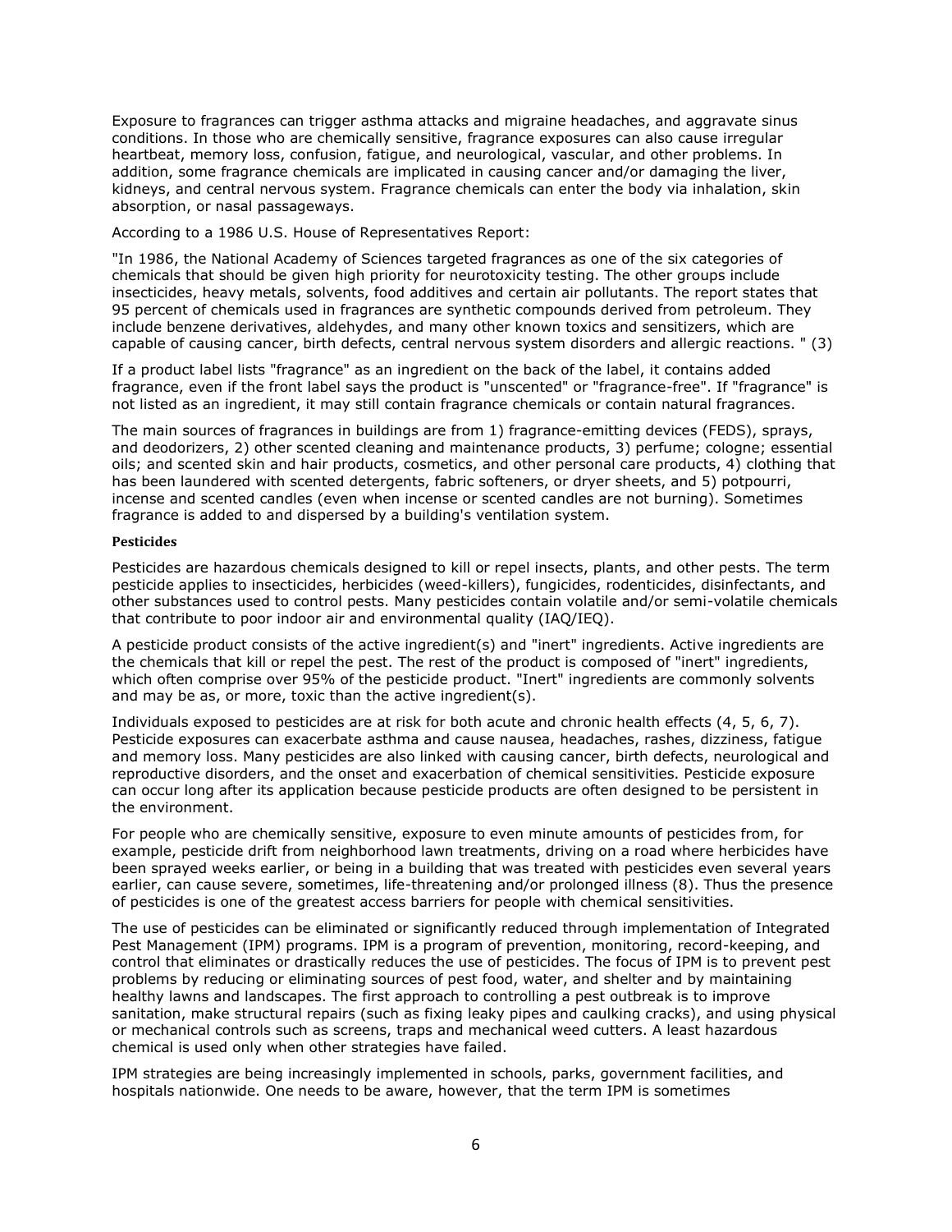Exposure to fragrances can trigger asthma attacks and migraine headaches, and aggravate sinus conditions. In those who are chemically sensitive, fragrance exposures can also cause irregular heartbeat, memory loss, confusion, fatigue, and neurological, vascular, and other problems. In addition, some fragrance chemicals are implicated in causing cancer and/or damaging the liver, kidneys, and central nervous system. Fragrance chemicals can enter the body via inhalation, skin absorption, or nasal passageways.

According to a 1986 U.S. House of Representatives Report:

"In 1986, the National Academy of Sciences targeted fragrances as one of the six categories of chemicals that should be given high priority for neurotoxicity testing. The other groups include insecticides, heavy metals, solvents, food additives and certain air pollutants. The report states that 95 percent of chemicals used in fragrances are synthetic compounds derived from petroleum. They include benzene derivatives, aldehydes, and many other known toxics and sensitizers, which are capable of causing cancer, birth defects, central nervous system disorders and allergic reactions. " (3)

If a product label lists "fragrance" as an ingredient on the back of the label, it contains added fragrance, even if the front label says the product is "unscented" or "fragrance-free". If "fragrance" is not listed as an ingredient, it may still contain fragrance chemicals or contain natural fragrances.

The main sources of fragrances in buildings are from 1) fragrance-emitting devices (FEDS), sprays, and deodorizers, 2) other scented cleaning and maintenance products, 3) perfume; cologne; essential oils; and scented skin and hair products, cosmetics, and other personal care products, 4) clothing that has been laundered with scented detergents, fabric softeners, or dryer sheets, and 5) potpourri, incense and scented candles (even when incense or scented candles are not burning). Sometimes fragrance is added to and dispersed by a building's ventilation system.

**Pesticides**

Pesticides are hazardous chemicals designed to kill or repel insects, plants, and other pests. The term pesticide applies to insecticides, herbicides (weed-killers), fungicides, rodenticides, disinfectants, and other substances used to control pests. Many pesticides contain volatile and/or semi-volatile chemicals that contribute to poor indoor air and environmental quality (IAQ/IEQ).

A pesticide product consists of the active ingredient(s) and "inert" ingredients. Active ingredients are the chemicals that kill or repel the pest. The rest of the product is composed of "inert" ingredients, which often comprise over 95% of the pesticide product. "Inert" ingredients are commonly solvents and may be as, or more, toxic than the active ingredient(s).

Individuals exposed to pesticides are at risk for both acute and chronic health effects (4, 5, 6, 7). Pesticide exposures can exacerbate asthma and cause nausea, headaches, rashes, dizziness, fatigue and memory loss. Many pesticides are also linked with causing cancer, birth defects, neurological and reproductive disorders, and the onset and exacerbation of chemical sensitivities. Pesticide exposure can occur long after its application because pesticide products are often designed to be persistent in the environment.

For people who are chemically sensitive, exposure to even minute amounts of pesticides from, for example, pesticide drift from neighborhood lawn treatments, driving on a road where herbicides have been sprayed weeks earlier, or being in a building that was treated with pesticides even several years earlier, can cause severe, sometimes, life-threatening and/or prolonged illness (8). Thus the presence of pesticides is one of the greatest access barriers for people with chemical sensitivities.

The use of pesticides can be eliminated or significantly reduced through implementation of Integrated Pest Management (IPM) programs. IPM is a program of prevention, monitoring, record-keeping, and control that eliminates or drastically reduces the use of pesticides. The focus of IPM is to prevent pest problems by reducing or eliminating sources of pest food, water, and shelter and by maintaining healthy lawns and landscapes. The first approach to controlling a pest outbreak is to improve sanitation, make structural repairs (such as fixing leaky pipes and caulking cracks), and using physical or mechanical controls such as screens, traps and mechanical weed cutters. A least hazardous chemical is used only when other strategies have failed.

IPM strategies are being increasingly implemented in schools, parks, government facilities, and hospitals nationwide. One needs to be aware, however, that the term IPM is sometimes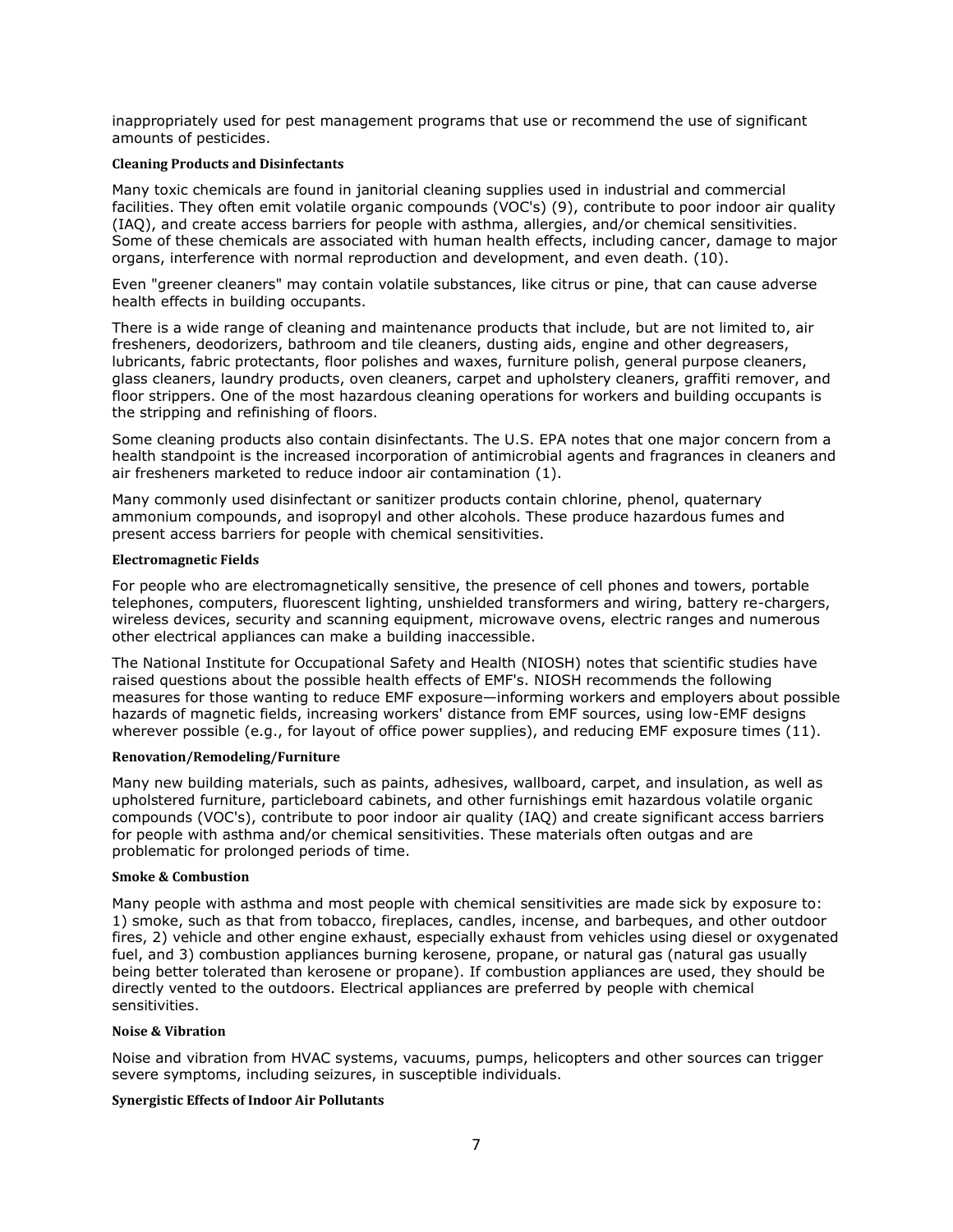inappropriately used for pest management programs that use or recommend the use of significant amounts of pesticides.

#### Cleaning Products and Disinfectants

Many toxic chemicals are found in janitorial cleaning supplies used in industrial and commercial facilities. They often emit volatile organic compounds (VOC's) (9), contribute to poor indoor air quality (IAQ), and create access barriers for people with asthma, allergies, and/or chemical sensitivities. Some of these chemicals are associated with human health effects, including cancer, damage to major organs, interference with normal reproduction and development, and even death. (10).

Even "greener cleaners" may contain volatile substances, like citrus or pine, that can cause adverse health effects in building occupants.

There is a wide range of cleaning and maintenance products that include, but are not limited to, air fresheners, deodorizers, bathroom and tile cleaners, dusting aids, engine and other degreasers, lubricants, fabric protectants, floor polishes and waxes, furniture polish, general purpose cleaners, glass cleaners, laundry products, oven cleaners, carpet and upholstery cleaners, graffiti remover, and floor strippers. One of the most hazardous cleaning operations for workers and building occupants is the stripping and refinishing of floors.

Some cleaning products also contain disinfectants. The U.S. EPA notes that one major concern from a health standpoint is the increased incorporation of antimicrobial agents and fragrances in cleaners and air fresheners marketed to reduce indoor air contamination (1).

Many commonly used disinfectant or sanitizer products contain chlorine, phenol, quaternary ammonium compounds, and isopropyl and other alcohols. These produce hazardous fumes and present access barriers for people with chemical sensitivities.

#### Electromagnetic Fields

For people who are electromagnetically sensitive, the presence of cell phones and towers, portable telephones, computers, fluorescent lighting, unshielded transformers and wiring, battery re-chargers, wireless devices, security and scanning equipment, microwave ovens, electric ranges and numerous other electrical appliances can make a building inaccessible.

The National Institute for Occupational Safety and Health (NIOSH) notes that scientific studies have raised questions about the possible health effects of EMF's. NIOSH recommends the following measures for those wanting to reduce EMF exposure—informing workers and employers about possible hazards of magnetic fields, increasing workers' distance from EMF sources, using low-EMF designs wherever possible (e.g., for layout of office power supplies), and reducing EMF exposure times (11).

#### Renovation/Remodeling/Furniture

Many new building materials, such as paints, adhesives, wallboard, carpet, and insulation, as well as upholstered furniture, particleboard cabinets, and other furnishings emit hazardous volatile organic compounds (VOC's), contribute to poor indoor air quality (IAQ) and create significant access barriers for people with asthma and/or chemical sensitivities. These materials often outgas and are problematic for prolonged periods of time.

#### Smoke & Combustion

Many people with asthma and most people with chemical sensitivities are made sick by exposure to: 1) smoke, such as that from tobacco, fireplaces, candles, incense, and barbeques, and other outdoor fires, 2) vehicle and other engine exhaust, especially exhaust from vehicles using diesel or oxygenated fuel, and 3) combustion appliances burning kerosene, propane, or natural gas (natural gas usually being better tolerated than kerosene or propane). If combustion appliances are used, they should be directly vented to the outdoors. Electrical appliances are preferred by people with chemical sensitivities.

#### Noise & Vibration

Noise and vibration from HVAC systems, vacuums, pumps, helicopters and other sources can trigger severe symptoms, including seizures, in susceptible individuals.

#### Synergistic Effects of Indoor Air Pollutants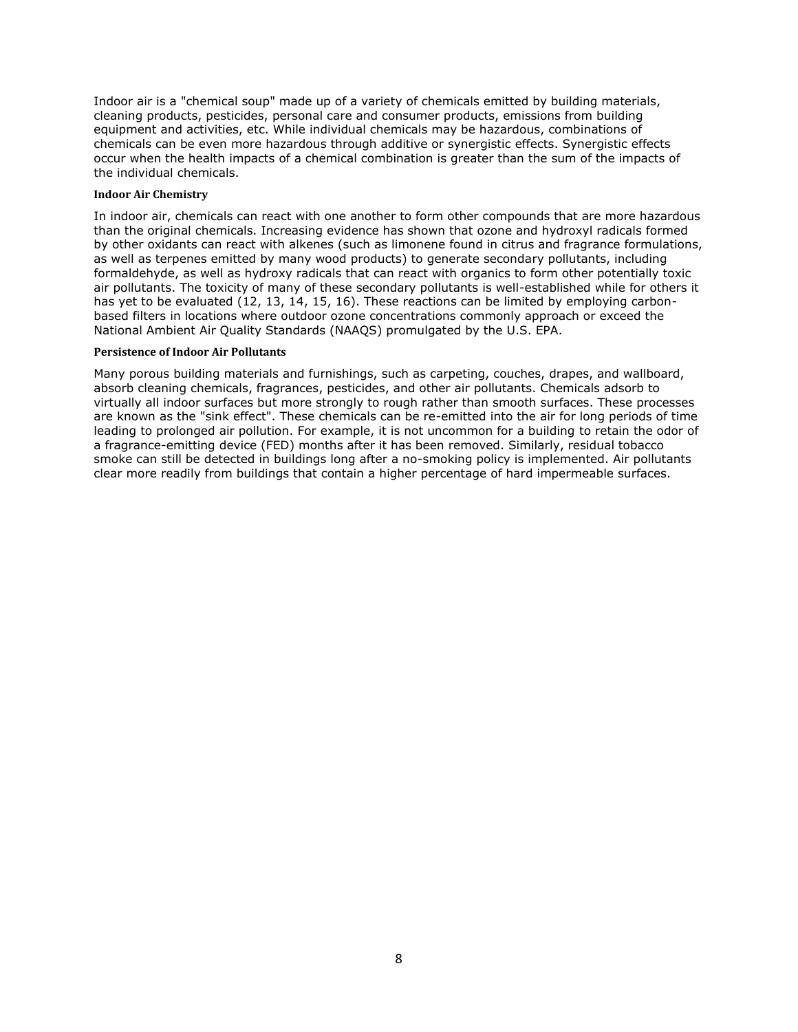Indoor air is a "chemical soup" made up of a variety of chemicals emitted by building materials, cleaning products, pesticides, personal care and consumer products, emissions from building equipment and activities, etc. While individual chemicals may be hazardous, combinations of chemicals can be even more hazardous through additive or synergistic effects. Synergistic effects occur when the health impacts of a chemical combination is greater than the sum of the impacts of the individual chemicals.

**Indoor Air Chemistry**

In indoor air, chemicals can react with one another to form other compounds that are more hazardous than the original chemicals. Increasing evidence has shown that ozone and hydroxyl radicals formed by other oxidants can react with alkenes (such as limonene found in citrus and fragrance formulations, as well as terpenes emitted by many wood products) to generate secondary pollutants, including formaldehyde, as well as hydroxy radicals that can react with organics to form other potentially toxic air pollutants. The toxicity of many of these secondary pollutants is well-established while for others it has yet to be evaluated (12, 13, 14, 15, 16). These reactions can be limited by employing carbon-based filters in locations where outdoor ozone concentrations commonly approach or exceed the National Ambient Air Quality Standards (NAAQS) promulgated by the U.S. EPA.

**Persistence of Indoor Air Pollutants**

Many porous building materials and furnishings, such as carpeting, couches, drapes, and wallboard, absorb cleaning chemicals, fragrances, pesticides, and other air pollutants. Chemicals adsorb to virtually all indoor surfaces but more strongly to rough rather than smooth surfaces. These processes are known as the "sink effect". These chemicals can be re-emitted into the air for long periods of time leading to prolonged air pollution. For example, it is not uncommon for a building to retain the odor of a fragrance-emitting device (FED) months after it has been removed. Similarly, residual tobacco smoke can still be detected in buildings long after a no-smoking policy is implemented. Air pollutants clear more readily from buildings that contain a higher percentage of hard impermeable surfaces.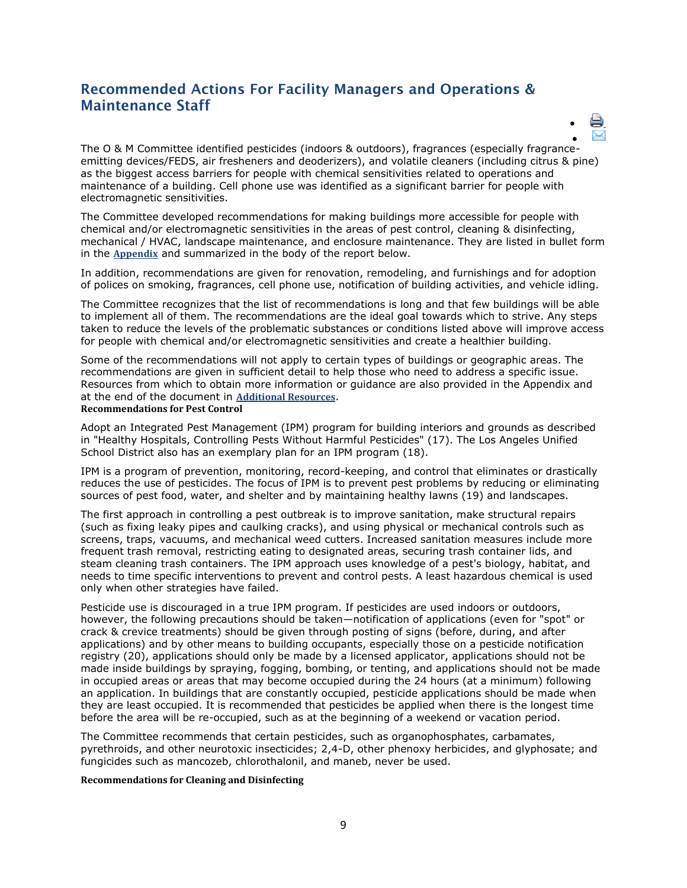## Recommended Actions For Facility Managers and Operations & Maintenance Staff

The O & M Committee identified pesticides (indoors & outdoors), fragrances (especially fragrance-emitting devices/FEDS, air fresheners and deoderizers), and volatile cleaners (including citrus & pine) as the biggest access barriers for people with chemical sensitivities related to operations and maintenance of a building. Cell phone use was identified as a significant barrier for people with electromagnetic sensitivities.

The Committee developed recommendations for making buildings more accessible for people with chemical and/or electromagnetic sensitivities in the areas of pest control, cleaning & disinfecting, mechanical / HVAC, landscape maintenance, and enclosure maintenance. They are listed in bullet form in the **Appendix** and summarized in the body of the report below.

In addition, recommendations are given for renovation, remodeling, and furnishings and for adoption of polices on smoking, fragrances, cell phone use, notification of building activities, and vehicle idling.

The Committee recognizes that the list of recommendations is long and that few buildings will be able to implement all of them. The recommendations are the ideal goal towards which to strive. Any steps taken to reduce the levels of the problematic substances or conditions listed above will improve access for people with chemical and/or electromagnetic sensitivities and create a healthier building.

Some of the recommendations will not apply to certain types of buildings or geographic areas. The recommendations are given in sufficient detail to help those who need to address a specific issue. Resources from which to obtain more information or guidance are also provided in the Appendix and at the end of the document in **Additional Resources**.

**Recommendations for Pest Control**

Adopt an Integrated Pest Management (IPM) program for building interiors and grounds as described in "Healthy Hospitals, Controlling Pests Without Harmful Pesticides" (17). The Los Angeles Unified School District also has an exemplary plan for an IPM program (18).

IPM is a program of prevention, monitoring, record-keeping, and control that eliminates or drastically reduces the use of pesticides. The focus of IPM is to prevent pest problems by reducing or eliminating sources of pest food, water, and shelter and by maintaining healthy lawns (19) and landscapes.

The first approach in controlling a pest outbreak is to improve sanitation, make structural repairs (such as fixing leaky pipes and caulking cracks), and using physical or mechanical controls such as screens, traps, vacuums, and mechanical weed cutters. Increased sanitation measures include more frequent trash removal, restricting eating to designated areas, securing trash container lids, and steam cleaning trash containers. The IPM approach uses knowledge of a pest's biology, habitat, and needs to time specific interventions to prevent and control pests. A least hazardous chemical is used only when other strategies have failed.

Pesticide use is discouraged in a true IPM program. If pesticides are used indoors or outdoors, however, the following precautions should be taken—notification of applications (even for "spot" or crack & crevice treatments) should be given through posting of signs (before, during, and after applications) and by other means to building occupants, especially those on a pesticide notification registry (20), applications should only be made by a licensed applicator, applications should not be made inside buildings by spraying, fogging, bombing, or tenting, and applications should not be made in occupied areas or areas that may become occupied during the 24 hours (at a minimum) following an application. In buildings that are constantly occupied, pesticide applications should be made when they are least occupied. It is recommended that pesticides be applied when there is the longest time before the area will be re-occupied, such as at the beginning of a weekend or vacation period.

The Committee recommends that certain pesticides, such as organophosphates, carbamates, pyrethroids, and other neurotoxic insecticides; 2,4-D, other phenoxy herbicides, and glyphosate; and fungicides such as mancozeb, chlorothalonil, and maneb, never be used.

**Recommendations for Cleaning and Disinfecting**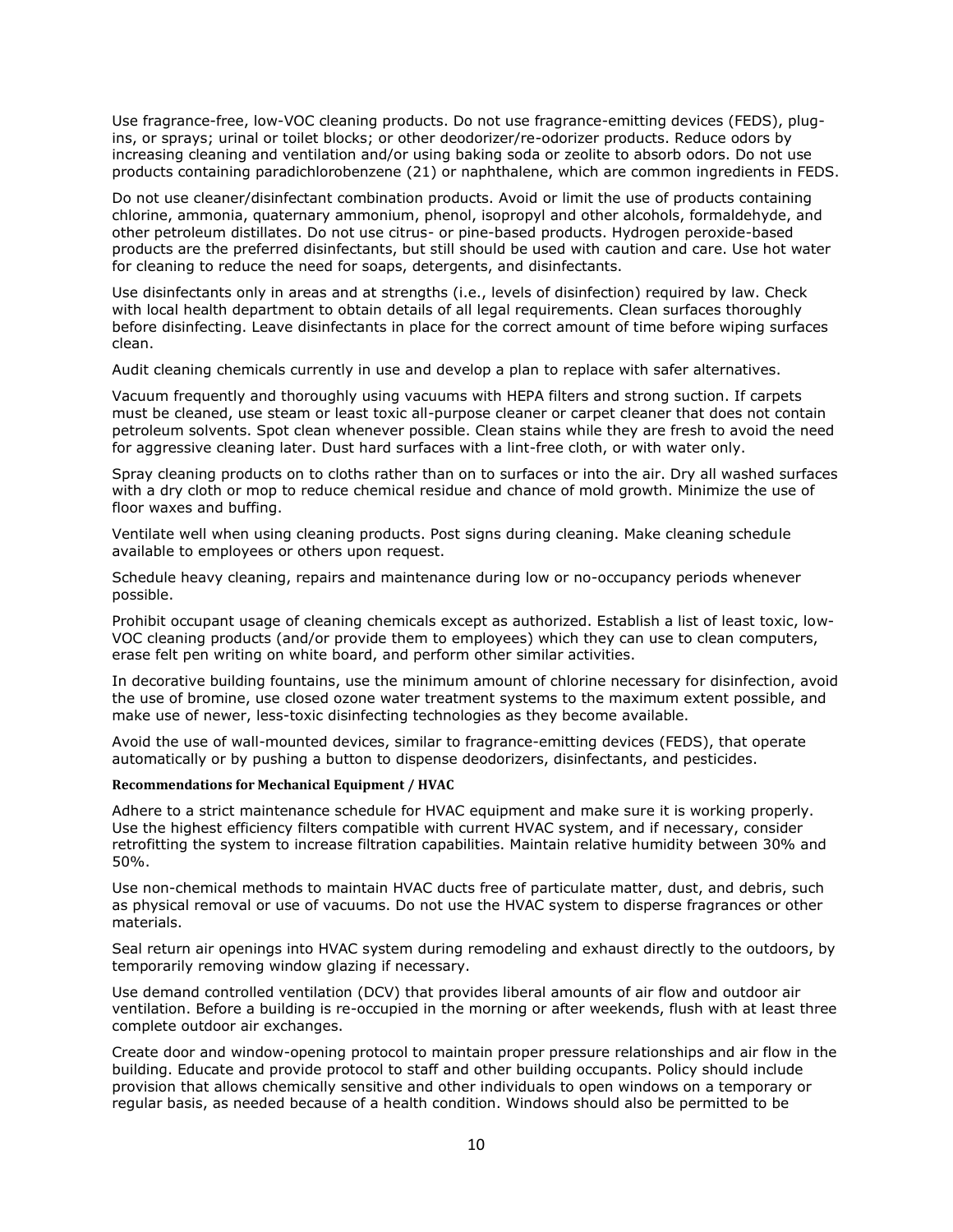Use fragrance-free, low-VOC cleaning products. Do not use fragrance-emitting devices (FEDS), plug-ins, or sprays; urinal or toilet blocks; or other deodorizer/re-odorizer products. Reduce odors by increasing cleaning and ventilation and/or using baking soda or zeolite to absorb odors. Do not use products containing paradichlorobenzene (21) or naphthalene, which are common ingredients in FEDS.

Do not use cleaner/disinfectant combination products. Avoid or limit the use of products containing chlorine, ammonia, quaternary ammonium, phenol, isopropyl and other alcohols, formaldehyde, and other petroleum distillates. Do not use citrus- or pine-based products. Hydrogen peroxide-based products are the preferred disinfectants, but still should be used with caution and care. Use hot water for cleaning to reduce the need for soaps, detergents, and disinfectants.

Use disinfectants only in areas and at strengths (i.e., levels of disinfection) required by law. Check with local health department to obtain details of all legal requirements. Clean surfaces thoroughly before disinfecting. Leave disinfectants in place for the correct amount of time before wiping surfaces clean.

Audit cleaning chemicals currently in use and develop a plan to replace with safer alternatives.

Vacuum frequently and thoroughly using vacuums with HEPA filters and strong suction. If carpets must be cleaned, use steam or least toxic all-purpose cleaner or carpet cleaner that does not contain petroleum solvents. Spot clean whenever possible. Clean stains while they are fresh to avoid the need for aggressive cleaning later. Dust hard surfaces with a lint-free cloth, or with water only.

Spray cleaning products on to cloths rather than on to surfaces or into the air. Dry all washed surfaces with a dry cloth or mop to reduce chemical residue and chance of mold growth. Minimize the use of floor waxes and buffing.

Ventilate well when using cleaning products. Post signs during cleaning. Make cleaning schedule available to employees or others upon request.

Schedule heavy cleaning, repairs and maintenance during low or no-occupancy periods whenever possible.

Prohibit occupant usage of cleaning chemicals except as authorized. Establish a list of least toxic, low-VOC cleaning products (and/or provide them to employees) which they can use to clean computers, erase felt pen writing on white board, and perform other similar activities.

In decorative building fountains, use the minimum amount of chlorine necessary for disinfection, avoid the use of bromine, use closed ozone water treatment systems to the maximum extent possible, and make use of newer, less-toxic disinfecting technologies as they become available.

Avoid the use of wall-mounted devices, similar to fragrance-emitting devices (FEDS), that operate automatically or by pushing a button to dispense deodorizers, disinfectants, and pesticides.

#### Recommendations for Mechanical Equipment / HVAC

Adhere to a strict maintenance schedule for HVAC equipment and make sure it is working properly. Use the highest efficiency filters compatible with current HVAC system, and if necessary, consider retrofitting the system to increase filtration capabilities. Maintain relative humidity between 30% and 50%.

Use non-chemical methods to maintain HVAC ducts free of particulate matter, dust, and debris, such as physical removal or use of vacuums. Do not use the HVAC system to disperse fragrances or other materials.

Seal return air openings into HVAC system during remodeling and exhaust directly to the outdoors, by temporarily removing window glazing if necessary.

Use demand controlled ventilation (DCV) that provides liberal amounts of air flow and outdoor air ventilation. Before a building is re-occupied in the morning or after weekends, flush with at least three complete outdoor air exchanges.

Create door and window-opening protocol to maintain proper pressure relationships and air flow in the building. Educate and provide protocol to staff and other building occupants. Policy should include provision that allows chemically sensitive and other individuals to open windows on a temporary or regular basis, as needed because of a health condition. Windows should also be permitted to be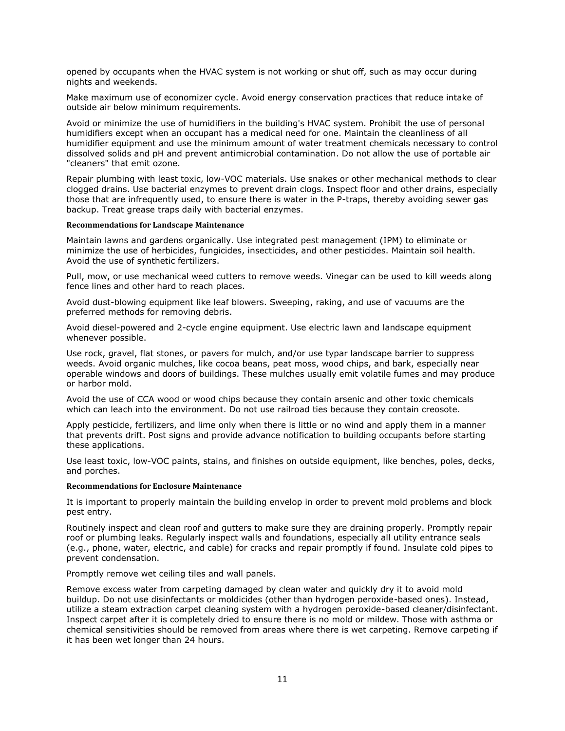opened by occupants when the HVAC system is not working or shut off, such as may occur during nights and weekends.

Make maximum use of economizer cycle. Avoid energy conservation practices that reduce intake of outside air below minimum requirements.

Avoid or minimize the use of humidifiers in the building's HVAC system. Prohibit the use of personal humidifiers except when an occupant has a medical need for one. Maintain the cleanliness of all humidifier equipment and use the minimum amount of water treatment chemicals necessary to control dissolved solids and pH and prevent antimicrobial contamination. Do not allow the use of portable air "cleaners" that emit ozone.

Repair plumbing with least toxic, low-VOC materials. Use snakes or other mechanical methods to clear clogged drains. Use bacterial enzymes to prevent drain clogs. Inspect floor and other drains, especially those that are infrequently used, to ensure there is water in the P-traps, thereby avoiding sewer gas backup. Treat grease traps daily with bacterial enzymes.

#### Recommendations for Landscape Maintenance

Maintain lawns and gardens organically. Use integrated pest management (IPM) to eliminate or minimize the use of herbicides, fungicides, insecticides, and other pesticides. Maintain soil health. Avoid the use of synthetic fertilizers.

Pull, mow, or use mechanical weed cutters to remove weeds. Vinegar can be used to kill weeds along fence lines and other hard to reach places.

Avoid dust-blowing equipment like leaf blowers. Sweeping, raking, and use of vacuums are the preferred methods for removing debris.

Avoid diesel-powered and 2-cycle engine equipment. Use electric lawn and landscape equipment whenever possible.

Use rock, gravel, flat stones, or pavers for mulch, and/or use typar landscape barrier to suppress weeds. Avoid organic mulches, like cocoa beans, peat moss, wood chips, and bark, especially near operable windows and doors of buildings. These mulches usually emit volatile fumes and may produce or harbor mold.

Avoid the use of CCA wood or wood chips because they contain arsenic and other toxic chemicals which can leach into the environment. Do not use railroad ties because they contain creosote.

Apply pesticide, fertilizers, and lime only when there is little or no wind and apply them in a manner that prevents drift. Post signs and provide advance notification to building occupants before starting these applications.

Use least toxic, low-VOC paints, stains, and finishes on outside equipment, like benches, poles, decks, and porches.

#### Recommendations for Enclosure Maintenance

It is important to properly maintain the building envelop in order to prevent mold problems and block pest entry.

Routinely inspect and clean roof and gutters to make sure they are draining properly. Promptly repair roof or plumbing leaks. Regularly inspect walls and foundations, especially all utility entrance seals (e.g., phone, water, electric, and cable) for cracks and repair promptly if found. Insulate cold pipes to prevent condensation.

Promptly remove wet ceiling tiles and wall panels.

Remove excess water from carpeting damaged by clean water and quickly dry it to avoid mold buildup. Do not use disinfectants or moldicides (other than hydrogen peroxide-based ones). Instead, utilize a steam extraction carpet cleaning system with a hydrogen peroxide-based cleaner/disinfectant. Inspect carpet after it is completely dried to ensure there is no mold or mildew. Those with asthma or chemical sensitivities should be removed from areas where there is wet carpeting. Remove carpeting if it has been wet longer than 24 hours.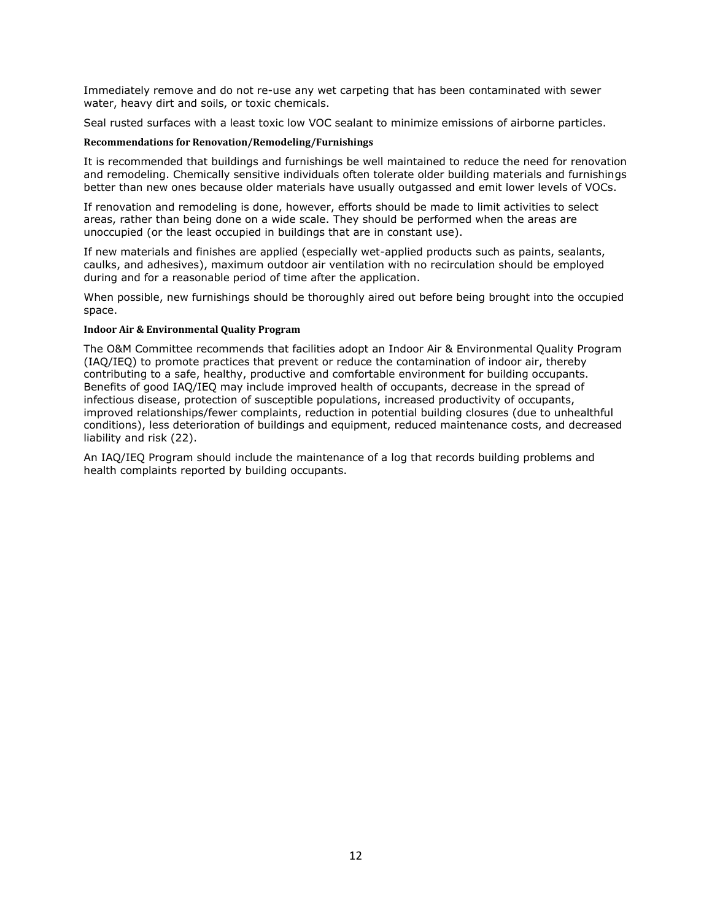Immediately remove and do not re-use any wet carpeting that has been contaminated with sewer water, heavy dirt and soils, or toxic chemicals.

Seal rusted surfaces with a least toxic low VOC sealant to minimize emissions of airborne particles.

#### Recommendations for Renovation/Remodeling/Furnishings

It is recommended that buildings and furnishings be well maintained to reduce the need for renovation and remodeling. Chemically sensitive individuals often tolerate older building materials and furnishings better than new ones because older materials have usually outgassed and emit lower levels of VOCs.

If renovation and remodeling is done, however, efforts should be made to limit activities to select areas, rather than being done on a wide scale. They should be performed when the areas are unoccupied (or the least occupied in buildings that are in constant use).

If new materials and finishes are applied (especially wet-applied products such as paints, sealants, caulks, and adhesives), maximum outdoor air ventilation with no recirculation should be employed during and for a reasonable period of time after the application.

When possible, new furnishings should be thoroughly aired out before being brought into the occupied space.

#### Indoor Air & Environmental Quality Program

The O&M Committee recommends that facilities adopt an Indoor Air & Environmental Quality Program (IAQ/IEQ) to promote practices that prevent or reduce the contamination of indoor air, thereby contributing to a safe, healthy, productive and comfortable environment for building occupants. Benefits of good IAQ/IEQ may include improved health of occupants, decrease in the spread of infectious disease, protection of susceptible populations, increased productivity of occupants, improved relationships/fewer complaints, reduction in potential building closures (due to unhealthful conditions), less deterioration of buildings and equipment, reduced maintenance costs, and decreased liability and risk (22).

An IAQ/IEQ Program should include the maintenance of a log that records building problems and health complaints reported by building occupants.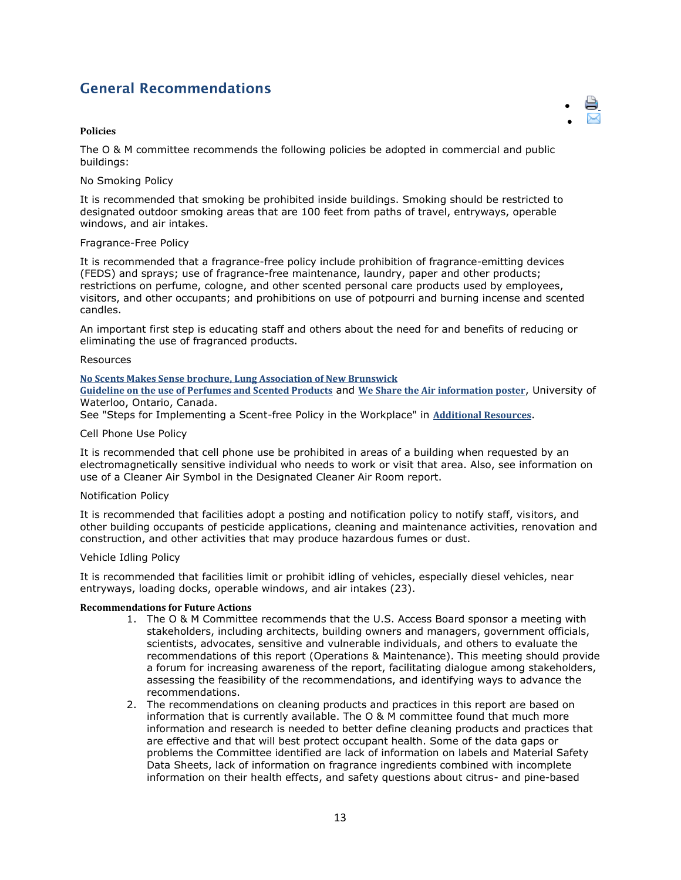## General Recommendations

**Policies**

The O & M committee recommends the following policies be adopted in commercial and public buildings:

No Smoking Policy

It is recommended that smoking be prohibited inside buildings. Smoking should be restricted to designated outdoor smoking areas that are 100 feet from paths of travel, entryways, operable windows, and air intakes.

Fragrance-Free Policy

It is recommended that a fragrance-free policy include prohibition of fragrance-emitting devices (FEDS) and sprays; use of fragrance-free maintenance, laundry, paper and other products; restrictions on perfume, cologne, and other scented personal care products used by employees, visitors, and other occupants; and prohibitions on use of potpourri and burning incense and scented candles.

An important first step is educating staff and others about the need for and benefits of reducing or eliminating the use of fragranced products.

Resources

**No Scents Makes Sense brochure, Lung Association of New Brunswick**
**Guideline on the use of Perfumes and Scented Products** and **We Share the Air information poster**, University of Waterloo, Ontario, Canada.
See "Steps for Implementing a Scent-free Policy in the Workplace" in **Additional Resources**.

Cell Phone Use Policy

It is recommended that cell phone use be prohibited in areas of a building when requested by an electromagnetically sensitive individual who needs to work or visit that area. Also, see information on use of a Cleaner Air Symbol in the Designated Cleaner Air Room report.

Notification Policy

It is recommended that facilities adopt a posting and notification policy to notify staff, visitors, and other building occupants of pesticide applications, cleaning and maintenance activities, renovation and construction, and other activities that may produce hazardous fumes or dust.

Vehicle Idling Policy

It is recommended that facilities limit or prohibit idling of vehicles, especially diesel vehicles, near entryways, loading docks, operable windows, and air intakes (23).

**Recommendations for Future Actions**

1. The O & M Committee recommends that the U.S. Access Board sponsor a meeting with stakeholders, including architects, building owners and managers, government officials, scientists, advocates, sensitive and vulnerable individuals, and others to evaluate the recommendations of this report (Operations & Maintenance). This meeting should provide a forum for increasing awareness of the report, facilitating dialogue among stakeholders, assessing the feasibility of the recommendations, and identifying ways to advance the recommendations.
2. The recommendations on cleaning products and practices in this report are based on information that is currently available. The O & M committee found that much more information and research is needed to better define cleaning products and practices that are effective and that will best protect occupant health. Some of the data gaps or problems the Committee identified are lack of information on labels and Material Safety Data Sheets, lack of information on fragrance ingredients combined with incomplete information on their health effects, and safety questions about citrus- and pine-based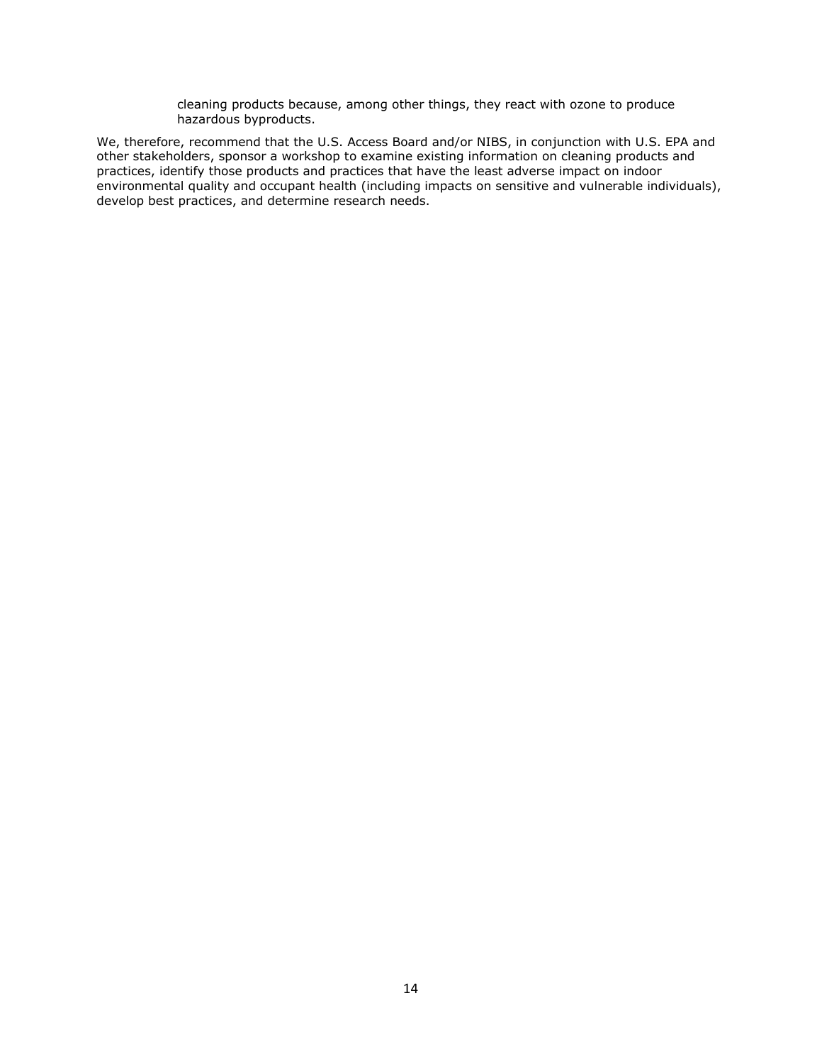cleaning products because, among other things, they react with ozone to produce hazardous byproducts.

We, therefore, recommend that the U.S. Access Board and/or NIBS, in conjunction with U.S. EPA and other stakeholders, sponsor a workshop to examine existing information on cleaning products and practices, identify those products and practices that have the least adverse impact on indoor environmental quality and occupant health (including impacts on sensitive and vulnerable individuals), develop best practices, and determine research needs.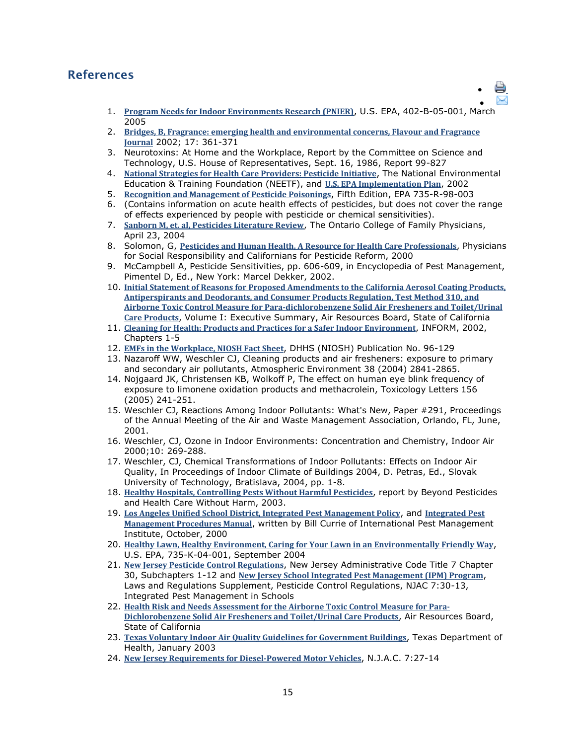## References

1. **Program Needs for Indoor Environments Research (PNIER)**, U.S. EPA, 402-B-05-001, March 2005
2. **Bridges, B, Fragrance: emerging health and environmental concerns, Flavour and Fragrance Journal** 2002; 17: 361-371
3. Neurotoxins: At Home and the Workplace, Report by the Committee on Science and Technology, U.S. House of Representatives, Sept. 16, 1986, Report 99-827
4. **National Strategies for Health Care Providers: Pesticide Initiative**, The National Environmental Education & Training Foundation (NEETF), and **U.S. EPA Implementation Plan**, 2002
5. **Recognition and Management of Pesticide Poisonings**, Fifth Edition, EPA 735-R-98-003
6. (Contains information on acute health effects of pesticides, but does not cover the range of effects experienced by people with pesticide or chemical sensitivities).
7. **Sanborn M, et. al, Pesticides Literature Review**, The Ontario College of Family Physicians, April 23, 2004
8. Solomon, G, **Pesticides and Human Health, A Resource for Health Care Professionals**, Physicians for Social Responsibility and Californians for Pesticide Reform, 2000
9. McCampbell A, Pesticide Sensitivities, pp. 606-609, in Encyclopedia of Pest Management, Pimentel D, Ed., New York: Marcel Dekker, 2002.
10. **Initial Statement of Reasons for Proposed Amendments to the California Aerosol Coating Products, Antiperspirants and Deodorants, and Consumer Products Regulation, Test Method 310, and Airborne Toxic Control Measure for Para-dichlorobenzene Solid Air Fresheners and Toilet/Urinal Care Products**, Volume I: Executive Summary, Air Resources Board, State of California
11. **Cleaning for Health: Products and Practices for a Safer Indoor Environment**, INFORM, 2002, Chapters 1-5
12. **EMFs in the Workplace, NIOSH Fact Sheet**, DHHS (NIOSH) Publication No. 96-129
13. Nazaroff WW, Weschler CJ, Cleaning products and air fresheners: exposure to primary and secondary air pollutants, Atmospheric Environment 38 (2004) 2841-2865.
14. Nojgaard JK, Christensen KB, Wolkoff P, The effect on human eye blink frequency of exposure to limonene oxidation products and methacrolein, Toxicology Letters 156 (2005) 241-251.
15. Weschler CJ, Reactions Among Indoor Pollutants: What's New, Paper #291, Proceedings of the Annual Meeting of the Air and Waste Management Association, Orlando, FL, June, 2001.
16. Weschler, CJ, Ozone in Indoor Environments: Concentration and Chemistry, Indoor Air 2000;10: 269-288.
17. Weschler, CJ, Chemical Transformations of Indoor Pollutants: Effects on Indoor Air Quality, In Proceedings of Indoor Climate of Buildings 2004, D. Petras, Ed., Slovak University of Technology, Bratislava, 2004, pp. 1-8.
18. **Healthy Hospitals, Controlling Pests Without Harmful Pesticides**, report by Beyond Pesticides and Health Care Without Harm, 2003.
19. **Los Angeles Unified School District, Integrated Pest Management Policy**, and **Integrated Pest Management Procedures Manual**, written by Bill Currie of International Pest Management Institute, October, 2000
20. **Healthy Lawn, Healthy Environment, Caring for Your Lawn in an Environmentally Friendly Way**, U.S. EPA, 735-K-04-001, September 2004
21. **New Jersey Pesticide Control Regulations**, New Jersey Administrative Code Title 7 Chapter 30, Subchapters 1-12 and **New Jersey School Integrated Pest Management (IPM) Program**, Laws and Regulations Supplement, Pesticide Control Regulations, NJAC 7:30-13, Integrated Pest Management in Schools
22. **Health Risk and Needs Assessment for the Airborne Toxic Control Measure for Para-Dichlorobenzene Solid Air Fresheners and Toilet/Urinal Care Products**, Air Resources Board, State of California
23. **Texas Voluntary Indoor Air Quality Guidelines for Government Buildings**, Texas Department of Health, January 2003
24. **New Jersey Requirements for Diesel-Powered Motor Vehicles**, N.J.A.C. 7:27-14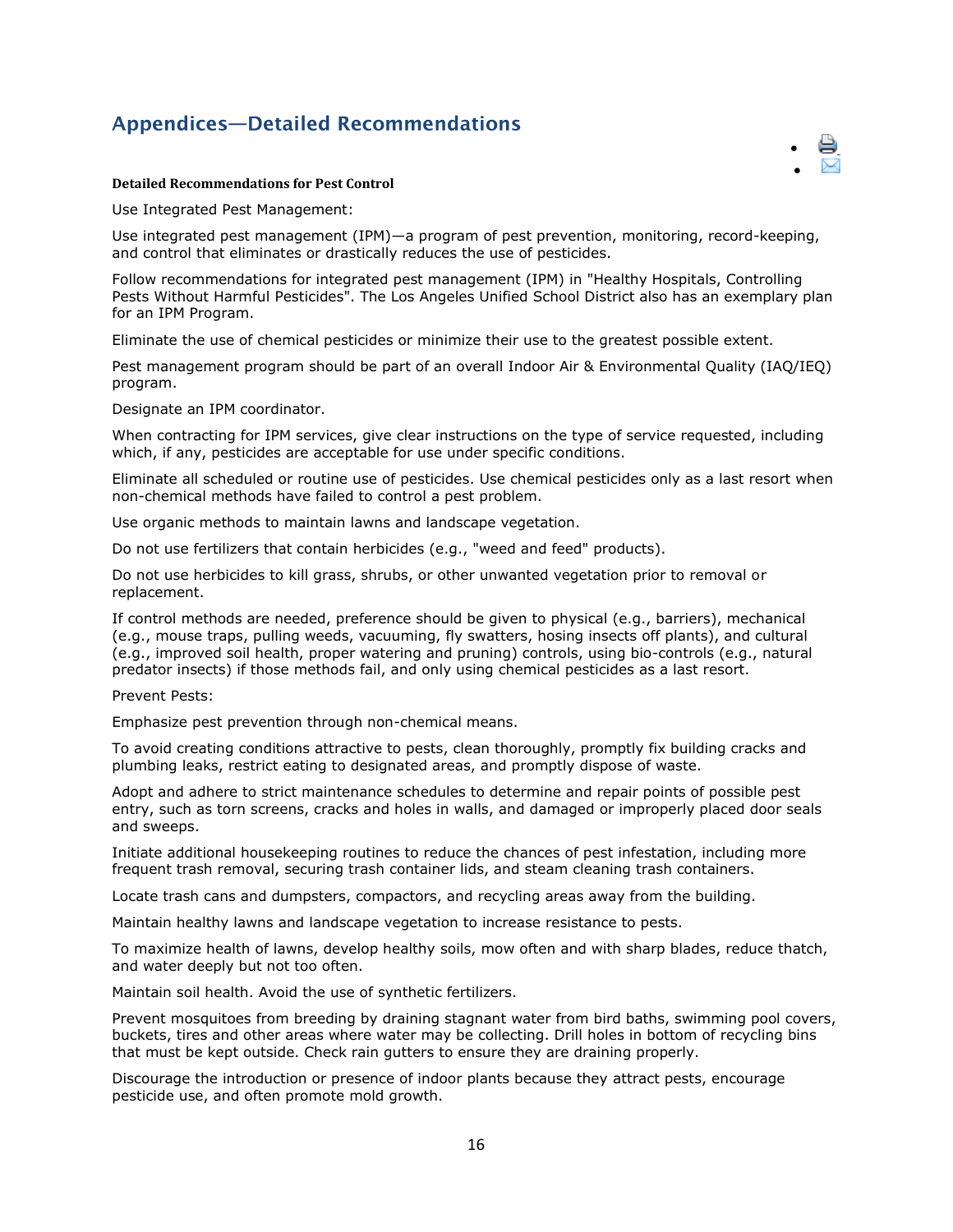## Appendices—Detailed Recommendations

**Detailed Recommendations for Pest Control**

Use Integrated Pest Management:

Use integrated pest management (IPM)—a program of pest prevention, monitoring, record-keeping, and control that eliminates or drastically reduces the use of pesticides.

Follow recommendations for integrated pest management (IPM) in "Healthy Hospitals, Controlling Pests Without Harmful Pesticides". The Los Angeles Unified School District also has an exemplary plan for an IPM Program.

Eliminate the use of chemical pesticides or minimize their use to the greatest possible extent.

Pest management program should be part of an overall Indoor Air & Environmental Quality (IAQ/IEQ) program.

Designate an IPM coordinator.

When contracting for IPM services, give clear instructions on the type of service requested, including which, if any, pesticides are acceptable for use under specific conditions.

Eliminate all scheduled or routine use of pesticides. Use chemical pesticides only as a last resort when non-chemical methods have failed to control a pest problem.

Use organic methods to maintain lawns and landscape vegetation.

Do not use fertilizers that contain herbicides (e.g., "weed and feed" products).

Do not use herbicides to kill grass, shrubs, or other unwanted vegetation prior to removal or replacement.

If control methods are needed, preference should be given to physical (e.g., barriers), mechanical (e.g., mouse traps, pulling weeds, vacuuming, fly swatters, hosing insects off plants), and cultural (e.g., improved soil health, proper watering and pruning) controls, using bio-controls (e.g., natural predator insects) if those methods fail, and only using chemical pesticides as a last resort.

Prevent Pests:

Emphasize pest prevention through non-chemical means.

To avoid creating conditions attractive to pests, clean thoroughly, promptly fix building cracks and plumbing leaks, restrict eating to designated areas, and promptly dispose of waste.

Adopt and adhere to strict maintenance schedules to determine and repair points of possible pest entry, such as torn screens, cracks and holes in walls, and damaged or improperly placed door seals and sweeps.

Initiate additional housekeeping routines to reduce the chances of pest infestation, including more frequent trash removal, securing trash container lids, and steam cleaning trash containers.

Locate trash cans and dumpsters, compactors, and recycling areas away from the building.

Maintain healthy lawns and landscape vegetation to increase resistance to pests.

To maximize health of lawns, develop healthy soils, mow often and with sharp blades, reduce thatch, and water deeply but not too often.

Maintain soil health. Avoid the use of synthetic fertilizers.

Prevent mosquitoes from breeding by draining stagnant water from bird baths, swimming pool covers, buckets, tires and other areas where water may be collecting. Drill holes in bottom of recycling bins that must be kept outside. Check rain gutters to ensure they are draining properly.

Discourage the introduction or presence of indoor plants because they attract pests, encourage pesticide use, and often promote mold growth.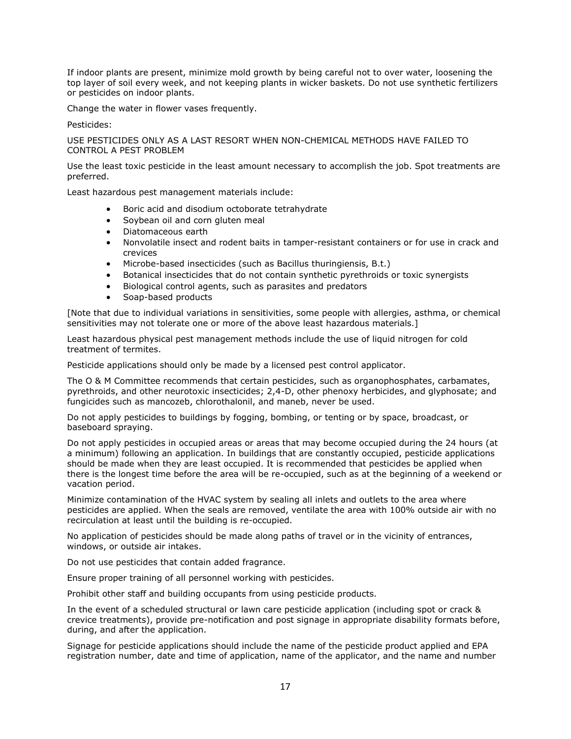If indoor plants are present, minimize mold growth by being careful not to over water, loosening the top layer of soil every week, and not keeping plants in wicker baskets. Do not use synthetic fertilizers or pesticides on indoor plants.

Change the water in flower vases frequently.

Pesticides:

USE PESTICIDES ONLY AS A LAST RESORT WHEN NON-CHEMICAL METHODS HAVE FAILED TO CONTROL A PEST PROBLEM

Use the least toxic pesticide in the least amount necessary to accomplish the job. Spot treatments are preferred.

Least hazardous pest management materials include:

- Boric acid and disodium octoborate tetrahydrate
- Soybean oil and corn gluten meal
- Diatomaceous earth
- Nonvolatile insect and rodent baits in tamper-resistant containers or for use in crack and crevices
- Microbe-based insecticides (such as Bacillus thuringiensis, B.t.)
- Botanical insecticides that do not contain synthetic pyrethroids or toxic synergists
- Biological control agents, such as parasites and predators
- Soap-based products

[Note that due to individual variations in sensitivities, some people with allergies, asthma, or chemical sensitivities may not tolerate one or more of the above least hazardous materials.]

Least hazardous physical pest management methods include the use of liquid nitrogen for cold treatment of termites.

Pesticide applications should only be made by a licensed pest control applicator.

The O & M Committee recommends that certain pesticides, such as organophosphates, carbamates, pyrethroids, and other neurotoxic insecticides; 2,4-D, other phenoxy herbicides, and glyphosate; and fungicides such as mancozeb, chlorothalonil, and maneb, never be used.

Do not apply pesticides to buildings by fogging, bombing, or tenting or by space, broadcast, or baseboard spraying.

Do not apply pesticides in occupied areas or areas that may become occupied during the 24 hours (at a minimum) following an application. In buildings that are constantly occupied, pesticide applications should be made when they are least occupied. It is recommended that pesticides be applied when there is the longest time before the area will be re-occupied, such as at the beginning of a weekend or vacation period.

Minimize contamination of the HVAC system by sealing all inlets and outlets to the area where pesticides are applied. When the seals are removed, ventilate the area with 100% outside air with no recirculation at least until the building is re-occupied.

No application of pesticides should be made along paths of travel or in the vicinity of entrances, windows, or outside air intakes.

Do not use pesticides that contain added fragrance.

Ensure proper training of all personnel working with pesticides.

Prohibit other staff and building occupants from using pesticide products.

In the event of a scheduled structural or lawn care pesticide application (including spot or crack & crevice treatments), provide pre-notification and post signage in appropriate disability formats before, during, and after the application.

Signage for pesticide applications should include the name of the pesticide product applied and EPA registration number, date and time of application, name of the applicator, and the name and number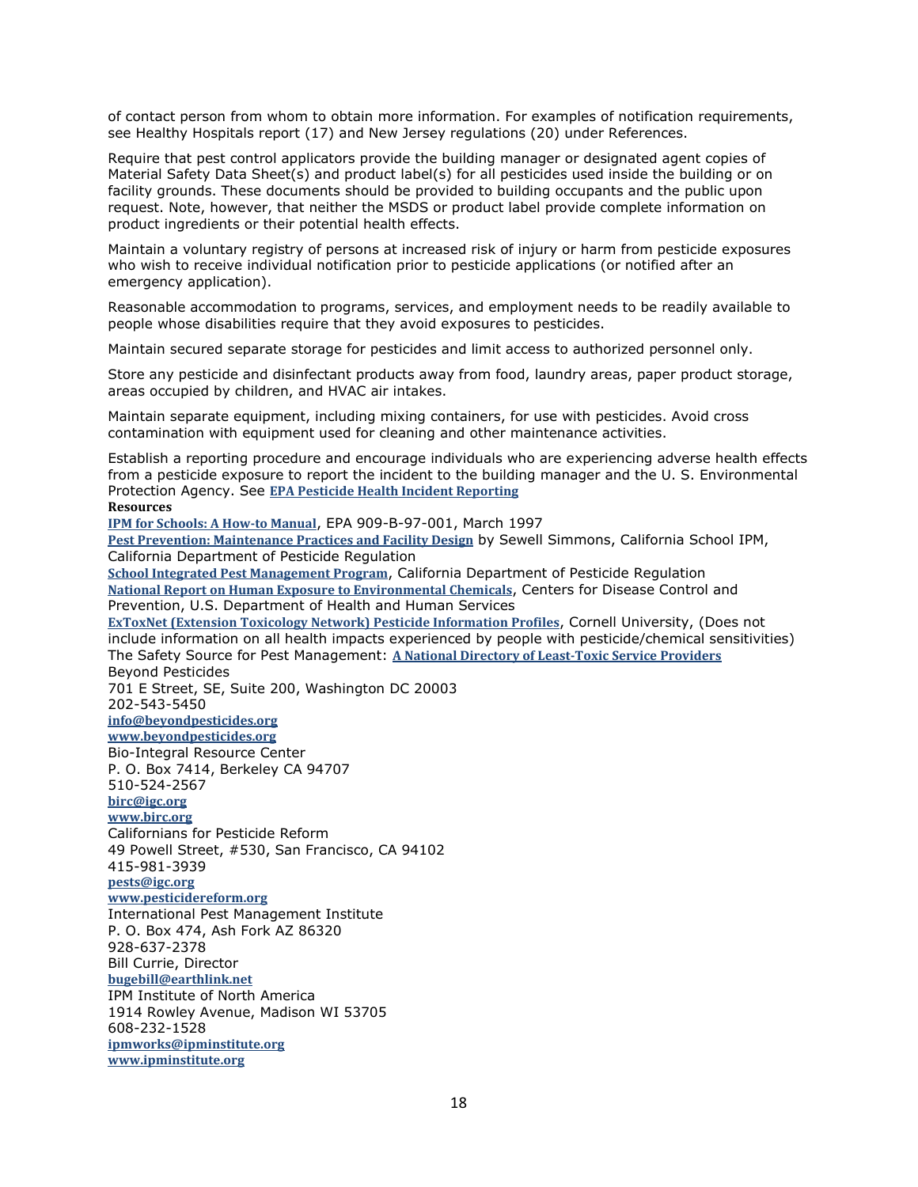of contact person from whom to obtain more information. For examples of notification requirements, see Healthy Hospitals report (17) and New Jersey regulations (20) under References.

Require that pest control applicators provide the building manager or designated agent copies of Material Safety Data Sheet(s) and product label(s) for all pesticides used inside the building or on facility grounds. These documents should be provided to building occupants and the public upon request. Note, however, that neither the MSDS or product label provide complete information on product ingredients or their potential health effects.

Maintain a voluntary registry of persons at increased risk of injury or harm from pesticide exposures who wish to receive individual notification prior to pesticide applications (or notified after an emergency application).

Reasonable accommodation to programs, services, and employment needs to be readily available to people whose disabilities require that they avoid exposures to pesticides.

Maintain secured separate storage for pesticides and limit access to authorized personnel only.

Store any pesticide and disinfectant products away from food, laundry areas, paper product storage, areas occupied by children, and HVAC air intakes.

Maintain separate equipment, including mixing containers, for use with pesticides. Avoid cross contamination with equipment used for cleaning and other maintenance activities.

Establish a reporting procedure and encourage individuals who are experiencing adverse health effects from a pesticide exposure to report the incident to the building manager and the U. S. Environmental Protection Agency. See **EPA Pesticide Health Incident Reporting**

**Resources**

**IPM for Schools: A How-to Manual**, EPA 909-B-97-001, March 1997

**Pest Prevention: Maintenance Practices and Facility Design** by Sewell Simmons, California School IPM, California Department of Pesticide Regulation

**School Integrated Pest Management Program**, California Department of Pesticide Regulation

**National Report on Human Exposure to Environmental Chemicals**, Centers for Disease Control and Prevention, U.S. Department of Health and Human Services

**ExToxNet (Extension Toxicology Network) Pesticide Information Profiles**, Cornell University, (Does not include information on all health impacts experienced by people with pesticide/chemical sensitivities)

The Safety Source for Pest Management: **A National Directory of Least-Toxic Service Providers**

Beyond Pesticides
701 E Street, SE, Suite 200, Washington DC 20003
202-543-5450
**info@beyondpesticides.org**
**www.beyondpesticides.org**

Bio-Integral Resource Center
P. O. Box 7414, Berkeley CA 94707
510-524-2567
**birc@igc.org**
**www.birc.org**

Californians for Pesticide Reform
49 Powell Street, #530, San Francisco, CA 94102
415-981-3939
**pests@igc.org**
**www.pesticidereform.org**

International Pest Management Institute
P. O. Box 474, Ash Fork AZ 86320
928-637-2378
Bill Currie, Director
**bugebill@earthlink.net**

IPM Institute of North America
1914 Rowley Avenue, Madison WI 53705
608-232-1528
**ipmworks@ipminstitute.org**
**www.ipminstitute.org**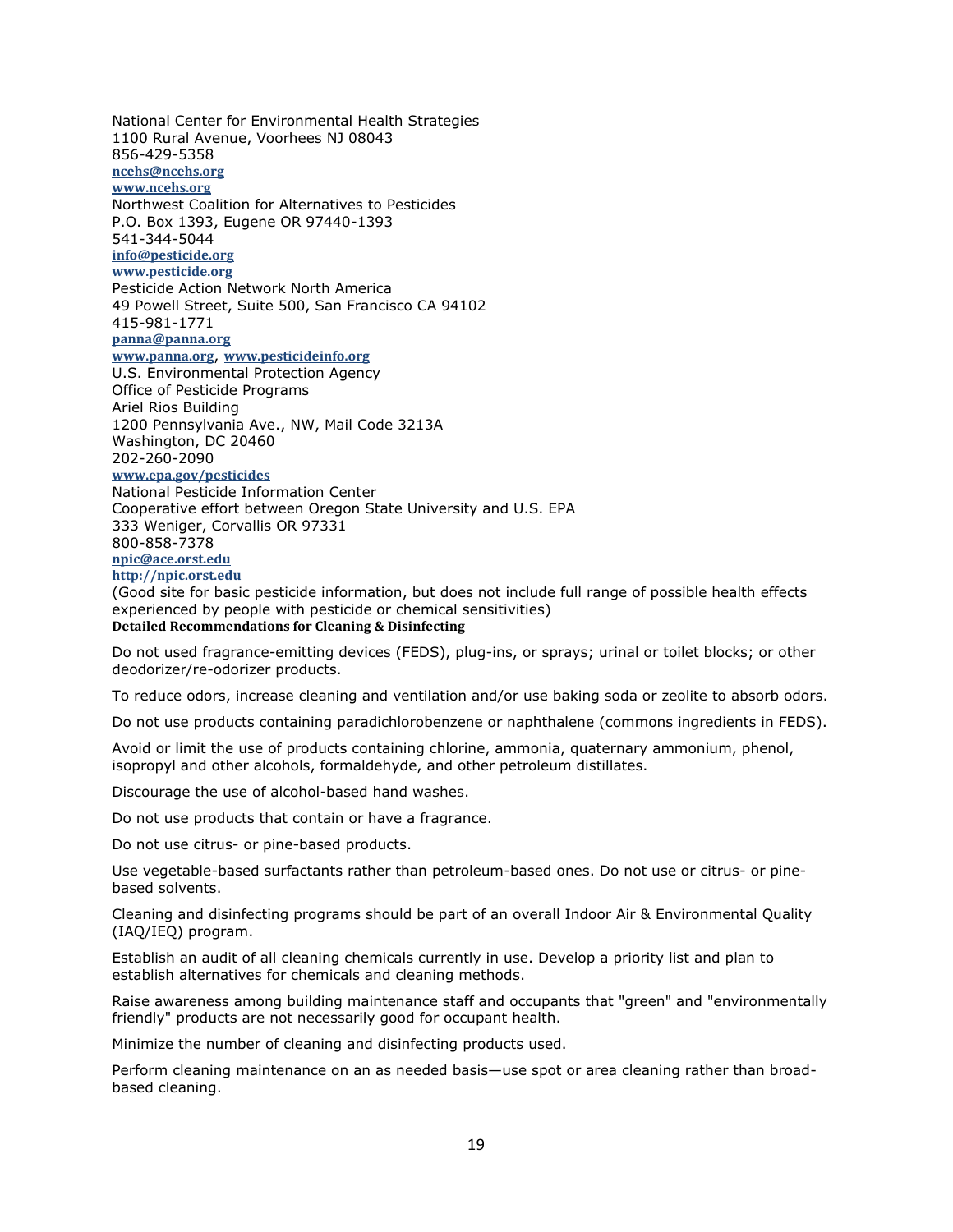National Center for Environmental Health Strategies
1100 Rural Avenue, Voorhees NJ 08043
856-429-5358
**ncehs@ncehs.org**
**www.ncehs.org**

Northwest Coalition for Alternatives to Pesticides
P.O. Box 1393, Eugene OR 97440-1393
541-344-5044
**info@pesticide.org**
**www.pesticide.org**

Pesticide Action Network North America
49 Powell Street, Suite 500, San Francisco CA 94102
415-981-1771
**panna@panna.org**
**www.panna.org**, **www.pesticideinfo.org**

U.S. Environmental Protection Agency
Office of Pesticide Programs
Ariel Rios Building
1200 Pennsylvania Ave., NW, Mail Code 3213A
Washington, DC 20460
202-260-2090
**www.epa.gov/pesticides**

National Pesticide Information Center
Cooperative effort between Oregon State University and U.S. EPA
333 Weniger, Corvallis OR 97331
800-858-7378
**npic@ace.orst.edu**
**http://npic.orst.edu**
(Good site for basic pesticide information, but does not include full range of possible health effects experienced by people with pesticide or chemical sensitivities)

**Detailed Recommendations for Cleaning & Disinfecting**

Do not used fragrance-emitting devices (FEDS), plug-ins, or sprays; urinal or toilet blocks; or other deodorizer/re-odorizer products.

To reduce odors, increase cleaning and ventilation and/or use baking soda or zeolite to absorb odors.

Do not use products containing paradichlorobenzene or naphthalene (commons ingredients in FEDS).

Avoid or limit the use of products containing chlorine, ammonia, quaternary ammonium, phenol, isopropyl and other alcohols, formaldehyde, and other petroleum distillates.

Discourage the use of alcohol-based hand washes.

Do not use products that contain or have a fragrance.

Do not use citrus- or pine-based products.

Use vegetable-based surfactants rather than petroleum-based ones. Do not use or citrus- or pine-based solvents.

Cleaning and disinfecting programs should be part of an overall Indoor Air & Environmental Quality (IAQ/IEQ) program.

Establish an audit of all cleaning chemicals currently in use. Develop a priority list and plan to establish alternatives for chemicals and cleaning methods.

Raise awareness among building maintenance staff and occupants that "green" and "environmentally friendly" products are not necessarily good for occupant health.

Minimize the number of cleaning and disinfecting products used.

Perform cleaning maintenance on an as needed basis—use spot or area cleaning rather than broad-based cleaning.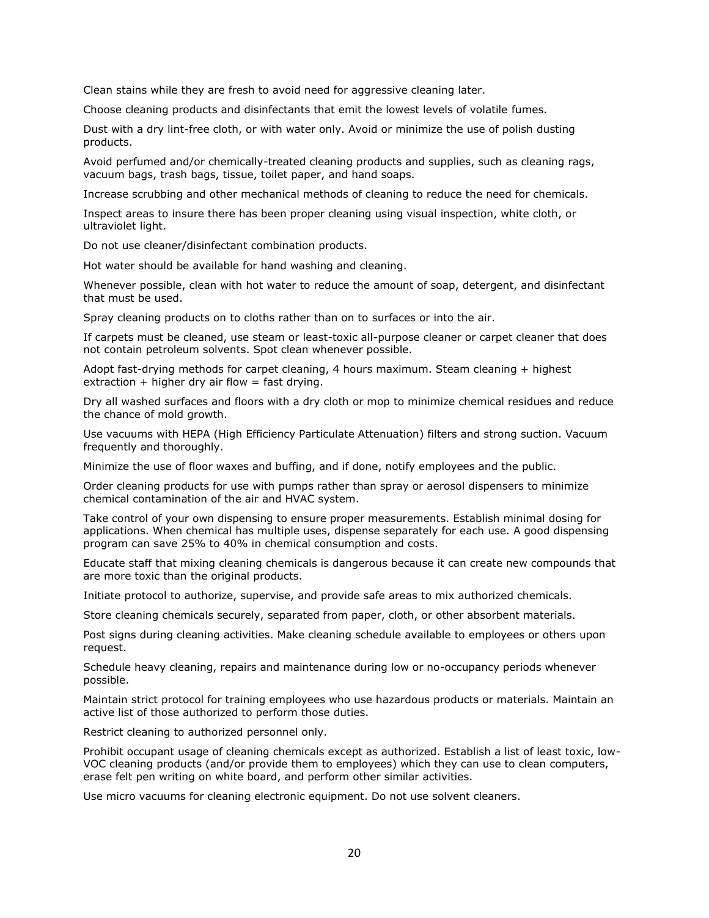Clean stains while they are fresh to avoid need for aggressive cleaning later.

Choose cleaning products and disinfectants that emit the lowest levels of volatile fumes.

Dust with a dry lint-free cloth, or with water only. Avoid or minimize the use of polish dusting products.

Avoid perfumed and/or chemically-treated cleaning products and supplies, such as cleaning rags, vacuum bags, trash bags, tissue, toilet paper, and hand soaps.

Increase scrubbing and other mechanical methods of cleaning to reduce the need for chemicals.

Inspect areas to insure there has been proper cleaning using visual inspection, white cloth, or ultraviolet light.

Do not use cleaner/disinfectant combination products.

Hot water should be available for hand washing and cleaning.

Whenever possible, clean with hot water to reduce the amount of soap, detergent, and disinfectant that must be used.

Spray cleaning products on to cloths rather than on to surfaces or into the air.

If carpets must be cleaned, use steam or least-toxic all-purpose cleaner or carpet cleaner that does not contain petroleum solvents. Spot clean whenever possible.

Adopt fast-drying methods for carpet cleaning, 4 hours maximum. Steam cleaning + highest extraction + higher dry air flow = fast drying.

Dry all washed surfaces and floors with a dry cloth or mop to minimize chemical residues and reduce the chance of mold growth.

Use vacuums with HEPA (High Efficiency Particulate Attenuation) filters and strong suction. Vacuum frequently and thoroughly.

Minimize the use of floor waxes and buffing, and if done, notify employees and the public.

Order cleaning products for use with pumps rather than spray or aerosol dispensers to minimize chemical contamination of the air and HVAC system.

Take control of your own dispensing to ensure proper measurements. Establish minimal dosing for applications. When chemical has multiple uses, dispense separately for each use. A good dispensing program can save 25% to 40% in chemical consumption and costs.

Educate staff that mixing cleaning chemicals is dangerous because it can create new compounds that are more toxic than the original products.

Initiate protocol to authorize, supervise, and provide safe areas to mix authorized chemicals.

Store cleaning chemicals securely, separated from paper, cloth, or other absorbent materials.

Post signs during cleaning activities. Make cleaning schedule available to employees or others upon request.

Schedule heavy cleaning, repairs and maintenance during low or no-occupancy periods whenever possible.

Maintain strict protocol for training employees who use hazardous products or materials. Maintain an active list of those authorized to perform those duties.

Restrict cleaning to authorized personnel only.

Prohibit occupant usage of cleaning chemicals except as authorized. Establish a list of least toxic, low-VOC cleaning products (and/or provide them to employees) which they can use to clean computers, erase felt pen writing on white board, and perform other similar activities.

Use micro vacuums for cleaning electronic equipment. Do not use solvent cleaners.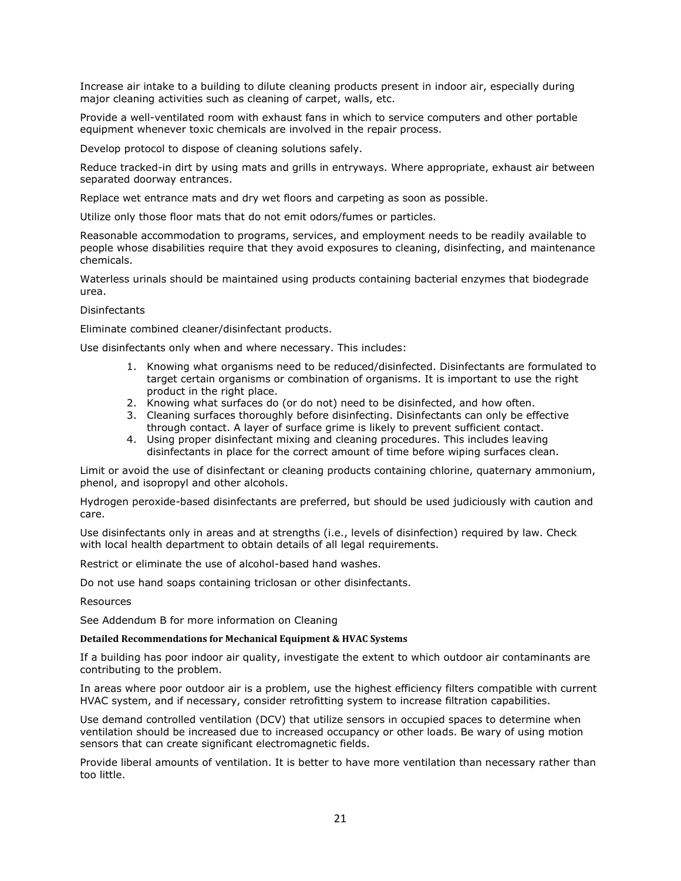Increase air intake to a building to dilute cleaning products present in indoor air, especially during major cleaning activities such as cleaning of carpet, walls, etc.

Provide a well-ventilated room with exhaust fans in which to service computers and other portable equipment whenever toxic chemicals are involved in the repair process.

Develop protocol to dispose of cleaning solutions safely.

Reduce tracked-in dirt by using mats and grills in entryways. Where appropriate, exhaust air between separated doorway entrances.

Replace wet entrance mats and dry wet floors and carpeting as soon as possible.

Utilize only those floor mats that do not emit odors/fumes or particles.

Reasonable accommodation to programs, services, and employment needs to be readily available to people whose disabilities require that they avoid exposures to cleaning, disinfecting, and maintenance chemicals.

Waterless urinals should be maintained using products containing bacterial enzymes that biodegrade urea.

Disinfectants

Eliminate combined cleaner/disinfectant products.

Use disinfectants only when and where necessary. This includes:

1. Knowing what organisms need to be reduced/disinfected. Disinfectants are formulated to target certain organisms or combination of organisms. It is important to use the right product in the right place.
2. Knowing what surfaces do (or do not) need to be disinfected, and how often.
3. Cleaning surfaces thoroughly before disinfecting. Disinfectants can only be effective through contact. A layer of surface grime is likely to prevent sufficient contact.
4. Using proper disinfectant mixing and cleaning procedures. This includes leaving disinfectants in place for the correct amount of time before wiping surfaces clean.

Limit or avoid the use of disinfectant or cleaning products containing chlorine, quaternary ammonium, phenol, and isopropyl and other alcohols.

Hydrogen peroxide-based disinfectants are preferred, but should be used judiciously with caution and care.

Use disinfectants only in areas and at strengths (i.e., levels of disinfection) required by law. Check with local health department to obtain details of all legal requirements.

Restrict or eliminate the use of alcohol-based hand washes.

Do not use hand soaps containing triclosan or other disinfectants.

Resources

See Addendum B for more information on Cleaning

**Detailed Recommendations for Mechanical Equipment & HVAC Systems**

If a building has poor indoor air quality, investigate the extent to which outdoor air contaminants are contributing to the problem.

In areas where poor outdoor air is a problem, use the highest efficiency filters compatible with current HVAC system, and if necessary, consider retrofitting system to increase filtration capabilities.

Use demand controlled ventilation (DCV) that utilize sensors in occupied spaces to determine when ventilation should be increased due to increased occupancy or other loads. Be wary of using motion sensors that can create significant electromagnetic fields.

Provide liberal amounts of ventilation. It is better to have more ventilation than necessary rather than too little.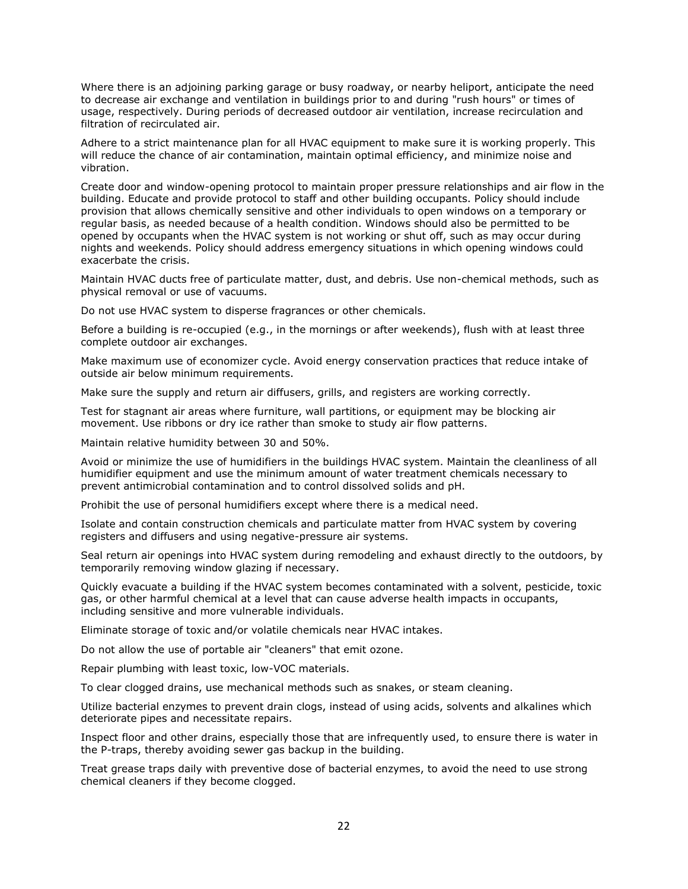Where there is an adjoining parking garage or busy roadway, or nearby heliport, anticipate the need to decrease air exchange and ventilation in buildings prior to and during "rush hours" or times of usage, respectively. During periods of decreased outdoor air ventilation, increase recirculation and filtration of recirculated air.

Adhere to a strict maintenance plan for all HVAC equipment to make sure it is working properly. This will reduce the chance of air contamination, maintain optimal efficiency, and minimize noise and vibration.

Create door and window-opening protocol to maintain proper pressure relationships and air flow in the building. Educate and provide protocol to staff and other building occupants. Policy should include provision that allows chemically sensitive and other individuals to open windows on a temporary or regular basis, as needed because of a health condition. Windows should also be permitted to be opened by occupants when the HVAC system is not working or shut off, such as may occur during nights and weekends. Policy should address emergency situations in which opening windows could exacerbate the crisis.

Maintain HVAC ducts free of particulate matter, dust, and debris. Use non-chemical methods, such as physical removal or use of vacuums.

Do not use HVAC system to disperse fragrances or other chemicals.

Before a building is re-occupied (e.g., in the mornings or after weekends), flush with at least three complete outdoor air exchanges.

Make maximum use of economizer cycle. Avoid energy conservation practices that reduce intake of outside air below minimum requirements.

Make sure the supply and return air diffusers, grills, and registers are working correctly.

Test for stagnant air areas where furniture, wall partitions, or equipment may be blocking air movement. Use ribbons or dry ice rather than smoke to study air flow patterns.

Maintain relative humidity between 30 and 50%.

Avoid or minimize the use of humidifiers in the buildings HVAC system. Maintain the cleanliness of all humidifier equipment and use the minimum amount of water treatment chemicals necessary to prevent antimicrobial contamination and to control dissolved solids and pH.

Prohibit the use of personal humidifiers except where there is a medical need.

Isolate and contain construction chemicals and particulate matter from HVAC system by covering registers and diffusers and using negative-pressure air systems.

Seal return air openings into HVAC system during remodeling and exhaust directly to the outdoors, by temporarily removing window glazing if necessary.

Quickly evacuate a building if the HVAC system becomes contaminated with a solvent, pesticide, toxic gas, or other harmful chemical at a level that can cause adverse health impacts in occupants, including sensitive and more vulnerable individuals.

Eliminate storage of toxic and/or volatile chemicals near HVAC intakes.

Do not allow the use of portable air "cleaners" that emit ozone.

Repair plumbing with least toxic, low-VOC materials.

To clear clogged drains, use mechanical methods such as snakes, or steam cleaning.

Utilize bacterial enzymes to prevent drain clogs, instead of using acids, solvents and alkalines which deteriorate pipes and necessitate repairs.

Inspect floor and other drains, especially those that are infrequently used, to ensure there is water in the P-traps, thereby avoiding sewer gas backup in the building.

Treat grease traps daily with preventive dose of bacterial enzymes, to avoid the need to use strong chemical cleaners if they become clogged.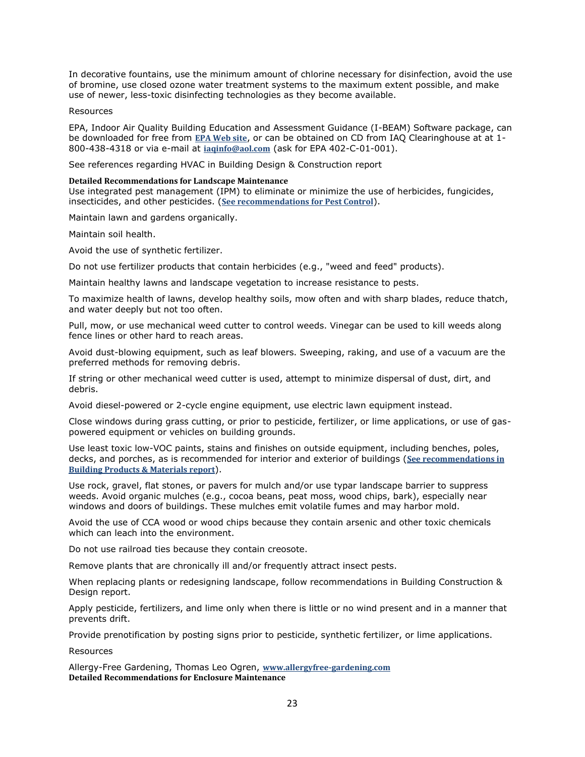In decorative fountains, use the minimum amount of chlorine necessary for disinfection, avoid the use of bromine, use closed ozone water treatment systems to the maximum extent possible, and make use of newer, less-toxic disinfecting technologies as they become available.

Resources

EPA, Indoor Air Quality Building Education and Assessment Guidance (I-BEAM) Software package, can be downloaded for free from **EPA Web site**, or can be obtained on CD from IAQ Clearinghouse at at 1-800-438-4318 or via e-mail at **iaqinfo@aol.com** (ask for EPA 402-C-01-001).

See references regarding HVAC in Building Design & Construction report

**Detailed Recommendations for Landscape Maintenance**

Use integrated pest management (IPM) to eliminate or minimize the use of herbicides, fungicides, insecticides, and other pesticides. (**See recommendations for Pest Control**).

Maintain lawn and gardens organically.

Maintain soil health.

Avoid the use of synthetic fertilizer.

Do not use fertilizer products that contain herbicides (e.g., "weed and feed" products).

Maintain healthy lawns and landscape vegetation to increase resistance to pests.

To maximize health of lawns, develop healthy soils, mow often and with sharp blades, reduce thatch, and water deeply but not too often.

Pull, mow, or use mechanical weed cutter to control weeds. Vinegar can be used to kill weeds along fence lines or other hard to reach areas.

Avoid dust-blowing equipment, such as leaf blowers. Sweeping, raking, and use of a vacuum are the preferred methods for removing debris.

If string or other mechanical weed cutter is used, attempt to minimize dispersal of dust, dirt, and debris.

Avoid diesel-powered or 2-cycle engine equipment, use electric lawn equipment instead.

Close windows during grass cutting, or prior to pesticide, fertilizer, or lime applications, or use of gas-powered equipment or vehicles on building grounds.

Use least toxic low-VOC paints, stains and finishes on outside equipment, including benches, poles, decks, and porches, as is recommended for interior and exterior of buildings (**See recommendations in Building Products & Materials report**).

Use rock, gravel, flat stones, or pavers for mulch and/or use typar landscape barrier to suppress weeds. Avoid organic mulches (e.g., cocoa beans, peat moss, wood chips, bark), especially near windows and doors of buildings. These mulches emit volatile fumes and may harbor mold.

Avoid the use of CCA wood or wood chips because they contain arsenic and other toxic chemicals which can leach into the environment.

Do not use railroad ties because they contain creosote.

Remove plants that are chronically ill and/or frequently attract insect pests.

When replacing plants or redesigning landscape, follow recommendations in Building Construction & Design report.

Apply pesticide, fertilizers, and lime only when there is little or no wind present and in a manner that prevents drift.

Provide prenotification by posting signs prior to pesticide, synthetic fertilizer, or lime applications.

Resources

Allergy-Free Gardening, Thomas Leo Ogren, **www.allergyfree-gardening.com**

**Detailed Recommendations for Enclosure Maintenance**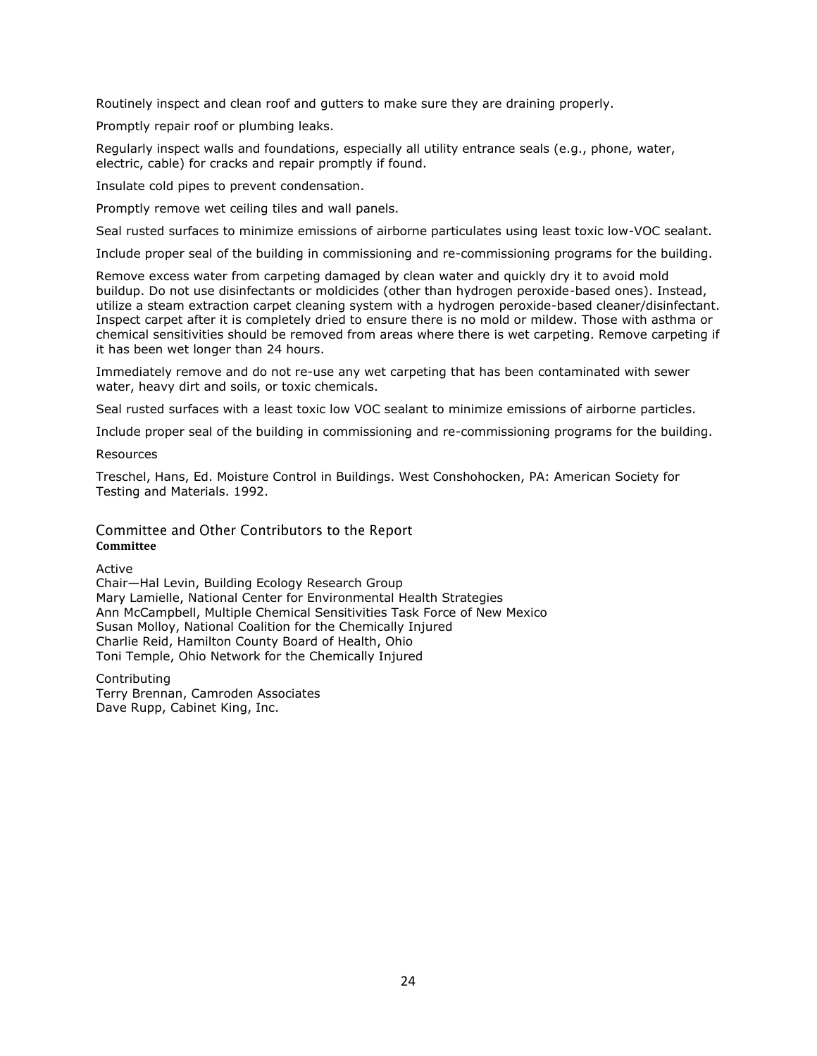Routinely inspect and clean roof and gutters to make sure they are draining properly.

Promptly repair roof or plumbing leaks.

Regularly inspect walls and foundations, especially all utility entrance seals (e.g., phone, water, electric, cable) for cracks and repair promptly if found.

Insulate cold pipes to prevent condensation.

Promptly remove wet ceiling tiles and wall panels.

Seal rusted surfaces to minimize emissions of airborne particulates using least toxic low-VOC sealant.

Include proper seal of the building in commissioning and re-commissioning programs for the building.

Remove excess water from carpeting damaged by clean water and quickly dry it to avoid mold buildup. Do not use disinfectants or moldicides (other than hydrogen peroxide-based ones). Instead, utilize a steam extraction carpet cleaning system with a hydrogen peroxide-based cleaner/disinfectant. Inspect carpet after it is completely dried to ensure there is no mold or mildew. Those with asthma or chemical sensitivities should be removed from areas where there is wet carpeting. Remove carpeting if it has been wet longer than 24 hours.

Immediately remove and do not re-use any wet carpeting that has been contaminated with sewer water, heavy dirt and soils, or toxic chemicals.

Seal rusted surfaces with a least toxic low VOC sealant to minimize emissions of airborne particles.

Include proper seal of the building in commissioning and re-commissioning programs for the building.

Resources

Treschel, Hans, Ed. Moisture Control in Buildings. West Conshohocken, PA: American Society for Testing and Materials. 1992.

## Committee and Other Contributors to the Report

**Committee**

Active

Chair—Hal Levin, Building Ecology Research Group
Mary Lamielle, National Center for Environmental Health Strategies
Ann McCampbell, Multiple Chemical Sensitivities Task Force of New Mexico
Susan Molloy, National Coalition for the Chemically Injured
Charlie Reid, Hamilton County Board of Health, Ohio
Toni Temple, Ohio Network for the Chemically Injured

Contributing

Terry Brennan, Camroden Associates
Dave Rupp, Cabinet King, Inc.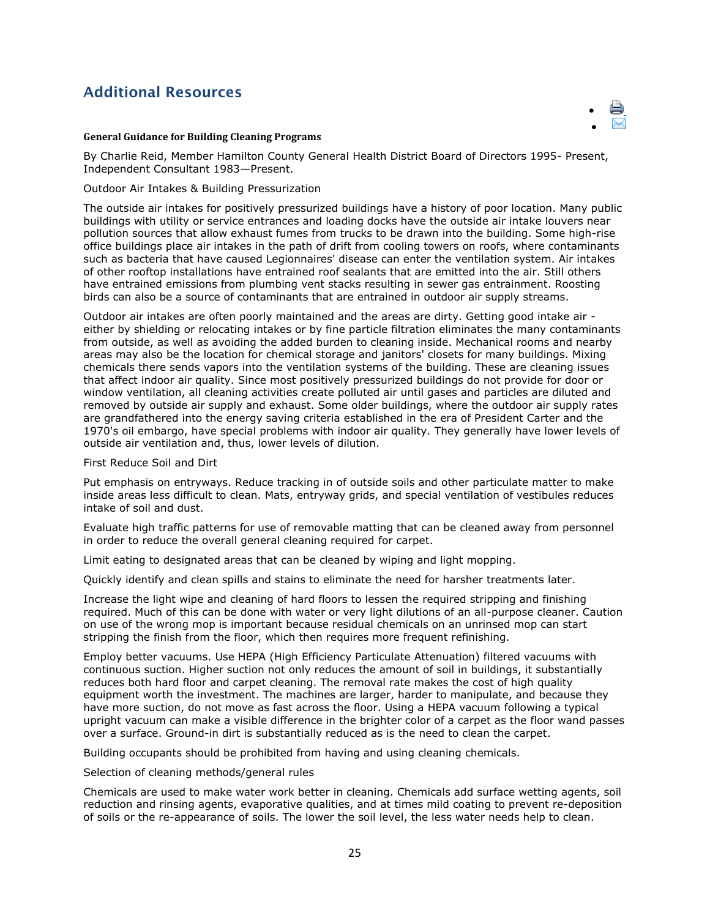## Additional Resources

**General Guidance for Building Cleaning Programs**

By Charlie Reid, Member Hamilton County General Health District Board of Directors 1995- Present, Independent Consultant 1983—Present.

Outdoor Air Intakes & Building Pressurization

The outside air intakes for positively pressurized buildings have a history of poor location. Many public buildings with utility or service entrances and loading docks have the outside air intake louvers near pollution sources that allow exhaust fumes from trucks to be drawn into the building. Some high-rise office buildings place air intakes in the path of drift from cooling towers on roofs, where contaminants such as bacteria that have caused Legionnaires' disease can enter the ventilation system. Air intakes of other rooftop installations have entrained roof sealants that are emitted into the air. Still others have entrained emissions from plumbing vent stacks resulting in sewer gas entrainment. Roosting birds can also be a source of contaminants that are entrained in outdoor air supply streams.

Outdoor air intakes are often poorly maintained and the areas are dirty. Getting good intake air - either by shielding or relocating intakes or by fine particle filtration eliminates the many contaminants from outside, as well as avoiding the added burden to cleaning inside. Mechanical rooms and nearby areas may also be the location for chemical storage and janitors' closets for many buildings. Mixing chemicals there sends vapors into the ventilation systems of the building. These are cleaning issues that affect indoor air quality. Since most positively pressurized buildings do not provide for door or window ventilation, all cleaning activities create polluted air until gases and particles are diluted and removed by outside air supply and exhaust. Some older buildings, where the outdoor air supply rates are grandfathered into the energy saving criteria established in the era of President Carter and the 1970's oil embargo, have special problems with indoor air quality. They generally have lower levels of outside air ventilation and, thus, lower levels of dilution.

First Reduce Soil and Dirt

Put emphasis on entryways. Reduce tracking in of outside soils and other particulate matter to make inside areas less difficult to clean. Mats, entryway grids, and special ventilation of vestibules reduces intake of soil and dust.

Evaluate high traffic patterns for use of removable matting that can be cleaned away from personnel in order to reduce the overall general cleaning required for carpet.

Limit eating to designated areas that can be cleaned by wiping and light mopping.

Quickly identify and clean spills and stains to eliminate the need for harsher treatments later.

Increase the light wipe and cleaning of hard floors to lessen the required stripping and finishing required. Much of this can be done with water or very light dilutions of an all-purpose cleaner. Caution on use of the wrong mop is important because residual chemicals on an unrinsed mop can start stripping the finish from the floor, which then requires more frequent refinishing.

Employ better vacuums. Use HEPA (High Efficiency Particulate Attenuation) filtered vacuums with continuous suction. Higher suction not only reduces the amount of soil in buildings, it substantially reduces both hard floor and carpet cleaning. The removal rate makes the cost of high quality equipment worth the investment. The machines are larger, harder to manipulate, and because they have more suction, do not move as fast across the floor. Using a HEPA vacuum following a typical upright vacuum can make a visible difference in the brighter color of a carpet as the floor wand passes over a surface. Ground-in dirt is substantially reduced as is the need to clean the carpet.

Building occupants should be prohibited from having and using cleaning chemicals.

Selection of cleaning methods/general rules

Chemicals are used to make water work better in cleaning. Chemicals add surface wetting agents, soil reduction and rinsing agents, evaporative qualities, and at times mild coating to prevent re-deposition of soils or the re-appearance of soils. The lower the soil level, the less water needs help to clean.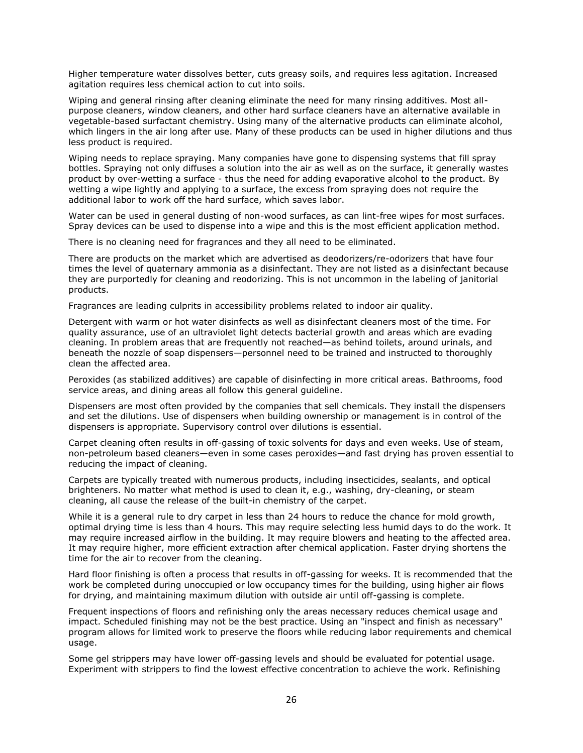Higher temperature water dissolves better, cuts greasy soils, and requires less agitation. Increased agitation requires less chemical action to cut into soils.

Wiping and general rinsing after cleaning eliminate the need for many rinsing additives. Most all-purpose cleaners, window cleaners, and other hard surface cleaners have an alternative available in vegetable-based surfactant chemistry. Using many of the alternative products can eliminate alcohol, which lingers in the air long after use. Many of these products can be used in higher dilutions and thus less product is required.

Wiping needs to replace spraying. Many companies have gone to dispensing systems that fill spray bottles. Spraying not only diffuses a solution into the air as well as on the surface, it generally wastes product by over-wetting a surface - thus the need for adding evaporative alcohol to the product. By wetting a wipe lightly and applying to a surface, the excess from spraying does not require the additional labor to work off the hard surface, which saves labor.

Water can be used in general dusting of non-wood surfaces, as can lint-free wipes for most surfaces. Spray devices can be used to dispense into a wipe and this is the most efficient application method.

There is no cleaning need for fragrances and they all need to be eliminated.

There are products on the market which are advertised as deodorizers/re-odorizers that have four times the level of quaternary ammonia as a disinfectant. They are not listed as a disinfectant because they are purportedly for cleaning and reodorizing. This is not uncommon in the labeling of janitorial products.

Fragrances are leading culprits in accessibility problems related to indoor air quality.

Detergent with warm or hot water disinfects as well as disinfectant cleaners most of the time. For quality assurance, use of an ultraviolet light detects bacterial growth and areas which are evading cleaning. In problem areas that are frequently not reached—as behind toilets, around urinals, and beneath the nozzle of soap dispensers—personnel need to be trained and instructed to thoroughly clean the affected area.

Peroxides (as stabilized additives) are capable of disinfecting in more critical areas. Bathrooms, food service areas, and dining areas all follow this general guideline.

Dispensers are most often provided by the companies that sell chemicals. They install the dispensers and set the dilutions. Use of dispensers when building ownership or management is in control of the dispensers is appropriate. Supervisory control over dilutions is essential.

Carpet cleaning often results in off-gassing of toxic solvents for days and even weeks. Use of steam, non-petroleum based cleaners—even in some cases peroxides—and fast drying has proven essential to reducing the impact of cleaning.

Carpets are typically treated with numerous products, including insecticides, sealants, and optical brighteners. No matter what method is used to clean it, e.g., washing, dry-cleaning, or steam cleaning, all cause the release of the built-in chemistry of the carpet.

While it is a general rule to dry carpet in less than 24 hours to reduce the chance for mold growth, optimal drying time is less than 4 hours. This may require selecting less humid days to do the work. It may require increased airflow in the building. It may require blowers and heating to the affected area. It may require higher, more efficient extraction after chemical application. Faster drying shortens the time for the air to recover from the cleaning.

Hard floor finishing is often a process that results in off-gassing for weeks. It is recommended that the work be completed during unoccupied or low occupancy times for the building, using higher air flows for drying, and maintaining maximum dilution with outside air until off-gassing is complete.

Frequent inspections of floors and refinishing only the areas necessary reduces chemical usage and impact. Scheduled finishing may not be the best practice. Using an "inspect and finish as necessary" program allows for limited work to preserve the floors while reducing labor requirements and chemical usage.

Some gel strippers may have lower off-gassing levels and should be evaluated for potential usage. Experiment with strippers to find the lowest effective concentration to achieve the work. Refinishing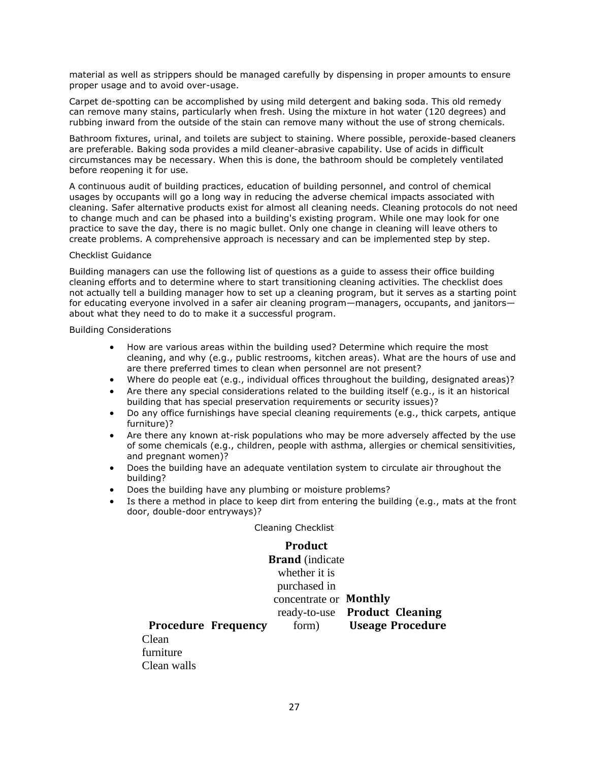material as well as strippers should be managed carefully by dispensing in proper amounts to ensure proper usage and to avoid over-usage.

Carpet de-spotting can be accomplished by using mild detergent and baking soda. This old remedy can remove many stains, particularly when fresh. Using the mixture in hot water (120 degrees) and rubbing inward from the outside of the stain can remove many without the use of strong chemicals.

Bathroom fixtures, urinal, and toilets are subject to staining. Where possible, peroxide-based cleaners are preferable. Baking soda provides a mild cleaner-abrasive capability. Use of acids in difficult circumstances may be necessary. When this is done, the bathroom should be completely ventilated before reopening it for use.

A continuous audit of building practices, education of building personnel, and control of chemical usages by occupants will go a long way in reducing the adverse chemical impacts associated with cleaning. Safer alternative products exist for almost all cleaning needs. Cleaning protocols do not need to change much and can be phased into a building's existing program. While one may look for one practice to save the day, there is no magic bullet. Only one change in cleaning will leave others to create problems. A comprehensive approach is necessary and can be implemented step by step.

Checklist Guidance

Building managers can use the following list of questions as a guide to assess their office building cleaning efforts and to determine where to start transitioning cleaning activities. The checklist does not actually tell a building manager how to set up a cleaning program, but it serves as a starting point for educating everyone involved in a safer air cleaning program—managers, occupants, and janitors—about what they need to do to make it a successful program.

Building Considerations

- How are various areas within the building used? Determine which require the most cleaning, and why (e.g., public restrooms, kitchen areas). What are the hours of use and are there preferred times to clean when personnel are not present?
- Where do people eat (e.g., individual offices throughout the building, designated areas)?
- Are there any special considerations related to the building itself (e.g., is it an historical building that has special preservation requirements or security issues)?
- Do any office furnishings have special cleaning requirements (e.g., thick carpets, antique furniture)?
- Are there any known at-risk populations who may be more adversely affected by the use of some chemicals (e.g., children, people with asthma, allergies or chemical sensitivities, and pregnant women)?
- Does the building have an adequate ventilation system to circulate air throughout the building?
- Does the building have any plumbing or moisture problems?
- Is there a method in place to keep dirt from entering the building (e.g., mats at the front door, double-door entryways)?

Cleaning Checklist

| **Procedure** | **Frequency** | **Product Brand** (indicate whether it is purchased in concentrate or ready-to-use form) | **Monthly Product Useage** | **Cleaning Procedure** |
|---|---|---|---|---|
| Clean furniture | | | | |
| Clean walls | | | | |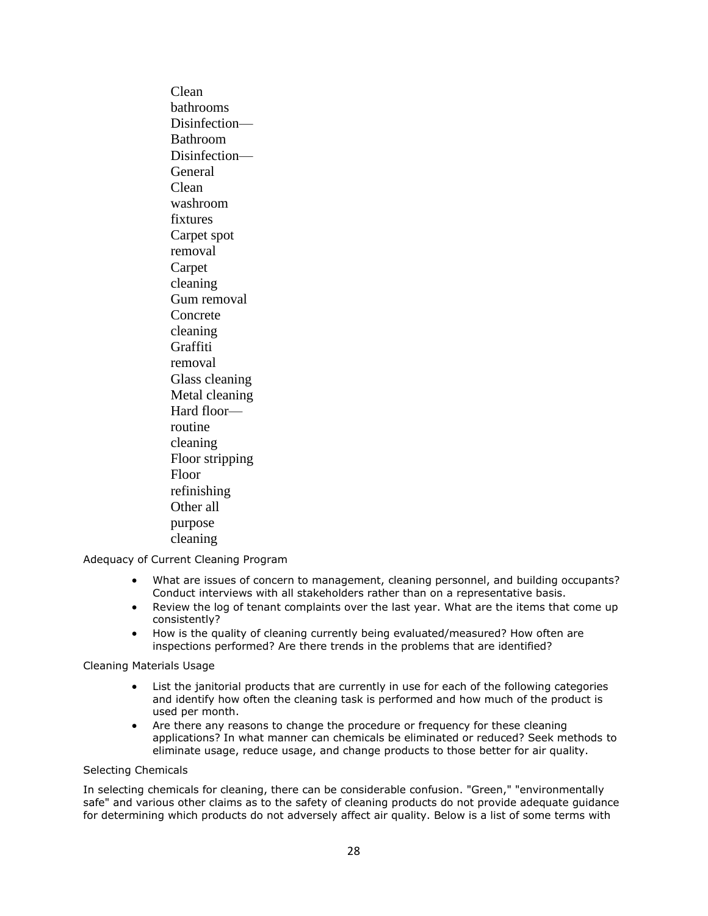- Clean bathrooms
- Disinfection—Bathroom
- Disinfection—General
- Clean washroom fixtures
- Carpet spot removal
- Carpet cleaning
- Gum removal
- Concrete cleaning
- Graffiti removal
- Glass cleaning
- Metal cleaning
- Hard floor—routine cleaning
- Floor stripping
- Floor refinishing
- Other all purpose cleaning

### Adequacy of Current Cleaning Program

- What are issues of concern to management, cleaning personnel, and building occupants? Conduct interviews with all stakeholders rather than on a representative basis.
- Review the log of tenant complaints over the last year. What are the items that come up consistently?
- How is the quality of cleaning currently being evaluated/measured? How often are inspections performed? Are there trends in the problems that are identified?

### Cleaning Materials Usage

- List the janitorial products that are currently in use for each of the following categories and identify how often the cleaning task is performed and how much of the product is used per month.
- Are there any reasons to change the procedure or frequency for these cleaning applications? In what manner can chemicals be eliminated or reduced? Seek methods to eliminate usage, reduce usage, and change products to those better for air quality.

### Selecting Chemicals

In selecting chemicals for cleaning, there can be considerable confusion. "Green," "environmentally safe" and various other claims as to the safety of cleaning products do not provide adequate guidance for determining which products do not adversely affect air quality. Below is a list of some terms with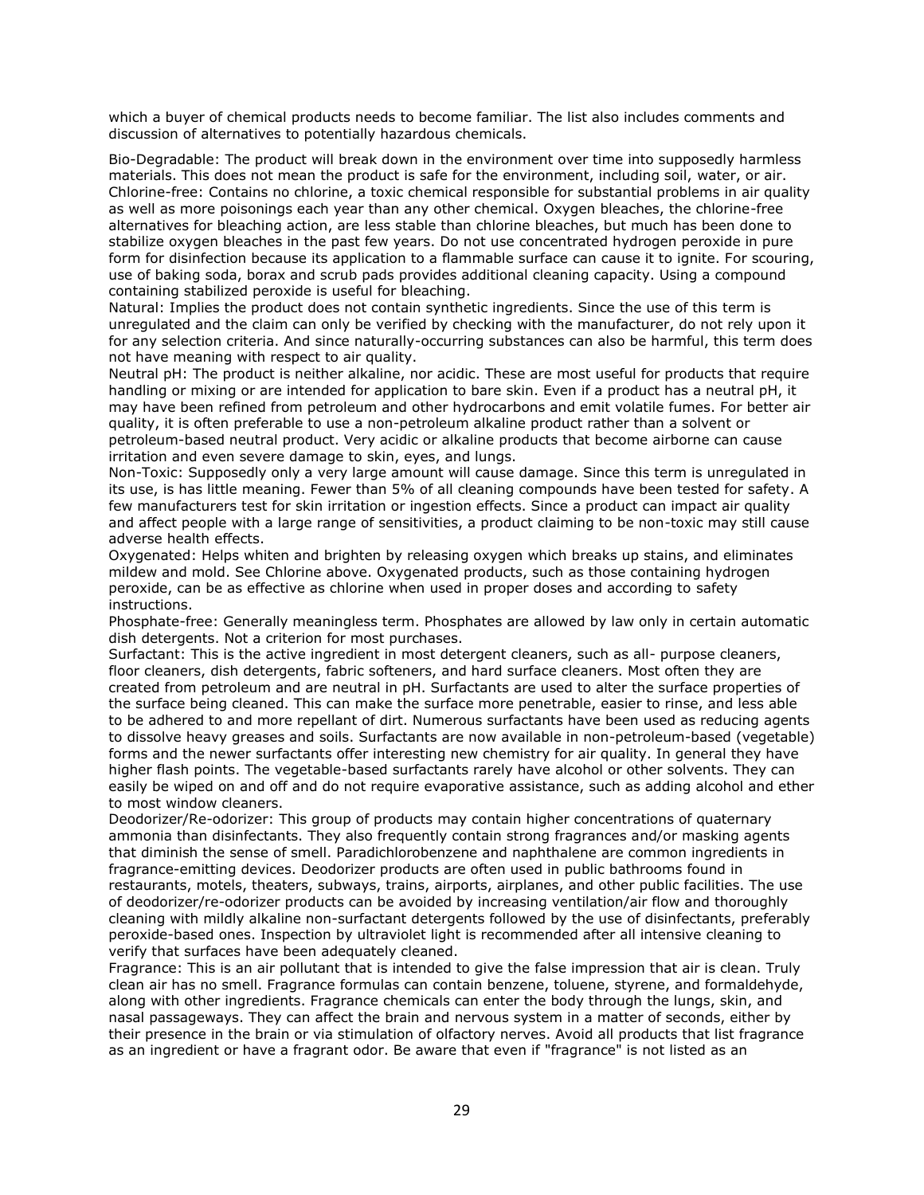which a buyer of chemical products needs to become familiar. The list also includes comments and discussion of alternatives to potentially hazardous chemicals.

Bio-Degradable: The product will break down in the environment over time into supposedly harmless materials. This does not mean the product is safe for the environment, including soil, water, or air.
Chlorine-free: Contains no chlorine, a toxic chemical responsible for substantial problems in air quality as well as more poisonings each year than any other chemical. Oxygen bleaches, the chlorine-free alternatives for bleaching action, are less stable than chlorine bleaches, but much has been done to stabilize oxygen bleaches in the past few years. Do not use concentrated hydrogen peroxide in pure form for disinfection because its application to a flammable surface can cause it to ignite. For scouring, use of baking soda, borax and scrub pads provides additional cleaning capacity. Using a compound containing stabilized peroxide is useful for bleaching.
Natural: Implies the product does not contain synthetic ingredients. Since the use of this term is unregulated and the claim can only be verified by checking with the manufacturer, do not rely upon it for any selection criteria. And since naturally-occurring substances can also be harmful, this term does not have meaning with respect to air quality.
Neutral pH: The product is neither alkaline, nor acidic. These are most useful for products that require handling or mixing or are intended for application to bare skin. Even if a product has a neutral pH, it may have been refined from petroleum and other hydrocarbons and emit volatile fumes. For better air quality, it is often preferable to use a non-petroleum alkaline product rather than a solvent or petroleum-based neutral product. Very acidic or alkaline products that become airborne can cause irritation and even severe damage to skin, eyes, and lungs.
Non-Toxic: Supposedly only a very large amount will cause damage. Since this term is unregulated in its use, is has little meaning. Fewer than 5% of all cleaning compounds have been tested for safety. A few manufacturers test for skin irritation or ingestion effects. Since a product can impact air quality and affect people with a large range of sensitivities, a product claiming to be non-toxic may still cause adverse health effects.
Oxygenated: Helps whiten and brighten by releasing oxygen which breaks up stains, and eliminates mildew and mold. See Chlorine above. Oxygenated products, such as those containing hydrogen peroxide, can be as effective as chlorine when used in proper doses and according to safety instructions.
Phosphate-free: Generally meaningless term. Phosphates are allowed by law only in certain automatic dish detergents. Not a criterion for most purchases.
Surfactant: This is the active ingredient in most detergent cleaners, such as all- purpose cleaners, floor cleaners, dish detergents, fabric softeners, and hard surface cleaners. Most often they are created from petroleum and are neutral in pH. Surfactants are used to alter the surface properties of the surface being cleaned. This can make the surface more penetrable, easier to rinse, and less able to be adhered to and more repellant of dirt. Numerous surfactants have been used as reducing agents to dissolve heavy greases and soils. Surfactants are now available in non-petroleum-based (vegetable) forms and the newer surfactants offer interesting new chemistry for air quality. In general they have higher flash points. The vegetable-based surfactants rarely have alcohol or other solvents. They can easily be wiped on and off and do not require evaporative assistance, such as adding alcohol and ether to most window cleaners.
Deodorizer/Re-odorizer: This group of products may contain higher concentrations of quaternary ammonia than disinfectants. They also frequently contain strong fragrances and/or masking agents that diminish the sense of smell. Paradichlorobenzene and naphthalene are common ingredients in fragrance-emitting devices. Deodorizer products are often used in public bathrooms found in restaurants, motels, theaters, subways, trains, airports, airplanes, and other public facilities. The use of deodorizer/re-odorizer products can be avoided by increasing ventilation/air flow and thoroughly cleaning with mildly alkaline non-surfactant detergents followed by the use of disinfectants, preferably peroxide-based ones. Inspection by ultraviolet light is recommended after all intensive cleaning to verify that surfaces have been adequately cleaned.
Fragrance: This is an air pollutant that is intended to give the false impression that air is clean. Truly clean air has no smell. Fragrance formulas can contain benzene, toluene, styrene, and formaldehyde, along with other ingredients. Fragrance chemicals can enter the body through the lungs, skin, and nasal passageways. They can affect the brain and nervous system in a matter of seconds, either by their presence in the brain or via stimulation of olfactory nerves. Avoid all products that list fragrance as an ingredient or have a fragrant odor. Be aware that even if "fragrance" is not listed as an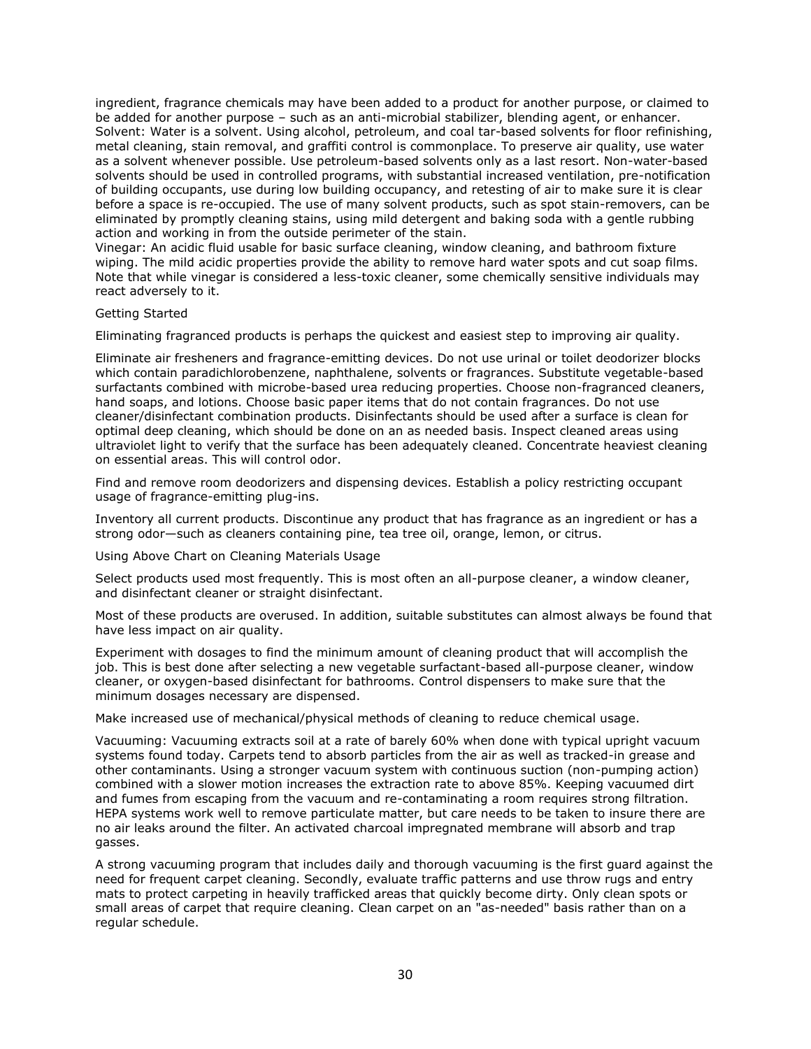ingredient, fragrance chemicals may have been added to a product for another purpose, or claimed to be added for another purpose – such as an anti-microbial stabilizer, blending agent, or enhancer.

Solvent: Water is a solvent. Using alcohol, petroleum, and coal tar-based solvents for floor refinishing, metal cleaning, stain removal, and graffiti control is commonplace. To preserve air quality, use water as a solvent whenever possible. Use petroleum-based solvents only as a last resort. Non-water-based solvents should be used in controlled programs, with substantial increased ventilation, pre-notification of building occupants, use during low building occupancy, and retesting of air to make sure it is clear before a space is re-occupied. The use of many solvent products, such as spot stain-removers, can be eliminated by promptly cleaning stains, using mild detergent and baking soda with a gentle rubbing action and working in from the outside perimeter of the stain.

Vinegar: An acidic fluid usable for basic surface cleaning, window cleaning, and bathroom fixture wiping. The mild acidic properties provide the ability to remove hard water spots and cut soap films. Note that while vinegar is considered a less-toxic cleaner, some chemically sensitive individuals may react adversely to it.

## Getting Started

Eliminating fragranced products is perhaps the quickest and easiest step to improving air quality.

Eliminate air fresheners and fragrance-emitting devices. Do not use urinal or toilet deodorizer blocks which contain paradichlorobenzene, naphthalene, solvents or fragrances. Substitute vegetable-based surfactants combined with microbe-based urea reducing properties. Choose non-fragranced cleaners, hand soaps, and lotions. Choose basic paper items that do not contain fragrances. Do not use cleaner/disinfectant combination products. Disinfectants should be used after a surface is clean for optimal deep cleaning, which should be done on an as needed basis. Inspect cleaned areas using ultraviolet light to verify that the surface has been adequately cleaned. Concentrate heaviest cleaning on essential areas. This will control odor.

Find and remove room deodorizers and dispensing devices. Establish a policy restricting occupant usage of fragrance-emitting plug-ins.

Inventory all current products. Discontinue any product that has fragrance as an ingredient or has a strong odor—such as cleaners containing pine, tea tree oil, orange, lemon, or citrus.

## Using Above Chart on Cleaning Materials Usage

Select products used most frequently. This is most often an all-purpose cleaner, a window cleaner, and disinfectant cleaner or straight disinfectant.

Most of these products are overused. In addition, suitable substitutes can almost always be found that have less impact on air quality.

Experiment with dosages to find the minimum amount of cleaning product that will accomplish the job. This is best done after selecting a new vegetable surfactant-based all-purpose cleaner, window cleaner, or oxygen-based disinfectant for bathrooms. Control dispensers to make sure that the minimum dosages necessary are dispensed.

Make increased use of mechanical/physical methods of cleaning to reduce chemical usage.

Vacuuming: Vacuuming extracts soil at a rate of barely 60% when done with typical upright vacuum systems found today. Carpets tend to absorb particles from the air as well as tracked-in grease and other contaminants. Using a stronger vacuum system with continuous suction (non-pumping action) combined with a slower motion increases the extraction rate to above 85%. Keeping vacuumed dirt and fumes from escaping from the vacuum and re-contaminating a room requires strong filtration. HEPA systems work well to remove particulate matter, but care needs to be taken to insure there are no air leaks around the filter. An activated charcoal impregnated membrane will absorb and trap gasses.

A strong vacuuming program that includes daily and thorough vacuuming is the first guard against the need for frequent carpet cleaning. Secondly, evaluate traffic patterns and use throw rugs and entry mats to protect carpeting in heavily trafficked areas that quickly become dirty. Only clean spots or small areas of carpet that require cleaning. Clean carpet on an "as-needed" basis rather than on a regular schedule.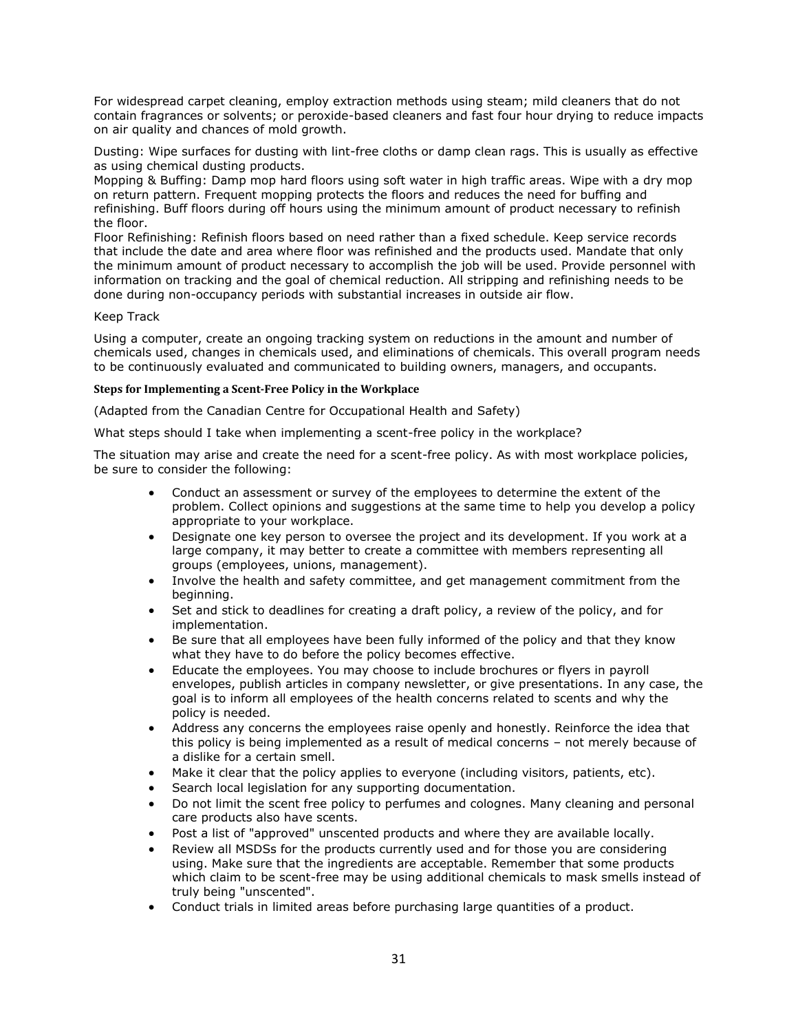For widespread carpet cleaning, employ extraction methods using steam; mild cleaners that do not contain fragrances or solvents; or peroxide-based cleaners and fast four hour drying to reduce impacts on air quality and chances of mold growth.

Dusting: Wipe surfaces for dusting with lint-free cloths or damp clean rags. This is usually as effective as using chemical dusting products.
Mopping & Buffing: Damp mop hard floors using soft water in high traffic areas. Wipe with a dry mop on return pattern. Frequent mopping protects the floors and reduces the need for buffing and refinishing. Buff floors during off hours using the minimum amount of product necessary to refinish the floor.
Floor Refinishing: Refinish floors based on need rather than a fixed schedule. Keep service records that include the date and area where floor was refinished and the products used. Mandate that only the minimum amount of product necessary to accomplish the job will be used. Provide personnel with information on tracking and the goal of chemical reduction. All stripping and refinishing needs to be done during non-occupancy periods with substantial increases in outside air flow.

Keep Track

Using a computer, create an ongoing tracking system on reductions in the amount and number of chemicals used, changes in chemicals used, and eliminations of chemicals. This overall program needs to be continuously evaluated and communicated to building owners, managers, and occupants.

**Steps for Implementing a Scent-Free Policy in the Workplace**

(Adapted from the Canadian Centre for Occupational Health and Safety)

What steps should I take when implementing a scent-free policy in the workplace?

The situation may arise and create the need for a scent-free policy. As with most workplace policies, be sure to consider the following:

- Conduct an assessment or survey of the employees to determine the extent of the problem. Collect opinions and suggestions at the same time to help you develop a policy appropriate to your workplace.
- Designate one key person to oversee the project and its development. If you work at a large company, it may better to create a committee with members representing all groups (employees, unions, management).
- Involve the health and safety committee, and get management commitment from the beginning.
- Set and stick to deadlines for creating a draft policy, a review of the policy, and for implementation.
- Be sure that all employees have been fully informed of the policy and that they know what they have to do before the policy becomes effective.
- Educate the employees. You may choose to include brochures or flyers in payroll envelopes, publish articles in company newsletter, or give presentations. In any case, the goal is to inform all employees of the health concerns related to scents and why the policy is needed.
- Address any concerns the employees raise openly and honestly. Reinforce the idea that this policy is being implemented as a result of medical concerns – not merely because of a dislike for a certain smell.
- Make it clear that the policy applies to everyone (including visitors, patients, etc).
- Search local legislation for any supporting documentation.
- Do not limit the scent free policy to perfumes and colognes. Many cleaning and personal care products also have scents.
- Post a list of "approved" unscented products and where they are available locally.
- Review all MSDSs for the products currently used and for those you are considering using. Make sure that the ingredients are acceptable. Remember that some products which claim to be scent-free may be using additional chemicals to mask smells instead of truly being "unscented".
- Conduct trials in limited areas before purchasing large quantities of a product.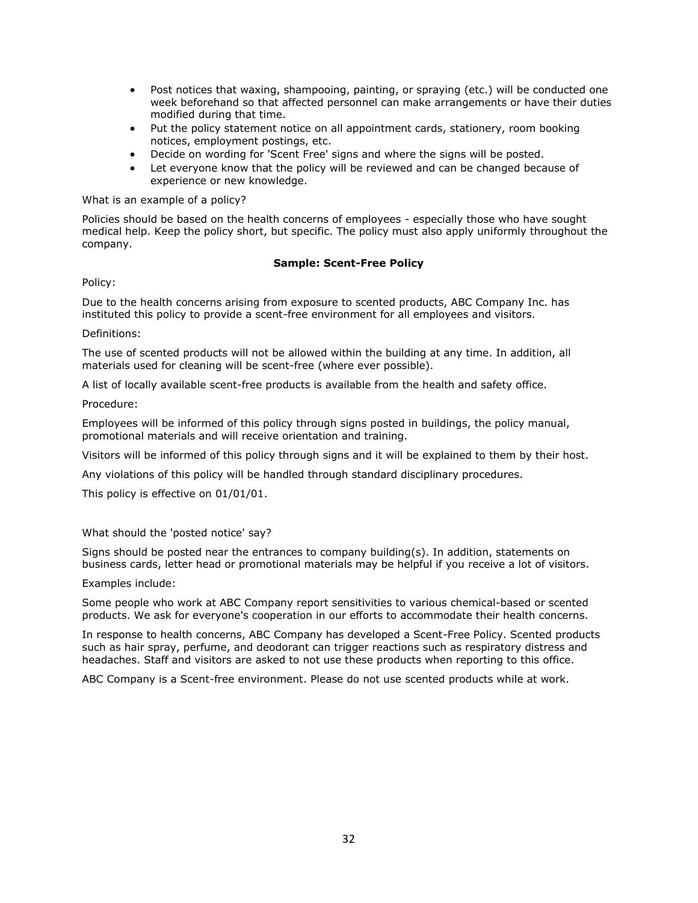- Post notices that waxing, shampooing, painting, or spraying (etc.) will be conducted one week beforehand so that affected personnel can make arrangements or have their duties modified during that time.
- Put the policy statement notice on all appointment cards, stationery, room booking notices, employment postings, etc.
- Decide on wording for 'Scent Free' signs and where the signs will be posted.
- Let everyone know that the policy will be reviewed and can be changed because of experience or new knowledge.

What is an example of a policy?

Policies should be based on the health concerns of employees - especially those who have sought medical help. Keep the policy short, but specific. The policy must also apply uniformly throughout the company.

**Sample: Scent-Free Policy**

Policy:

Due to the health concerns arising from exposure to scented products, ABC Company Inc. has instituted this policy to provide a scent-free environment for all employees and visitors.

Definitions:

The use of scented products will not be allowed within the building at any time. In addition, all materials used for cleaning will be scent-free (where ever possible).

A list of locally available scent-free products is available from the health and safety office.

Procedure:

Employees will be informed of this policy through signs posted in buildings, the policy manual, promotional materials and will receive orientation and training.

Visitors will be informed of this policy through signs and it will be explained to them by their host.

Any violations of this policy will be handled through standard disciplinary procedures.

This policy is effective on 01/01/01.

What should the 'posted notice' say?

Signs should be posted near the entrances to company building(s). In addition, statements on business cards, letter head or promotional materials may be helpful if you receive a lot of visitors.

Examples include:

Some people who work at ABC Company report sensitivities to various chemical-based or scented products. We ask for everyone's cooperation in our efforts to accommodate their health concerns.

In response to health concerns, ABC Company has developed a Scent-Free Policy. Scented products such as hair spray, perfume, and deodorant can trigger reactions such as respiratory distress and headaches. Staff and visitors are asked to not use these products when reporting to this office.

ABC Company is a Scent-free environment. Please do not use scented products while at work.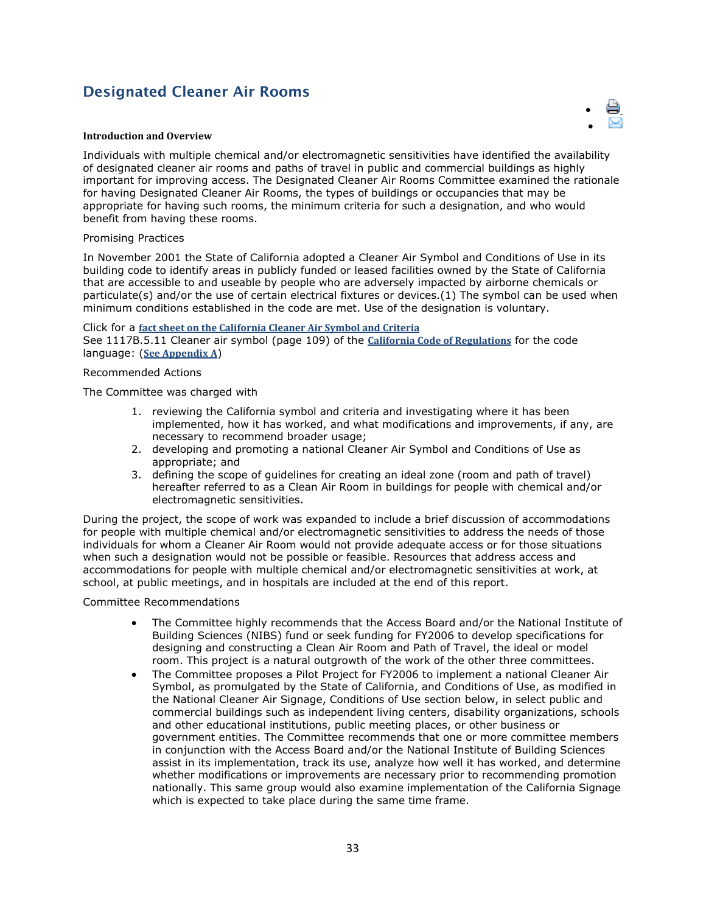## Designated Cleaner Air Rooms

**Introduction and Overview**

Individuals with multiple chemical and/or electromagnetic sensitivities have identified the availability of designated cleaner air rooms and paths of travel in public and commercial buildings as highly important for improving access. The Designated Cleaner Air Rooms Committee examined the rationale for having Designated Cleaner Air Rooms, the types of buildings or occupancies that may be appropriate for having such rooms, the minimum criteria for such a designation, and who would benefit from having these rooms.

Promising Practices

In November 2001 the State of California adopted a Cleaner Air Symbol and Conditions of Use in its building code to identify areas in publicly funded or leased facilities owned by the State of California that are accessible to and useable by people who are adversely impacted by airborne chemicals or particulate(s) and/or the use of certain electrical fixtures or devices.(1) The symbol can be used when minimum conditions established in the code are met. Use of the designation is voluntary.

Click for a **fact sheet on the California Cleaner Air Symbol and Criteria**
See 1117B.5.11 Cleaner air symbol (page 109) of the **California Code of Regulations** for the code language: (**See Appendix A**)

Recommended Actions

The Committee was charged with

1. reviewing the California symbol and criteria and investigating where it has been implemented, how it has worked, and what modifications and improvements, if any, are necessary to recommend broader usage;
2. developing and promoting a national Cleaner Air Symbol and Conditions of Use as appropriate; and
3. defining the scope of guidelines for creating an ideal zone (room and path of travel) hereafter referred to as a Clean Air Room in buildings for people with chemical and/or electromagnetic sensitivities.

During the project, the scope of work was expanded to include a brief discussion of accommodations for people with multiple chemical and/or electromagnetic sensitivities to address the needs of those individuals for whom a Cleaner Air Room would not provide adequate access or for those situations when such a designation would not be possible or feasible. Resources that address access and accommodations for people with multiple chemical and/or electromagnetic sensitivities at work, at school, at public meetings, and in hospitals are included at the end of this report.

Committee Recommendations

- The Committee highly recommends that the Access Board and/or the National Institute of Building Sciences (NIBS) fund or seek funding for FY2006 to develop specifications for designing and constructing a Clean Air Room and Path of Travel, the ideal or model room. This project is a natural outgrowth of the work of the other three committees.
- The Committee proposes a Pilot Project for FY2006 to implement a national Cleaner Air Symbol, as promulgated by the State of California, and Conditions of Use, as modified in the National Cleaner Air Signage, Conditions of Use section below, in select public and commercial buildings such as independent living centers, disability organizations, schools and other educational institutions, public meeting places, or other business or government entities. The Committee recommends that one or more committee members in conjunction with the Access Board and/or the National Institute of Building Sciences assist in its implementation, track its use, analyze how well it has worked, and determine whether modifications or improvements are necessary prior to recommending promotion nationally. This same group would also examine implementation of the California Signage which is expected to take place during the same time frame.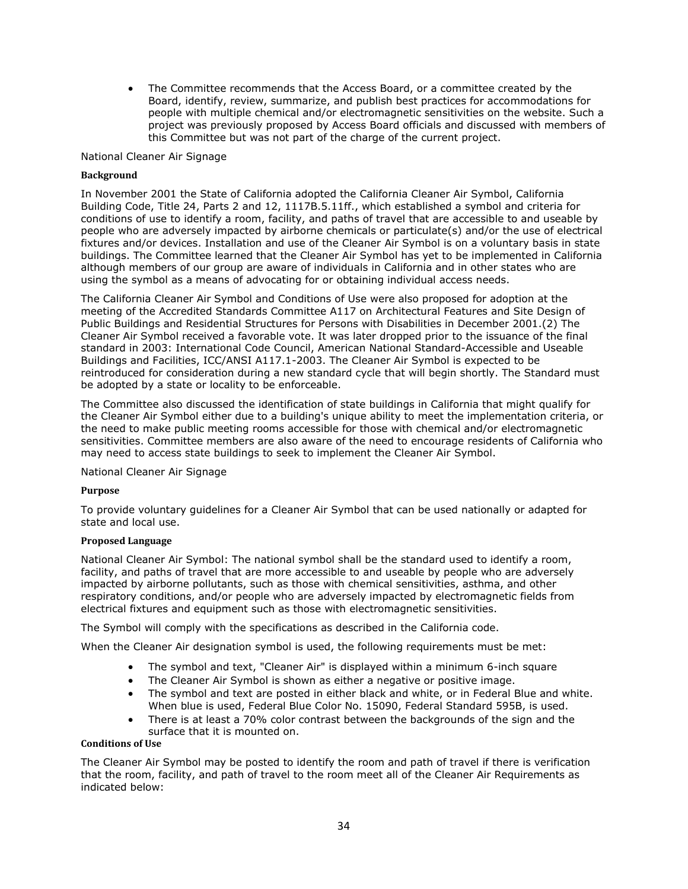- The Committee recommends that the Access Board, or a committee created by the Board, identify, review, summarize, and publish best practices for accommodations for people with multiple chemical and/or electromagnetic sensitivities on the website. Such a project was previously proposed by Access Board officials and discussed with members of this Committee but was not part of the charge of the current project.

National Cleaner Air Signage

**Background**

In November 2001 the State of California adopted the California Cleaner Air Symbol, California Building Code, Title 24, Parts 2 and 12, 1117B.5.11ff., which established a symbol and criteria for conditions of use to identify a room, facility, and paths of travel that are accessible to and useable by people who are adversely impacted by airborne chemicals or particulate(s) and/or the use of electrical fixtures and/or devices. Installation and use of the Cleaner Air Symbol is on a voluntary basis in state buildings. The Committee learned that the Cleaner Air Symbol has yet to be implemented in California although members of our group are aware of individuals in California and in other states who are using the symbol as a means of advocating for or obtaining individual access needs.

The California Cleaner Air Symbol and Conditions of Use were also proposed for adoption at the meeting of the Accredited Standards Committee A117 on Architectural Features and Site Design of Public Buildings and Residential Structures for Persons with Disabilities in December 2001.(2) The Cleaner Air Symbol received a favorable vote. It was later dropped prior to the issuance of the final standard in 2003: International Code Council, American National Standard-Accessible and Useable Buildings and Facilities, ICC/ANSI A117.1-2003. The Cleaner Air Symbol is expected to be reintroduced for consideration during a new standard cycle that will begin shortly. The Standard must be adopted by a state or locality to be enforceable.

The Committee also discussed the identification of state buildings in California that might qualify for the Cleaner Air Symbol either due to a building's unique ability to meet the implementation criteria, or the need to make public meeting rooms accessible for those with chemical and/or electromagnetic sensitivities. Committee members are also aware of the need to encourage residents of California who may need to access state buildings to seek to implement the Cleaner Air Symbol.

National Cleaner Air Signage

**Purpose**

To provide voluntary guidelines for a Cleaner Air Symbol that can be used nationally or adapted for state and local use.

**Proposed Language**

National Cleaner Air Symbol: The national symbol shall be the standard used to identify a room, facility, and paths of travel that are more accessible to and useable by people who are adversely impacted by airborne pollutants, such as those with chemical sensitivities, asthma, and other respiratory conditions, and/or people who are adversely impacted by electromagnetic fields from electrical fixtures and equipment such as those with electromagnetic sensitivities.

The Symbol will comply with the specifications as described in the California code.

When the Cleaner Air designation symbol is used, the following requirements must be met:

- The symbol and text, "Cleaner Air" is displayed within a minimum 6-inch square
- The Cleaner Air Symbol is shown as either a negative or positive image.
- The symbol and text are posted in either black and white, or in Federal Blue and white. When blue is used, Federal Blue Color No. 15090, Federal Standard 595B, is used.
- There is at least a 70% color contrast between the backgrounds of the sign and the surface that it is mounted on.

**Conditions of Use**

The Cleaner Air Symbol may be posted to identify the room and path of travel if there is verification that the room, facility, and path of travel to the room meet all of the Cleaner Air Requirements as indicated below: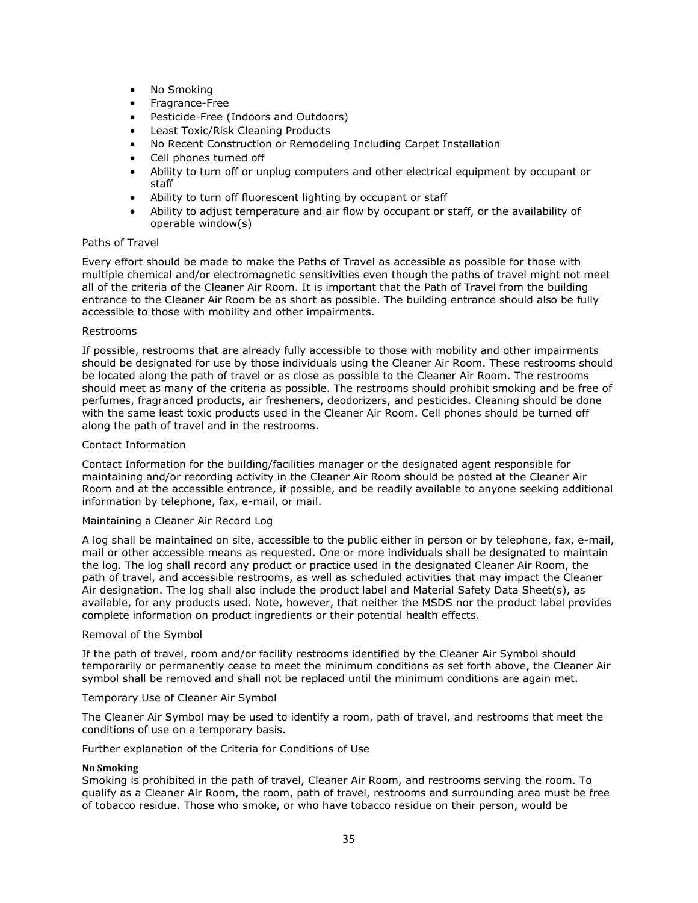- No Smoking
- Fragrance-Free
- Pesticide-Free (Indoors and Outdoors)
- Least Toxic/Risk Cleaning Products
- No Recent Construction or Remodeling Including Carpet Installation
- Cell phones turned off
- Ability to turn off or unplug computers and other electrical equipment by occupant or staff
- Ability to turn off fluorescent lighting by occupant or staff
- Ability to adjust temperature and air flow by occupant or staff, or the availability of operable window(s)

Paths of Travel

Every effort should be made to make the Paths of Travel as accessible as possible for those with multiple chemical and/or electromagnetic sensitivities even though the paths of travel might not meet all of the criteria of the Cleaner Air Room. It is important that the Path of Travel from the building entrance to the Cleaner Air Room be as short as possible. The building entrance should also be fully accessible to those with mobility and other impairments.

Restrooms

If possible, restrooms that are already fully accessible to those with mobility and other impairments should be designated for use by those individuals using the Cleaner Air Room. These restrooms should be located along the path of travel or as close as possible to the Cleaner Air Room. The restrooms should meet as many of the criteria as possible. The restrooms should prohibit smoking and be free of perfumes, fragranced products, air fresheners, deodorizers, and pesticides. Cleaning should be done with the same least toxic products used in the Cleaner Air Room. Cell phones should be turned off along the path of travel and in the restrooms.

Contact Information

Contact Information for the building/facilities manager or the designated agent responsible for maintaining and/or recording activity in the Cleaner Air Room should be posted at the Cleaner Air Room and at the accessible entrance, if possible, and be readily available to anyone seeking additional information by telephone, fax, e-mail, or mail.

Maintaining a Cleaner Air Record Log

A log shall be maintained on site, accessible to the public either in person or by telephone, fax, e-mail, mail or other accessible means as requested. One or more individuals shall be designated to maintain the log. The log shall record any product or practice used in the designated Cleaner Air Room, the path of travel, and accessible restrooms, as well as scheduled activities that may impact the Cleaner Air designation. The log shall also include the product label and Material Safety Data Sheet(s), as available, for any products used. Note, however, that neither the MSDS nor the product label provides complete information on product ingredients or their potential health effects.

Removal of the Symbol

If the path of travel, room and/or facility restrooms identified by the Cleaner Air Symbol should temporarily or permanently cease to meet the minimum conditions as set forth above, the Cleaner Air symbol shall be removed and shall not be replaced until the minimum conditions are again met.

Temporary Use of Cleaner Air Symbol

The Cleaner Air Symbol may be used to identify a room, path of travel, and restrooms that meet the conditions of use on a temporary basis.

Further explanation of the Criteria for Conditions of Use

**No Smoking**
Smoking is prohibited in the path of travel, Cleaner Air Room, and restrooms serving the room. To qualify as a Cleaner Air Room, the room, path of travel, restrooms and surrounding area must be free of tobacco residue. Those who smoke, or who have tobacco residue on their person, would be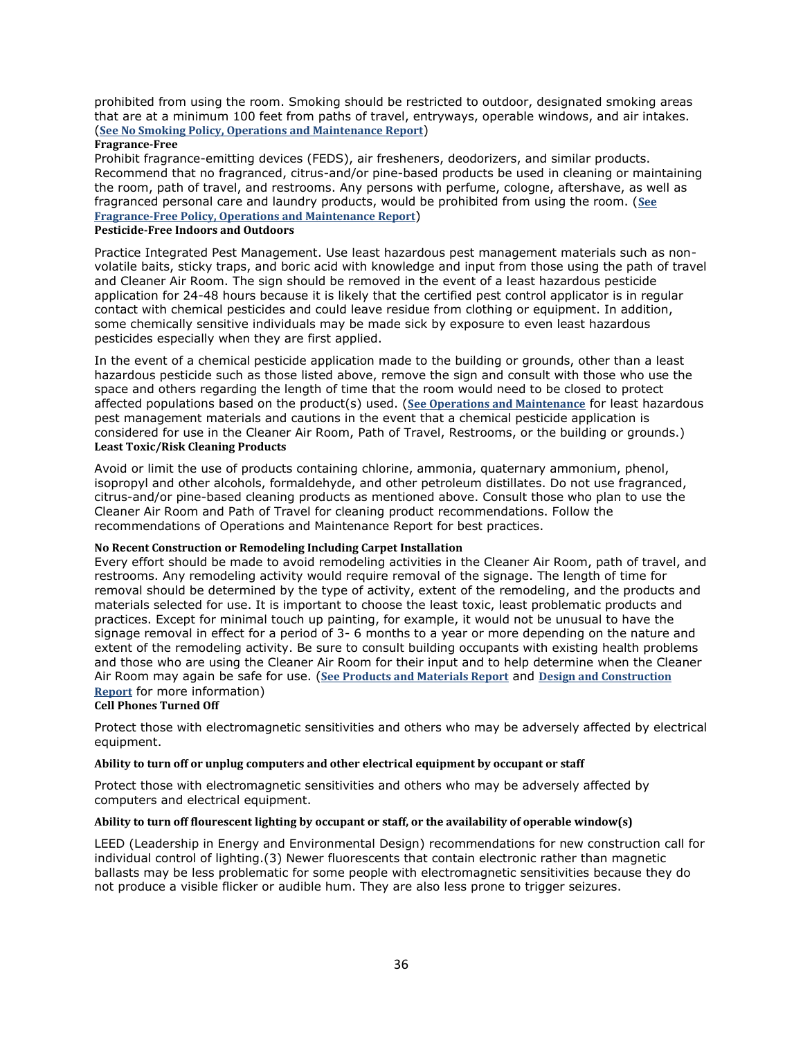prohibited from using the room. Smoking should be restricted to outdoor, designated smoking areas that are at a minimum 100 feet from paths of travel, entryways, operable windows, and air intakes. (**See No Smoking Policy, Operations and Maintenance Report**)

**Fragrance-Free**

Prohibit fragrance-emitting devices (FEDS), air fresheners, deodorizers, and similar products. Recommend that no fragranced, citrus-and/or pine-based products be used in cleaning or maintaining the room, path of travel, and restrooms. Any persons with perfume, cologne, aftershave, as well as fragranced personal care and laundry products, would be prohibited from using the room. (**See Fragrance-Free Policy, Operations and Maintenance Report**)

**Pesticide-Free Indoors and Outdoors**

Practice Integrated Pest Management. Use least hazardous pest management materials such as non-volatile baits, sticky traps, and boric acid with knowledge and input from those using the path of travel and Cleaner Air Room. The sign should be removed in the event of a least hazardous pesticide application for 24-48 hours because it is likely that the certified pest control applicator is in regular contact with chemical pesticides and could leave residue from clothing or equipment. In addition, some chemically sensitive individuals may be made sick by exposure to even least hazardous pesticides especially when they are first applied.

In the event of a chemical pesticide application made to the building or grounds, other than a least hazardous pesticide such as those listed above, remove the sign and consult with those who use the space and others regarding the length of time that the room would need to be closed to protect affected populations based on the product(s) used. (**See Operations and Maintenance** for least hazardous pest management materials and cautions in the event that a chemical pesticide application is considered for use in the Cleaner Air Room, Path of Travel, Restrooms, or the building or grounds.)

**Least Toxic/Risk Cleaning Products**

Avoid or limit the use of products containing chlorine, ammonia, quaternary ammonium, phenol, isopropyl and other alcohols, formaldehyde, and other petroleum distillates. Do not use fragranced, citrus-and/or pine-based cleaning products as mentioned above. Consult those who plan to use the Cleaner Air Room and Path of Travel for cleaning product recommendations. Follow the recommendations of Operations and Maintenance Report for best practices.

**No Recent Construction or Remodeling Including Carpet Installation**

Every effort should be made to avoid remodeling activities in the Cleaner Air Room, path of travel, and restrooms. Any remodeling activity would require removal of the signage. The length of time for removal should be determined by the type of activity, extent of the remodeling, and the products and materials selected for use. It is important to choose the least toxic, least problematic products and practices. Except for minimal touch up painting, for example, it would not be unusual to have the signage removal in effect for a period of 3- 6 months to a year or more depending on the nature and extent of the remodeling activity. Be sure to consult building occupants with existing health problems and those who are using the Cleaner Air Room for their input and to help determine when the Cleaner Air Room may again be safe for use. (**See Products and Materials Report** and **Design and Construction Report** for more information)

**Cell Phones Turned Off**

Protect those with electromagnetic sensitivities and others who may be adversely affected by electrical equipment.

**Ability to turn off or unplug computers and other electrical equipment by occupant or staff**

Protect those with electromagnetic sensitivities and others who may be adversely affected by computers and electrical equipment.

**Ability to turn off flourescent lighting by occupant or staff, or the availability of operable window(s)**

LEED (Leadership in Energy and Environmental Design) recommendations for new construction call for individual control of lighting.(3) Newer fluorescents that contain electronic rather than magnetic ballasts may be less problematic for some people with electromagnetic sensitivities because they do not produce a visible flicker or audible hum. They are also less prone to trigger seizures.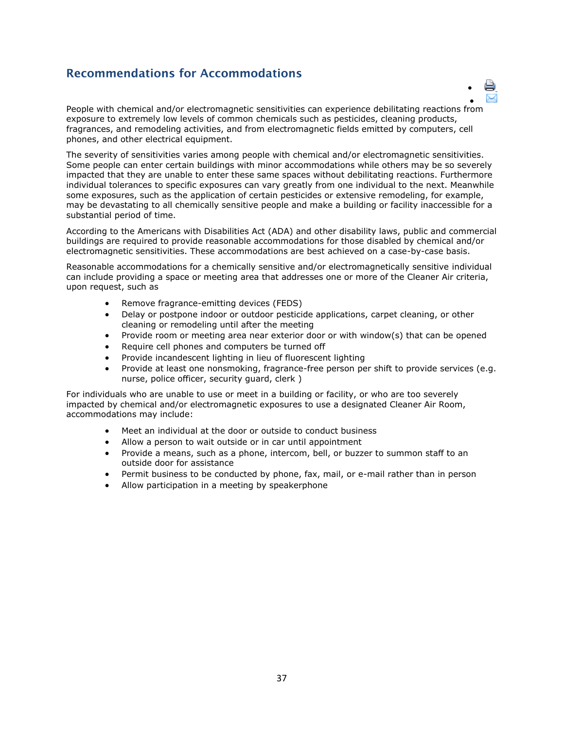## Recommendations for Accommodations

People with chemical and/or electromagnetic sensitivities can experience debilitating reactions from exposure to extremely low levels of common chemicals such as pesticides, cleaning products, fragrances, and remodeling activities, and from electromagnetic fields emitted by computers, cell phones, and other electrical equipment.

The severity of sensitivities varies among people with chemical and/or electromagnetic sensitivities. Some people can enter certain buildings with minor accommodations while others may be so severely impacted that they are unable to enter these same spaces without debilitating reactions. Furthermore individual tolerances to specific exposures can vary greatly from one individual to the next. Meanwhile some exposures, such as the application of certain pesticides or extensive remodeling, for example, may be devastating to all chemically sensitive people and make a building or facility inaccessible for a substantial period of time.

According to the Americans with Disabilities Act (ADA) and other disability laws, public and commercial buildings are required to provide reasonable accommodations for those disabled by chemical and/or electromagnetic sensitivities. These accommodations are best achieved on a case-by-case basis.

Reasonable accommodations for a chemically sensitive and/or electromagnetically sensitive individual can include providing a space or meeting area that addresses one or more of the Cleaner Air criteria, upon request, such as

- Remove fragrance-emitting devices (FEDS)
- Delay or postpone indoor or outdoor pesticide applications, carpet cleaning, or other cleaning or remodeling until after the meeting
- Provide room or meeting area near exterior door or with window(s) that can be opened
- Require cell phones and computers be turned off
- Provide incandescent lighting in lieu of fluorescent lighting
- Provide at least one nonsmoking, fragrance-free person per shift to provide services (e.g. nurse, police officer, security guard, clerk )

For individuals who are unable to use or meet in a building or facility, or who are too severely impacted by chemical and/or electromagnetic exposures to use a designated Cleaner Air Room, accommodations may include:

- Meet an individual at the door or outside to conduct business
- Allow a person to wait outside or in car until appointment
- Provide a means, such as a phone, intercom, bell, or buzzer to summon staff to an outside door for assistance
- Permit business to be conducted by phone, fax, mail, or e-mail rather than in person
- Allow participation in a meeting by speakerphone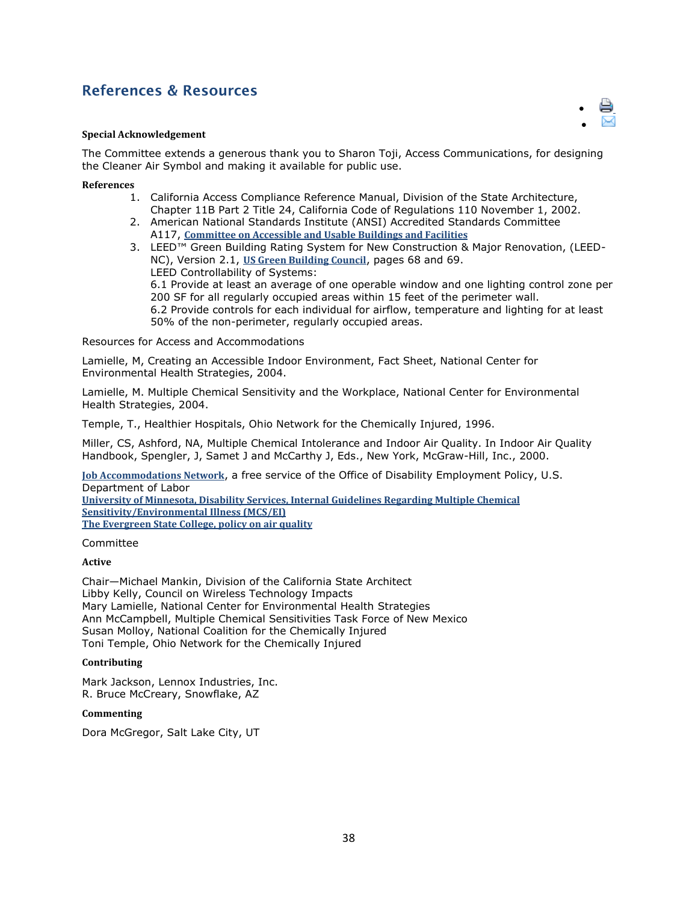## References & Resources

**Special Acknowledgement**

The Committee extends a generous thank you to Sharon Toji, Access Communications, for designing the Cleaner Air Symbol and making it available for public use.

**References**

1. California Access Compliance Reference Manual, Division of the State Architecture, Chapter 11B Part 2 Title 24, California Code of Regulations 110 November 1, 2002.
2. American National Standards Institute (ANSI) Accredited Standards Committee A117, **Committee on Accessible and Usable Buildings and Facilities**
3. LEED™ Green Building Rating System for New Construction & Major Renovation, (LEED-NC), Version 2.1, **US Green Building Council**, pages 68 and 69.
   LEED Controllability of Systems:
   6.1 Provide at least an average of one operable window and one lighting control zone per 200 SF for all regularly occupied areas within 15 feet of the perimeter wall.
   6.2 Provide controls for each individual for airflow, temperature and lighting for at least 50% of the non-perimeter, regularly occupied areas.

Resources for Access and Accommodations

Lamielle, M, Creating an Accessible Indoor Environment, Fact Sheet, National Center for Environmental Health Strategies, 2004.

Lamielle, M. Multiple Chemical Sensitivity and the Workplace, National Center for Environmental Health Strategies, 2004.

Temple, T., Healthier Hospitals, Ohio Network for the Chemically Injured, 1996.

Miller, CS, Ashford, NA, Multiple Chemical Intolerance and Indoor Air Quality. In Indoor Air Quality Handbook, Spengler, J, Samet J and McCarthy J, Eds., New York, McGraw-Hill, Inc., 2000.

**Job Accommodations Network**, a free service of the Office of Disability Employment Policy, U.S. Department of Labor
**University of Minnesota, Disability Services, Internal Guidelines Regarding Multiple Chemical Sensitivity/Environmental Illness (MCS/EI)**
**The Evergreen State College, policy on air quality**

Committee

**Active**

Chair—Michael Mankin, Division of the California State Architect
Libby Kelly, Council on Wireless Technology Impacts
Mary Lamielle, National Center for Environmental Health Strategies
Ann McCampbell, Multiple Chemical Sensitivities Task Force of New Mexico
Susan Molloy, National Coalition for the Chemically Injured
Toni Temple, Ohio Network for the Chemically Injured

**Contributing**

Mark Jackson, Lennox Industries, Inc.
R. Bruce McCreary, Snowflake, AZ

**Commenting**

Dora McGregor, Salt Lake City, UT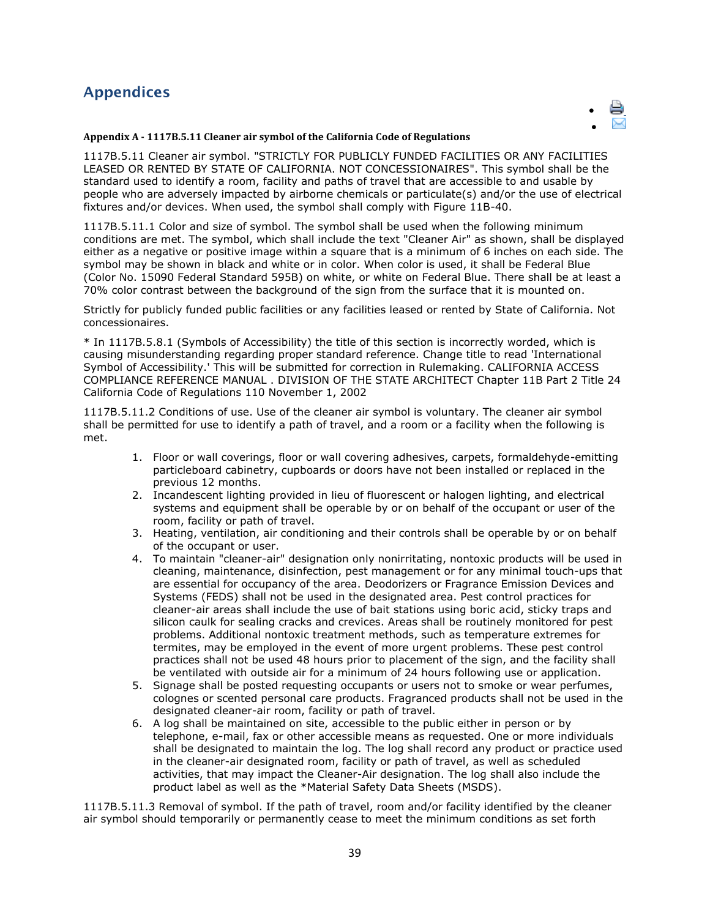## Appendices

**Appendix A - 1117B.5.11 Cleaner air symbol of the California Code of Regulations**

1117B.5.11 Cleaner air symbol. "STRICTLY FOR PUBLICLY FUNDED FACILITIES OR ANY FACILITIES LEASED OR RENTED BY STATE OF CALIFORNIA. NOT CONCESSIONAIRES". This symbol shall be the standard used to identify a room, facility and paths of travel that are accessible to and usable by people who are adversely impacted by airborne chemicals or particulate(s) and/or the use of electrical fixtures and/or devices. When used, the symbol shall comply with Figure 11B-40.

1117B.5.11.1 Color and size of symbol. The symbol shall be used when the following minimum conditions are met. The symbol, which shall include the text "Cleaner Air" as shown, shall be displayed either as a negative or positive image within a square that is a minimum of 6 inches on each side. The symbol may be shown in black and white or in color. When color is used, it shall be Federal Blue (Color No. 15090 Federal Standard 595B) on white, or white on Federal Blue. There shall be at least a 70% color contrast between the background of the sign from the surface that it is mounted on.

Strictly for publicly funded public facilities or any facilities leased or rented by State of California. Not concessionaires.

* In 1117B.5.8.1 (Symbols of Accessibility) the title of this section is incorrectly worded, which is causing misunderstanding regarding proper standard reference. Change title to read 'International Symbol of Accessibility.' This will be submitted for correction in Rulemaking. CALIFORNIA ACCESS COMPLIANCE REFERENCE MANUAL . DIVISION OF THE STATE ARCHITECT Chapter 11B Part 2 Title 24 California Code of Regulations 110 November 1, 2002

1117B.5.11.2 Conditions of use. Use of the cleaner air symbol is voluntary. The cleaner air symbol shall be permitted for use to identify a path of travel, and a room or a facility when the following is met.

1. Floor or wall coverings, floor or wall covering adhesives, carpets, formaldehyde-emitting particleboard cabinetry, cupboards or doors have not been installed or replaced in the previous 12 months.
2. Incandescent lighting provided in lieu of fluorescent or halogen lighting, and electrical systems and equipment shall be operable by or on behalf of the occupant or user of the room, facility or path of travel.
3. Heating, ventilation, air conditioning and their controls shall be operable by or on behalf of the occupant or user.
4. To maintain "cleaner-air" designation only nonirritating, nontoxic products will be used in cleaning, maintenance, disinfection, pest management or for any minimal touch-ups that are essential for occupancy of the area. Deodorizers or Fragrance Emission Devices and Systems (FEDS) shall not be used in the designated area. Pest control practices for cleaner-air areas shall include the use of bait stations using boric acid, sticky traps and silicon caulk for sealing cracks and crevices. Areas shall be routinely monitored for pest problems. Additional nontoxic treatment methods, such as temperature extremes for termites, may be employed in the event of more urgent problems. These pest control practices shall not be used 48 hours prior to placement of the sign, and the facility shall be ventilated with outside air for a minimum of 24 hours following use or application.
5. Signage shall be posted requesting occupants or users not to smoke or wear perfumes, colognes or scented personal care products. Fragranced products shall not be used in the designated cleaner-air room, facility or path of travel.
6. A log shall be maintained on site, accessible to the public either in person or by telephone, e-mail, fax or other accessible means as requested. One or more individuals shall be designated to maintain the log. The log shall record any product or practice used in the cleaner-air designated room, facility or path of travel, as well as scheduled activities, that may impact the Cleaner-Air designation. The log shall also include the product label as well as the *Material Safety Data Sheets (MSDS).

1117B.5.11.3 Removal of symbol. If the path of travel, room and/or facility identified by the cleaner air symbol should temporarily or permanently cease to meet the minimum conditions as set forth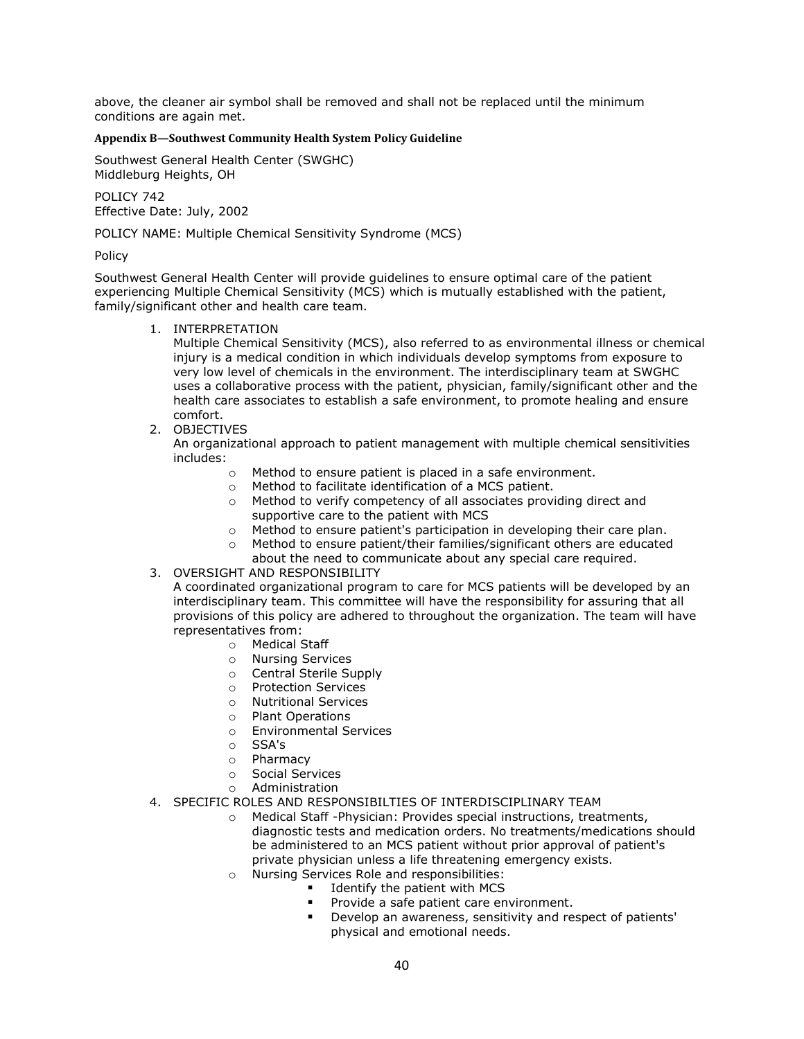above, the cleaner air symbol shall be removed and shall not be replaced until the minimum conditions are again met.

#### Appendix B—Southwest Community Health System Policy Guideline

Southwest General Health Center (SWGHC)
Middleburg Heights, OH

POLICY 742
Effective Date: July, 2002

POLICY NAME: Multiple Chemical Sensitivity Syndrome (MCS)

Policy

Southwest General Health Center will provide guidelines to ensure optimal care of the patient experiencing Multiple Chemical Sensitivity (MCS) which is mutually established with the patient, family/significant other and health care team.

1. INTERPRETATION
   Multiple Chemical Sensitivity (MCS), also referred to as environmental illness or chemical injury is a medical condition in which individuals develop symptoms from exposure to very low level of chemicals in the environment. The interdisciplinary team at SWGHC uses a collaborative process with the patient, physician, family/significant other and the health care associates to establish a safe environment, to promote healing and ensure comfort.
2. OBJECTIVES
   An organizational approach to patient management with multiple chemical sensitivities includes:
   - Method to ensure patient is placed in a safe environment.
   - Method to facilitate identification of a MCS patient.
   - Method to verify competency of all associates providing direct and supportive care to the patient with MCS
   - Method to ensure patient's participation in developing their care plan.
   - Method to ensure patient/their families/significant others are educated about the need to communicate about any special care required.
3. OVERSIGHT AND RESPONSIBILITY
   A coordinated organizational program to care for MCS patients will be developed by an interdisciplinary team. This committee will have the responsibility for assuring that all provisions of this policy are adhered to throughout the organization. The team will have representatives from:
   - Medical Staff
   - Nursing Services
   - Central Sterile Supply
   - Protection Services
   - Nutritional Services
   - Plant Operations
   - Environmental Services
   - SSA's
   - Pharmacy
   - Social Services
   - Administration
4. SPECIFIC ROLES AND RESPONSIBILTIES OF INTERDISCIPLINARY TEAM
   - Medical Staff -Physician: Provides special instructions, treatments, diagnostic tests and medication orders. No treatments/medications should be administered to an MCS patient without prior approval of patient's private physician unless a life threatening emergency exists.
   - Nursing Services Role and responsibilities:
     - Identify the patient with MCS
     - Provide a safe patient care environment.
     - Develop an awareness, sensitivity and respect of patients' physical and emotional needs.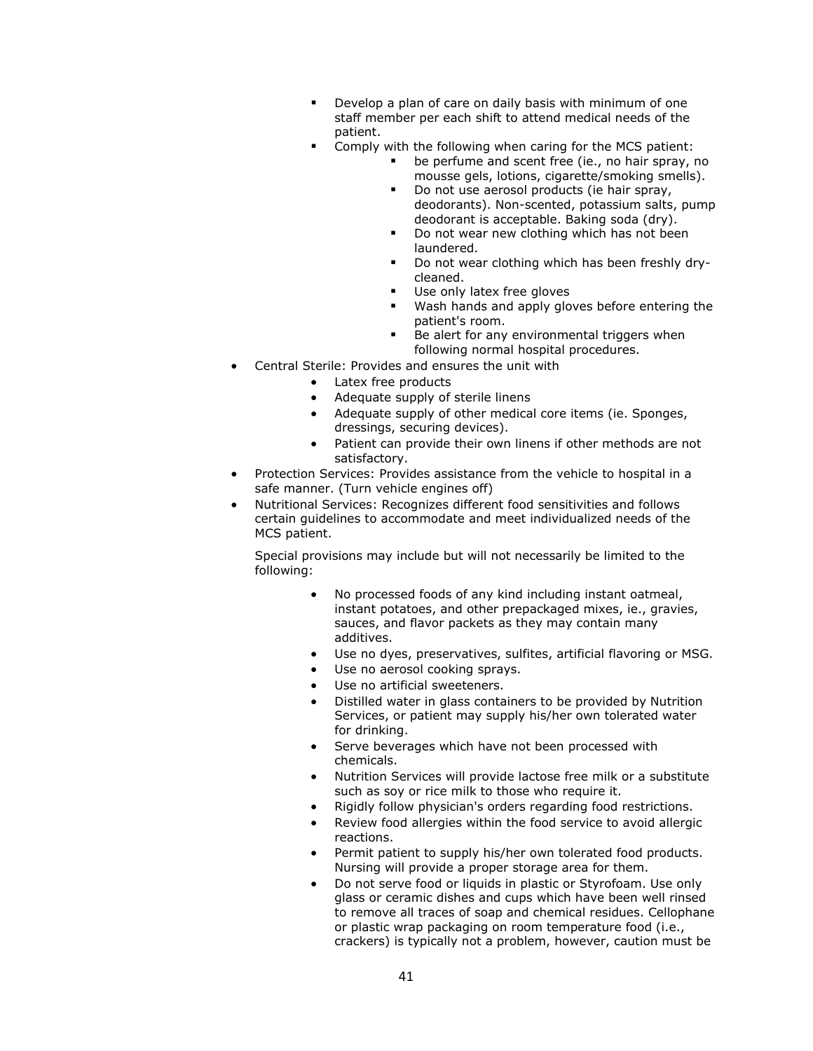- Develop a plan of care on daily basis with minimum of one staff member per each shift to attend medical needs of the patient.
    - Comply with the following when caring for the MCS patient:
        - be perfume and scent free (ie., no hair spray, no mousse gels, lotions, cigarette/smoking smells).
        - Do not use aerosol products (ie hair spray, deodorants). Non-scented, potassium salts, pump deodorant is acceptable. Baking soda (dry).
        - Do not wear new clothing which has not been laundered.
        - Do not wear clothing which has been freshly dry-cleaned.
        - Use only latex free gloves
        - Wash hands and apply gloves before entering the patient's room.
        - Be alert for any environmental triggers when following normal hospital procedures.

- Central Sterile: Provides and ensures the unit with
    - Latex free products
    - Adequate supply of sterile linens
    - Adequate supply of other medical core items (ie. Sponges, dressings, securing devices).
    - Patient can provide their own linens if other methods are not satisfactory.
- Protection Services: Provides assistance from the vehicle to hospital in a safe manner. (Turn vehicle engines off)
- Nutritional Services: Recognizes different food sensitivities and follows certain guidelines to accommodate and meet individualized needs of the MCS patient.

  Special provisions may include but will not necessarily be limited to the following:

    - No processed foods of any kind including instant oatmeal, instant potatoes, and other prepackaged mixes, ie., gravies, sauces, and flavor packets as they may contain many additives.
    - Use no dyes, preservatives, sulfites, artificial flavoring or MSG.
    - Use no aerosol cooking sprays.
    - Use no artificial sweeteners.
    - Distilled water in glass containers to be provided by Nutrition Services, or patient may supply his/her own tolerated water for drinking.
    - Serve beverages which have not been processed with chemicals.
    - Nutrition Services will provide lactose free milk or a substitute such as soy or rice milk to those who require it.
    - Rigidly follow physician's orders regarding food restrictions.
    - Review food allergies within the food service to avoid allergic reactions.
    - Permit patient to supply his/her own tolerated food products. Nursing will provide a proper storage area for them.
    - Do not serve food or liquids in plastic or Styrofoam. Use only glass or ceramic dishes and cups which have been well rinsed to remove all traces of soap and chemical residues. Cellophane or plastic wrap packaging on room temperature food (i.e., crackers) is typically not a problem, however, caution must be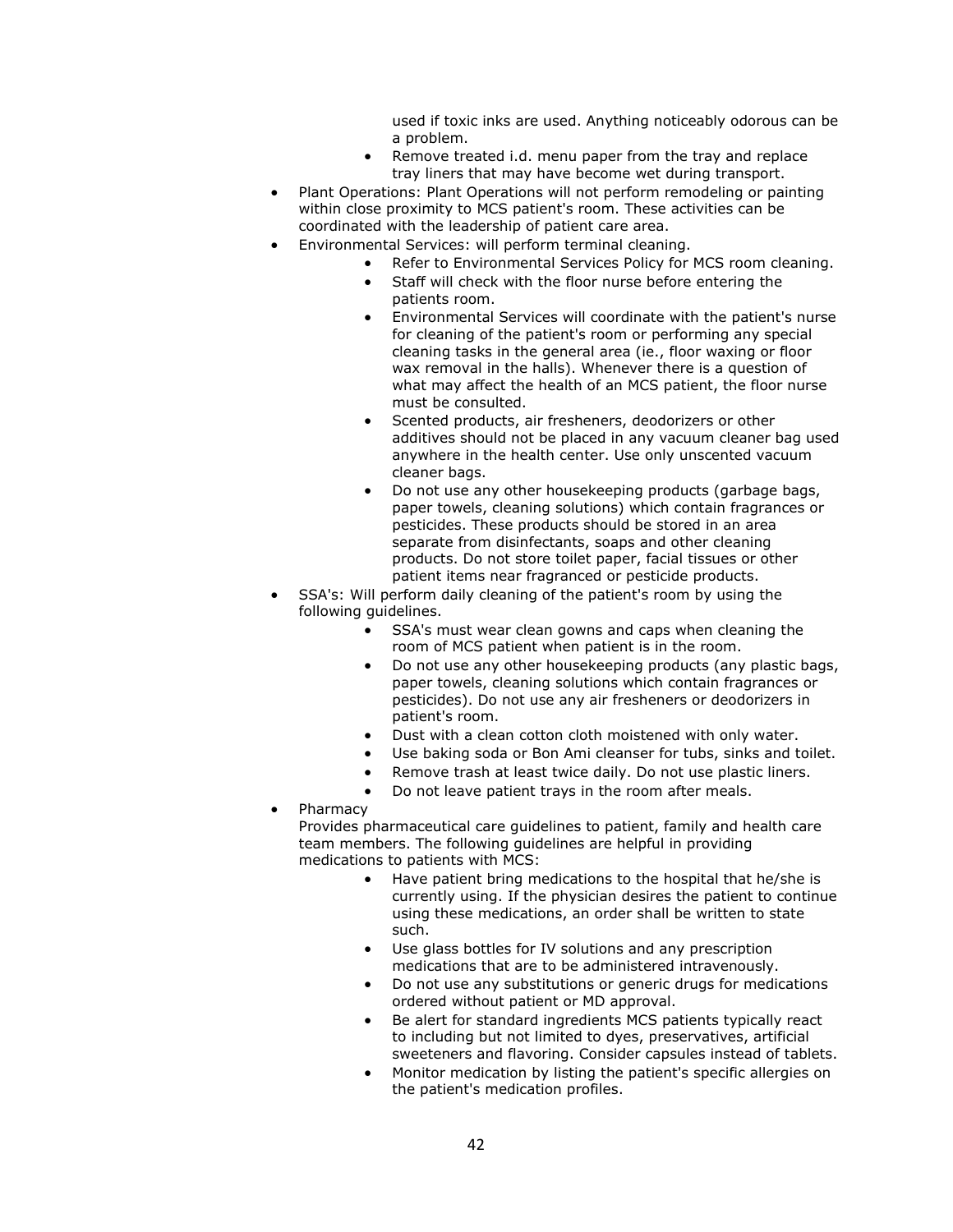used if toxic inks are used. Anything noticeably odorous can be a problem.

  - Remove treated i.d. menu paper from the tray and replace tray liners that may have become wet during transport.

- Plant Operations: Plant Operations will not perform remodeling or painting within close proximity to MCS patient's room. These activities can be coordinated with the leadership of patient care area.
- Environmental Services: will perform terminal cleaning.
  - Refer to Environmental Services Policy for MCS room cleaning.
  - Staff will check with the floor nurse before entering the patients room.
  - Environmental Services will coordinate with the patient's nurse for cleaning of the patient's room or performing any special cleaning tasks in the general area (ie., floor waxing or floor wax removal in the halls). Whenever there is a question of what may affect the health of an MCS patient, the floor nurse must be consulted.
  - Scented products, air fresheners, deodorizers or other additives should not be placed in any vacuum cleaner bag used anywhere in the health center. Use only unscented vacuum cleaner bags.
  - Do not use any other housekeeping products (garbage bags, paper towels, cleaning solutions) which contain fragrances or pesticides. These products should be stored in an area separate from disinfectants, soaps and other cleaning products. Do not store toilet paper, facial tissues or other patient items near fragranced or pesticide products.
- SSA's: Will perform daily cleaning of the patient's room by using the following guidelines.
  - SSA's must wear clean gowns and caps when cleaning the room of MCS patient when patient is in the room.
  - Do not use any other housekeeping products (any plastic bags, paper towels, cleaning solutions which contain fragrances or pesticides). Do not use any air fresheners or deodorizers in patient's room.
  - Dust with a clean cotton cloth moistened with only water.
  - Use baking soda or Bon Ami cleanser for tubs, sinks and toilet.
  - Remove trash at least twice daily. Do not use plastic liners.
  - Do not leave patient trays in the room after meals.
- Pharmacy
  Provides pharmaceutical care guidelines to patient, family and health care team members. The following guidelines are helpful in providing medications to patients with MCS:
  - Have patient bring medications to the hospital that he/she is currently using. If the physician desires the patient to continue using these medications, an order shall be written to state such.
  - Use glass bottles for IV solutions and any prescription medications that are to be administered intravenously.
  - Do not use any substitutions or generic drugs for medications ordered without patient or MD approval.
  - Be alert for standard ingredients MCS patients typically react to including but not limited to dyes, preservatives, artificial sweeteners and flavoring. Consider capsules instead of tablets.
  - Monitor medication by listing the patient's specific allergies on the patient's medication profiles.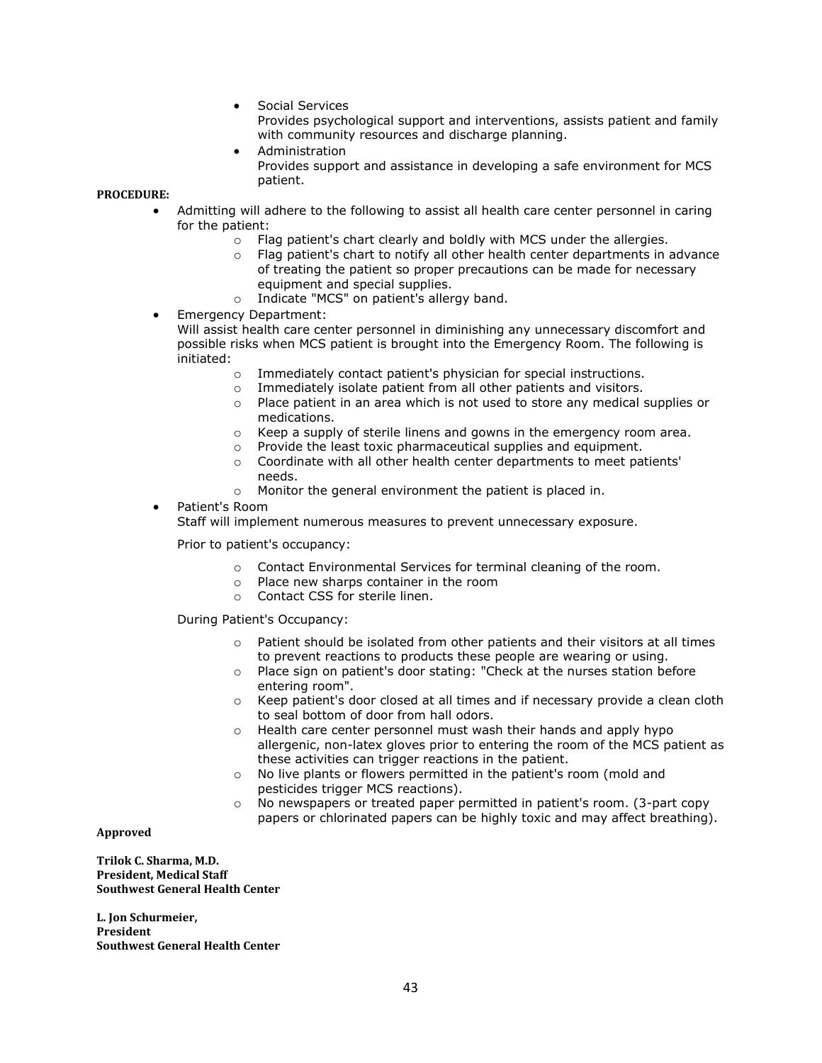- Social Services
  Provides psychological support and interventions, assists patient and family with community resources and discharge planning.
- Administration
  Provides support and assistance in developing a safe environment for MCS patient.

**PROCEDURE:**

- Admitting will adhere to the following to assist all health care center personnel in caring for the patient:
  - Flag patient's chart clearly and boldly with MCS under the allergies.
  - Flag patient's chart to notify all other health center departments in advance of treating the patient so proper precautions can be made for necessary equipment and special supplies.
  - Indicate "MCS" on patient's allergy band.
- Emergency Department:
  Will assist health care center personnel in diminishing any unnecessary discomfort and possible risks when MCS patient is brought into the Emergency Room. The following is initiated:
  - Immediately contact patient's physician for special instructions.
  - Immediately isolate patient from all other patients and visitors.
  - Place patient in an area which is not used to store any medical supplies or medications.
  - Keep a supply of sterile linens and gowns in the emergency room area.
  - Provide the least toxic pharmaceutical supplies and equipment.
  - Coordinate with all other health center departments to meet patients' needs.
  - Monitor the general environment the patient is placed in.
- Patient's Room
  Staff will implement numerous measures to prevent unnecessary exposure.

  Prior to patient's occupancy:

  - Contact Environmental Services for terminal cleaning of the room.
  - Place new sharps container in the room
  - Contact CSS for sterile linen.

  During Patient's Occupancy:

  - Patient should be isolated from other patients and their visitors at all times to prevent reactions to products these people are wearing or using.
  - Place sign on patient's door stating: "Check at the nurses station before entering room".
  - Keep patient's door closed at all times and if necessary provide a clean cloth to seal bottom of door from hall odors.
  - Health care center personnel must wash their hands and apply hypo allergenic, non-latex gloves prior to entering the room of the MCS patient as these activities can trigger reactions in the patient.
  - No live plants or flowers permitted in the patient's room (mold and pesticides trigger MCS reactions).
  - No newspapers or treated paper permitted in patient's room. (3-part copy papers or chlorinated papers can be highly toxic and may affect breathing).

**Approved**

**Trilok C. Sharma, M.D.**
**President, Medical Staff**
**Southwest General Health Center**

**L. Jon Schurmeier,**
**President**
**Southwest General Health Center**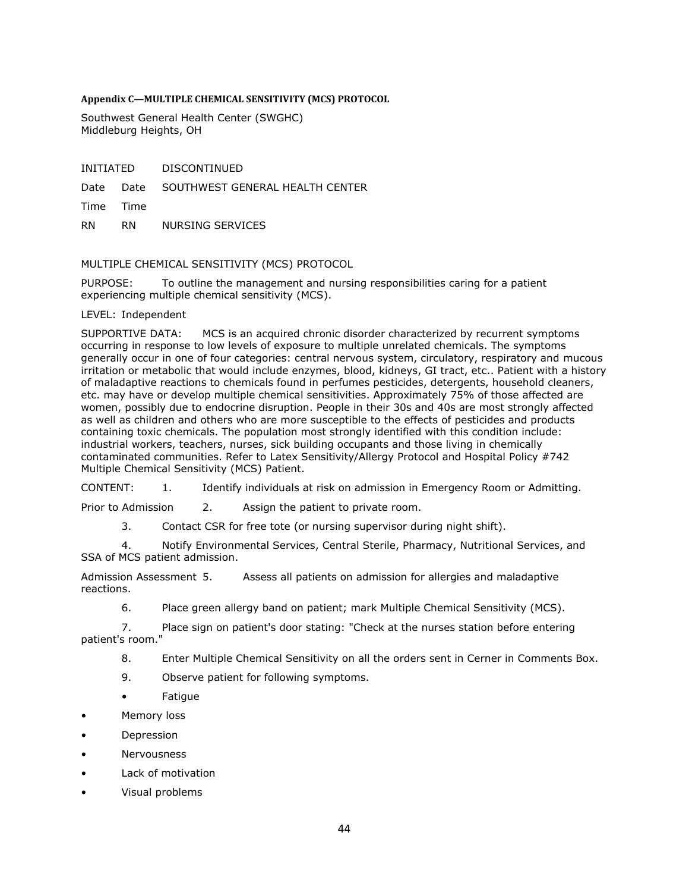**Appendix C—MULTIPLE CHEMICAL SENSITIVITY (MCS) PROTOCOL**

Southwest General Health Center (SWGHC)
Middleburg Heights, OH

| INITIATED | DISCONTINUED | |
|---|---|---|
| Date | Date | SOUTHWEST GENERAL HEALTH CENTER |
| Time | Time | |
| RN | RN | NURSING SERVICES |

MULTIPLE CHEMICAL SENSITIVITY (MCS) PROTOCOL

PURPOSE: To outline the management and nursing responsibilities caring for a patient experiencing multiple chemical sensitivity (MCS).

LEVEL: Independent

SUPPORTIVE DATA: MCS is an acquired chronic disorder characterized by recurrent symptoms occurring in response to low levels of exposure to multiple unrelated chemicals. The symptoms generally occur in one of four categories: central nervous system, circulatory, respiratory and mucous irritation or metabolic that would include enzymes, blood, kidneys, GI tract, etc.. Patient with a history of maladaptive reactions to chemicals found in perfumes pesticides, detergents, household cleaners, etc. may have or develop multiple chemical sensitivities. Approximately 75% of those affected are women, possibly due to endocrine disruption. People in their 30s and 40s are most strongly affected as well as children and others who are more susceptible to the effects of pesticides and products containing toxic chemicals. The population most strongly identified with this condition include: industrial workers, teachers, nurses, sick building occupants and those living in chemically contaminated communities. Refer to Latex Sensitivity/Allergy Protocol and Hospital Policy #742 Multiple Chemical Sensitivity (MCS) Patient.

CONTENT: 1. Identify individuals at risk on admission in Emergency Room or Admitting.

Prior to Admission 2. Assign the patient to private room.

3. Contact CSR for free tote (or nursing supervisor during night shift).

4. Notify Environmental Services, Central Sterile, Pharmacy, Nutritional Services, and SSA of MCS patient admission.

Admission Assessment 5. Assess all patients on admission for allergies and maladaptive reactions.

6. Place green allergy band on patient; mark Multiple Chemical Sensitivity (MCS).

7. Place sign on patient's door stating: "Check at the nurses station before entering patient's room."

8. Enter Multiple Chemical Sensitivity on all the orders sent in Cerner in Comments Box.

9. Observe patient for following symptoms.

- Fatigue
- Memory loss
- Depression
- Nervousness
- Lack of motivation
- Visual problems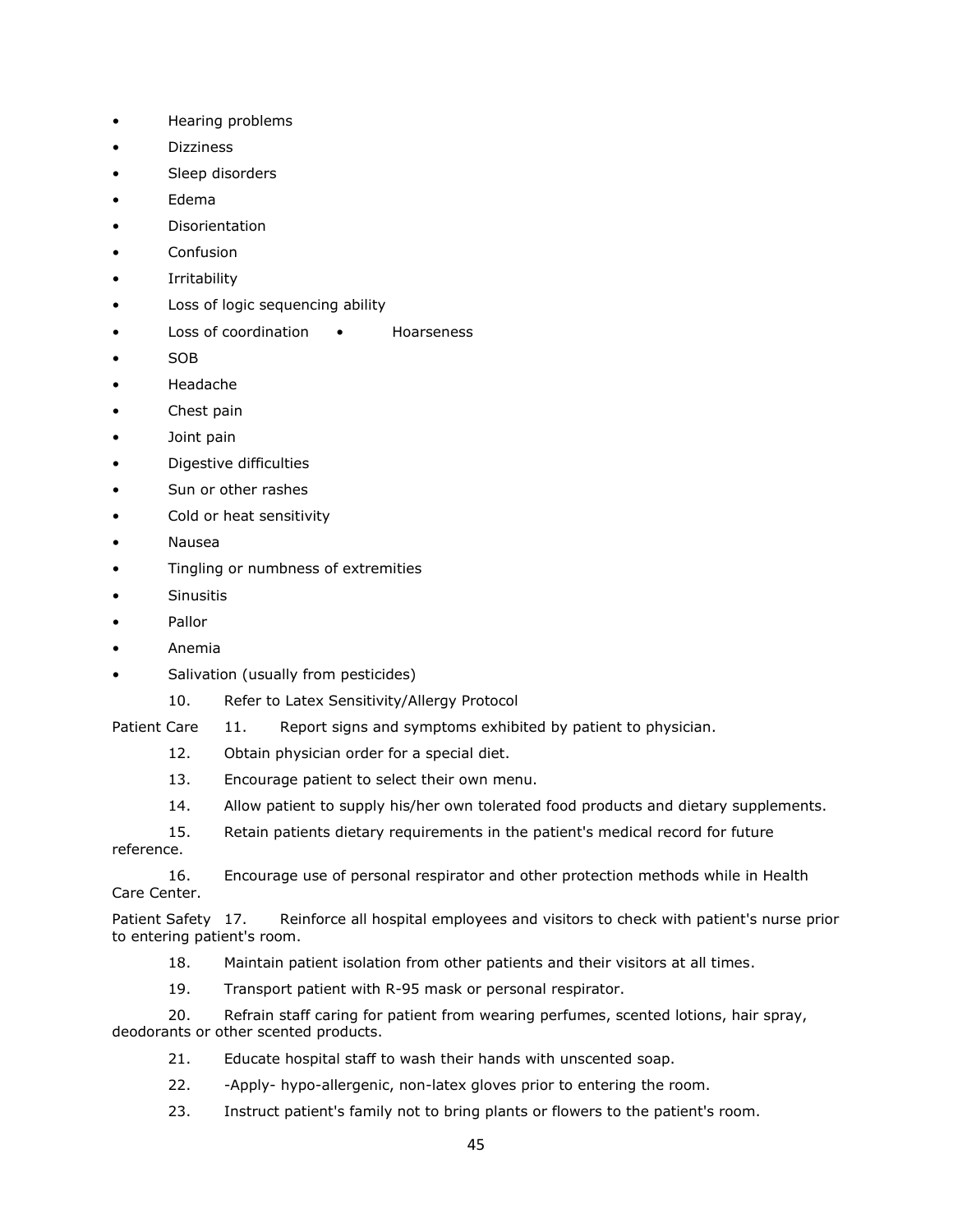- Hearing problems
- Dizziness
- Sleep disorders
- Edema
- Disorientation
- Confusion
- Irritability
- Loss of logic sequencing ability
- Loss of coordination
- Hoarseness
- SOB
- Headache
- Chest pain
- Joint pain
- Digestive difficulties
- Sun or other rashes
- Cold or heat sensitivity
- Nausea
- Tingling or numbness of extremities
- Sinusitis
- Pallor
- Anemia
- Salivation (usually from pesticides)

10. Refer to Latex Sensitivity/Allergy Protocol

Patient Care

11. Report signs and symptoms exhibited by patient to physician.
12. Obtain physician order for a special diet.
13. Encourage patient to select their own menu.
14. Allow patient to supply his/her own tolerated food products and dietary supplements.
15. Retain patients dietary requirements in the patient's medical record for future reference.
16. Encourage use of personal respirator and other protection methods while in Health Care Center.

Patient Safety

17. Reinforce all hospital employees and visitors to check with patient's nurse prior to entering patient's room.
18. Maintain patient isolation from other patients and their visitors at all times.
19. Transport patient with R-95 mask or personal respirator.
20. Refrain staff caring for patient from wearing perfumes, scented lotions, hair spray, deodorants or other scented products.
21. Educate hospital staff to wash their hands with unscented soap.
22. -Apply- hypo-allergenic, non-latex gloves prior to entering the room.
23. Instruct patient's family not to bring plants or flowers to the patient's room.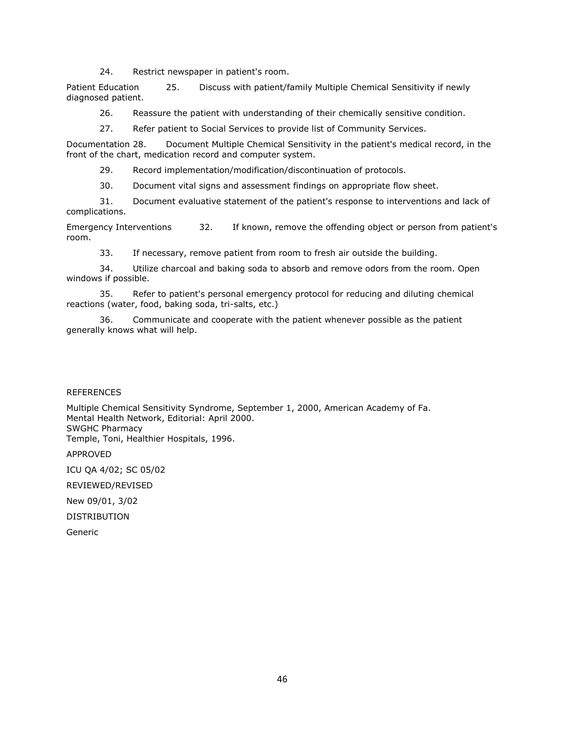24. Restrict newspaper in patient's room.

Patient Education 25. Discuss with patient/family Multiple Chemical Sensitivity if newly diagnosed patient.

26. Reassure the patient with understanding of their chemically sensitive condition.

27. Refer patient to Social Services to provide list of Community Services.

Documentation 28. Document Multiple Chemical Sensitivity in the patient's medical record, in the front of the chart, medication record and computer system.

29. Record implementation/modification/discontinuation of protocols.

30. Document vital signs and assessment findings on appropriate flow sheet.

31. Document evaluative statement of the patient's response to interventions and lack of complications.

Emergency Interventions 32. If known, remove the offending object or person from patient's room.

33. If necessary, remove patient from room to fresh air outside the building.

34. Utilize charcoal and baking soda to absorb and remove odors from the room. Open windows if possible.

35. Refer to patient's personal emergency protocol for reducing and diluting chemical reactions (water, food, baking soda, tri-salts, etc.)

36. Communicate and cooperate with the patient whenever possible as the patient generally knows what will help.

REFERENCES

Multiple Chemical Sensitivity Syndrome, September 1, 2000, American Academy of Fa.
Mental Health Network, Editorial: April 2000.
SWGHC Pharmacy
Temple, Toni, Healthier Hospitals, 1996.

APPROVED

ICU QA 4/02; SC 05/02

REVIEWED/REVISED

New 09/01, 3/02

DISTRIBUTION

Generic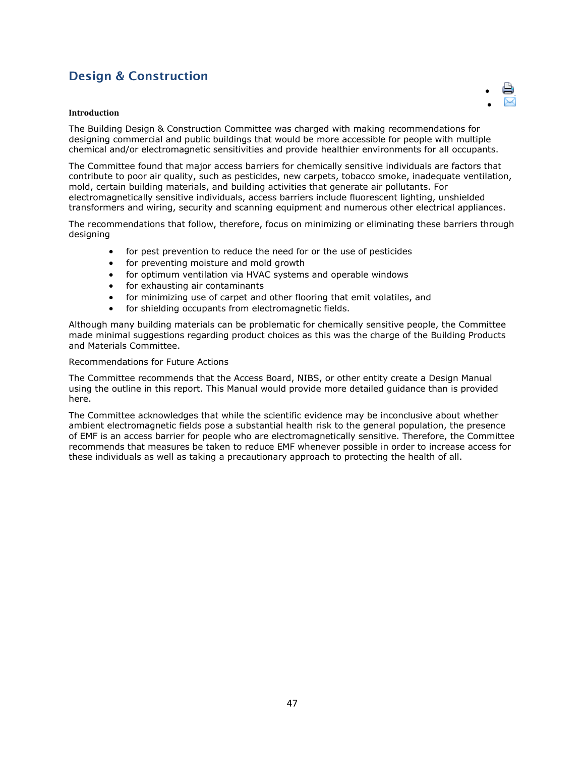## Design & Construction

**Introduction**

The Building Design & Construction Committee was charged with making recommendations for designing commercial and public buildings that would be more accessible for people with multiple chemical and/or electromagnetic sensitivities and provide healthier environments for all occupants.

The Committee found that major access barriers for chemically sensitive individuals are factors that contribute to poor air quality, such as pesticides, new carpets, tobacco smoke, inadequate ventilation, mold, certain building materials, and building activities that generate air pollutants. For electromagnetically sensitive individuals, access barriers include fluorescent lighting, unshielded transformers and wiring, security and scanning equipment and numerous other electrical appliances.

The recommendations that follow, therefore, focus on minimizing or eliminating these barriers through designing

- for pest prevention to reduce the need for or the use of pesticides
- for preventing moisture and mold growth
- for optimum ventilation via HVAC systems and operable windows
- for exhausting air contaminants
- for minimizing use of carpet and other flooring that emit volatiles, and
- for shielding occupants from electromagnetic fields.

Although many building materials can be problematic for chemically sensitive people, the Committee made minimal suggestions regarding product choices as this was the charge of the Building Products and Materials Committee.

Recommendations for Future Actions

The Committee recommends that the Access Board, NIBS, or other entity create a Design Manual using the outline in this report. This Manual would provide more detailed guidance than is provided here.

The Committee acknowledges that while the scientific evidence may be inconclusive about whether ambient electromagnetic fields pose a substantial health risk to the general population, the presence of EMF is an access barrier for people who are electromagnetically sensitive. Therefore, the Committee recommends that measures be taken to reduce EMF whenever possible in order to increase access for these individuals as well as taking a precautionary approach to protecting the health of all.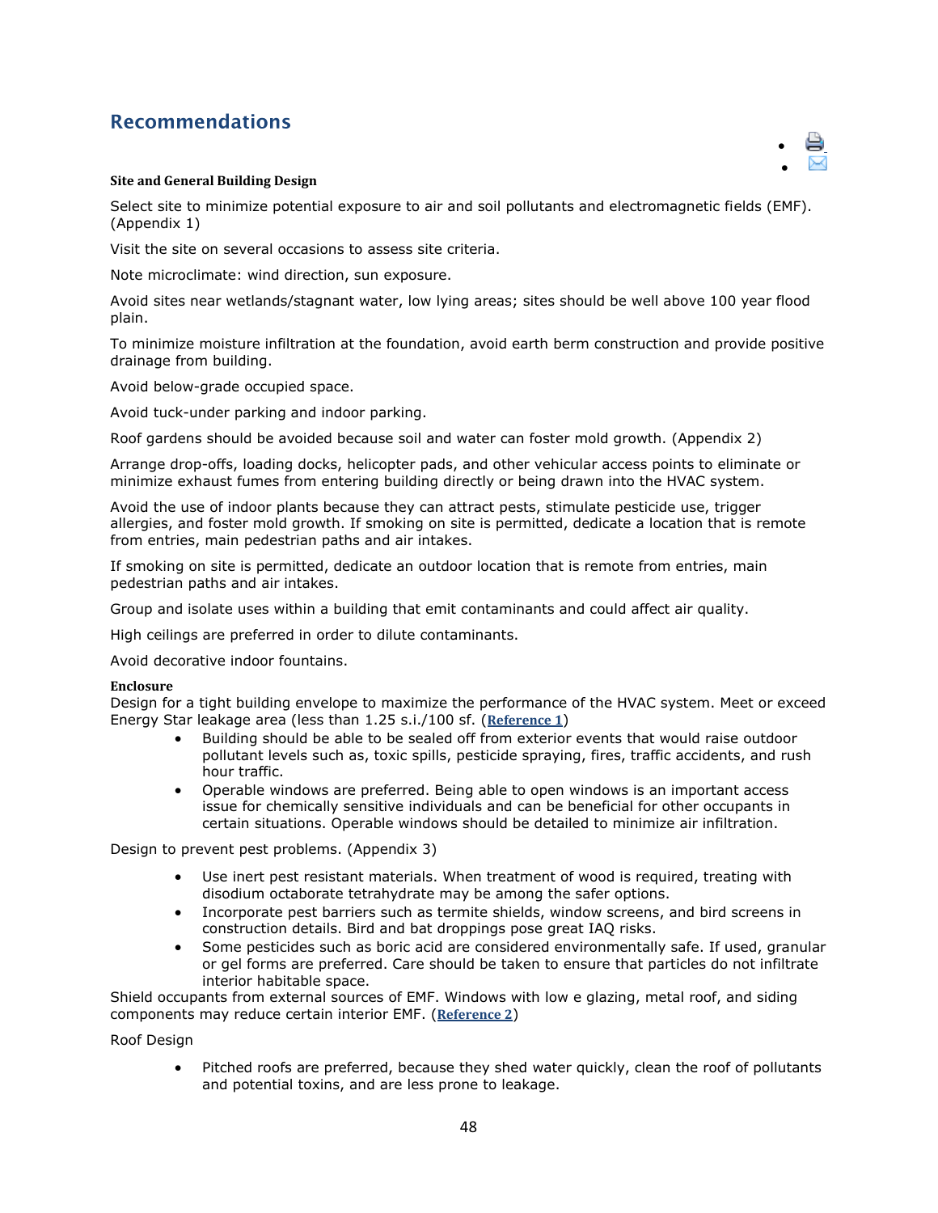## Recommendations

**Site and General Building Design**

Select site to minimize potential exposure to air and soil pollutants and electromagnetic fields (EMF). (Appendix 1)

Visit the site on several occasions to assess site criteria.

Note microclimate: wind direction, sun exposure.

Avoid sites near wetlands/stagnant water, low lying areas; sites should be well above 100 year flood plain.

To minimize moisture infiltration at the foundation, avoid earth berm construction and provide positive drainage from building.

Avoid below-grade occupied space.

Avoid tuck-under parking and indoor parking.

Roof gardens should be avoided because soil and water can foster mold growth. (Appendix 2)

Arrange drop-offs, loading docks, helicopter pads, and other vehicular access points to eliminate or minimize exhaust fumes from entering building directly or being drawn into the HVAC system.

Avoid the use of indoor plants because they can attract pests, stimulate pesticide use, trigger allergies, and foster mold growth. If smoking on site is permitted, dedicate a location that is remote from entries, main pedestrian paths and air intakes.

If smoking on site is permitted, dedicate an outdoor location that is remote from entries, main pedestrian paths and air intakes.

Group and isolate uses within a building that emit contaminants and could affect air quality.

High ceilings are preferred in order to dilute contaminants.

Avoid decorative indoor fountains.

**Enclosure**

Design for a tight building envelope to maximize the performance of the HVAC system. Meet or exceed Energy Star leakage area (less than 1.25 s.i./100 sf. (**Reference 1**)

- Building should be able to be sealed off from exterior events that would raise outdoor pollutant levels such as, toxic spills, pesticide spraying, fires, traffic accidents, and rush hour traffic.
- Operable windows are preferred. Being able to open windows is an important access issue for chemically sensitive individuals and can be beneficial for other occupants in certain situations. Operable windows should be detailed to minimize air infiltration.

Design to prevent pest problems. (Appendix 3)

- Use inert pest resistant materials. When treatment of wood is required, treating with disodium octaborate tetrahydrate may be among the safer options.
- Incorporate pest barriers such as termite shields, window screens, and bird screens in construction details. Bird and bat droppings pose great IAQ risks.
- Some pesticides such as boric acid are considered environmentally safe. If used, granular or gel forms are preferred. Care should be taken to ensure that particles do not infiltrate interior habitable space.

Shield occupants from external sources of EMF. Windows with low e glazing, metal roof, and siding components may reduce certain interior EMF. (**Reference 2**)

Roof Design

- Pitched roofs are preferred, because they shed water quickly, clean the roof of pollutants and potential toxins, and are less prone to leakage.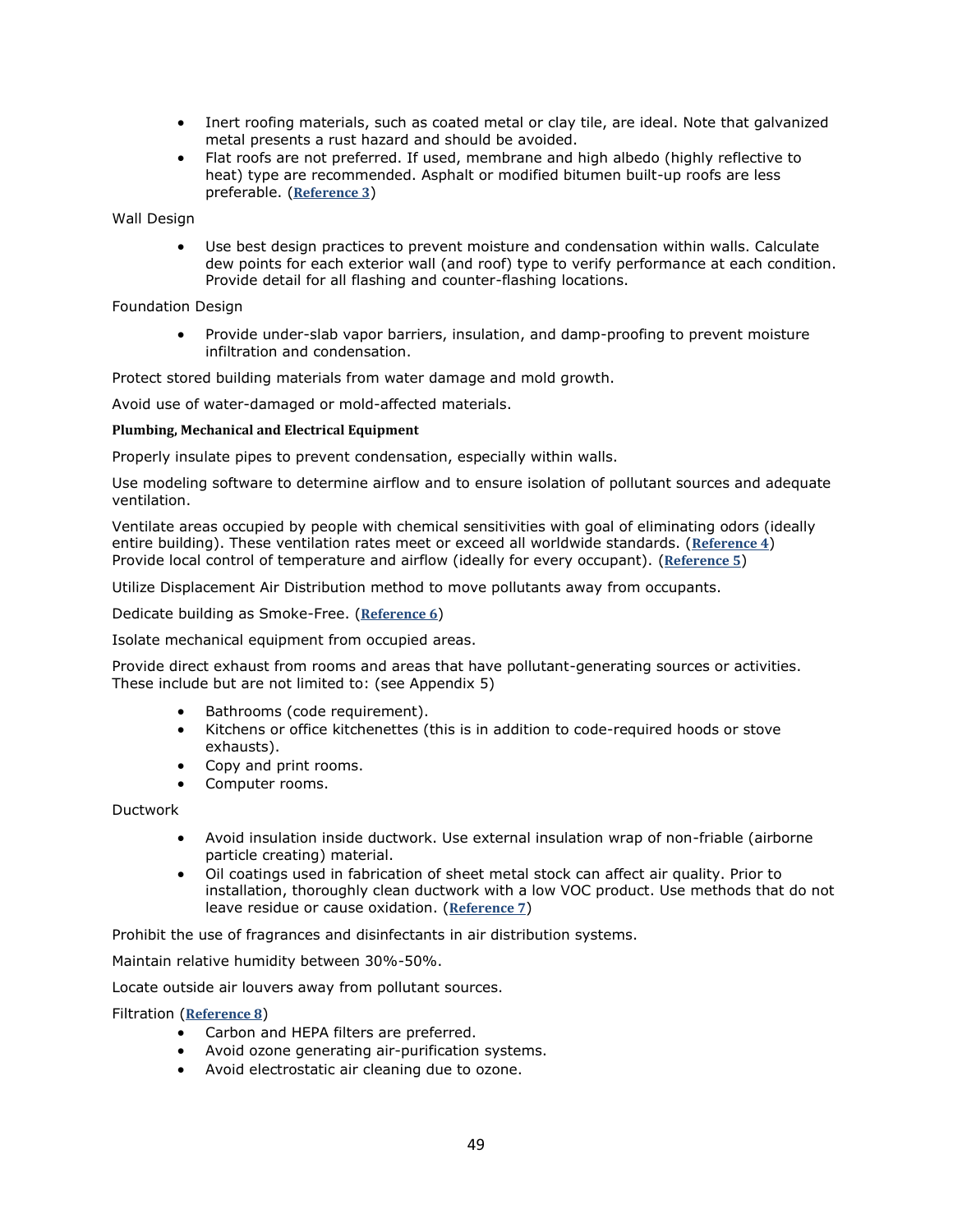- Inert roofing materials, such as coated metal or clay tile, are ideal. Note that galvanized metal presents a rust hazard and should be avoided.
- Flat roofs are not preferred. If used, membrane and high albedo (highly reflective to heat) type are recommended. Asphalt or modified bitumen built-up roofs are less preferable. (**Reference 3**)

Wall Design

- Use best design practices to prevent moisture and condensation within walls. Calculate dew points for each exterior wall (and roof) type to verify performance at each condition. Provide detail for all flashing and counter-flashing locations.

Foundation Design

- Provide under-slab vapor barriers, insulation, and damp-proofing to prevent moisture infiltration and condensation.

Protect stored building materials from water damage and mold growth.

Avoid use of water-damaged or mold-affected materials.

**Plumbing, Mechanical and Electrical Equipment**

Properly insulate pipes to prevent condensation, especially within walls.

Use modeling software to determine airflow and to ensure isolation of pollutant sources and adequate ventilation.

Ventilate areas occupied by people with chemical sensitivities with goal of eliminating odors (ideally entire building). These ventilation rates meet or exceed all worldwide standards. (**Reference 4**) Provide local control of temperature and airflow (ideally for every occupant). (**Reference 5**)

Utilize Displacement Air Distribution method to move pollutants away from occupants.

Dedicate building as Smoke-Free. (**Reference 6**)

Isolate mechanical equipment from occupied areas.

Provide direct exhaust from rooms and areas that have pollutant-generating sources or activities. These include but are not limited to: (see Appendix 5)

- Bathrooms (code requirement).
- Kitchens or office kitchenettes (this is in addition to code-required hoods or stove exhausts).
- Copy and print rooms.
- Computer rooms.

Ductwork

- Avoid insulation inside ductwork. Use external insulation wrap of non-friable (airborne particle creating) material.
- Oil coatings used in fabrication of sheet metal stock can affect air quality. Prior to installation, thoroughly clean ductwork with a low VOC product. Use methods that do not leave residue or cause oxidation. (**Reference 7**)

Prohibit the use of fragrances and disinfectants in air distribution systems.

Maintain relative humidity between 30%-50%.

Locate outside air louvers away from pollutant sources.

Filtration (**Reference 8**)

- Carbon and HEPA filters are preferred.
- Avoid ozone generating air-purification systems.
- Avoid electrostatic air cleaning due to ozone.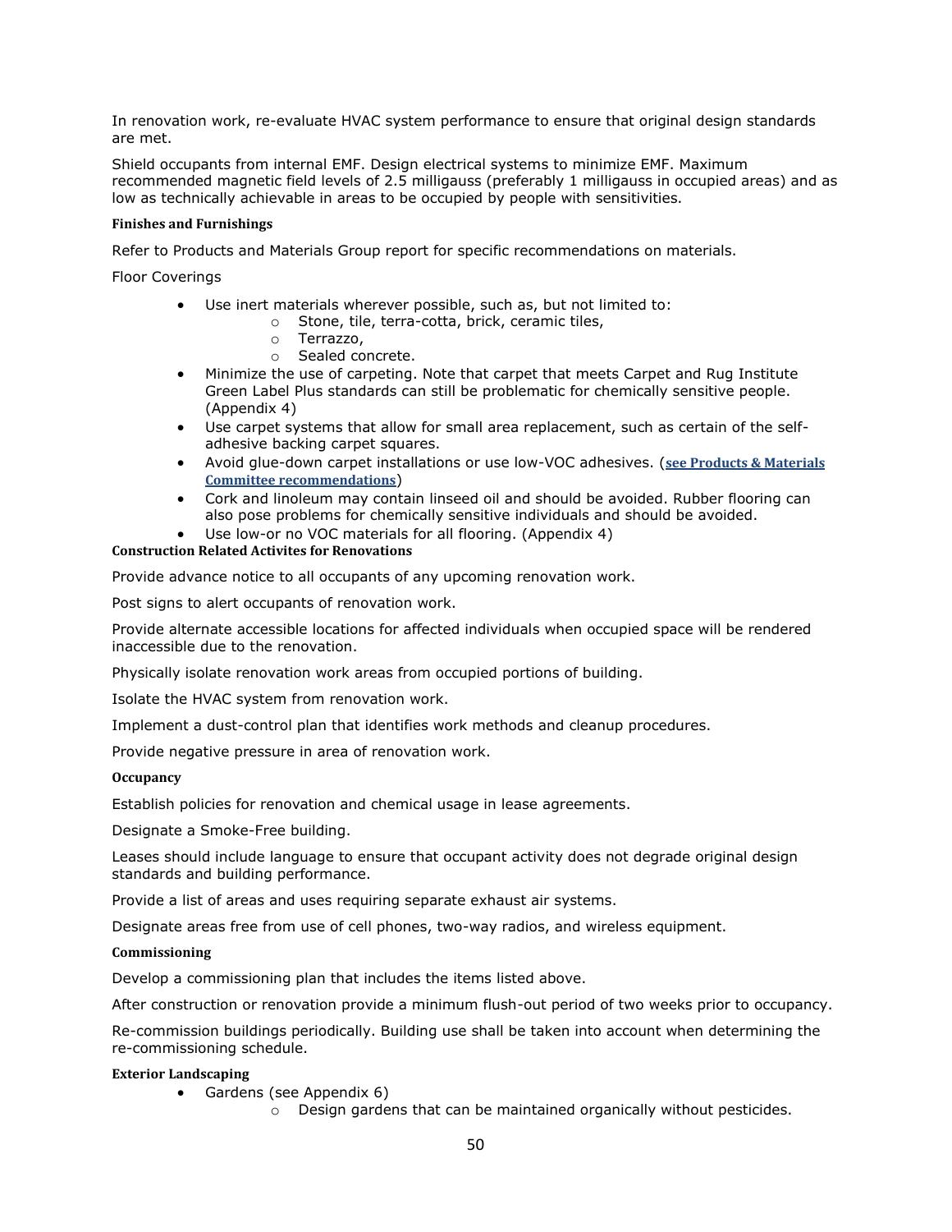In renovation work, re-evaluate HVAC system performance to ensure that original design standards are met.

Shield occupants from internal EMF. Design electrical systems to minimize EMF. Maximum recommended magnetic field levels of 2.5 milligauss (preferably 1 milligauss in occupied areas) and as low as technically achievable in areas to be occupied by people with sensitivities.

#### Finishes and Furnishings

Refer to Products and Materials Group report for specific recommendations on materials.

Floor Coverings

- Use inert materials wherever possible, such as, but not limited to:
  - Stone, tile, terra-cotta, brick, ceramic tiles,
  - Terrazzo,
  - Sealed concrete.
- Minimize the use of carpeting. Note that carpet that meets Carpet and Rug Institute Green Label Plus standards can still be problematic for chemically sensitive people. (Appendix 4)
- Use carpet systems that allow for small area replacement, such as certain of the self-adhesive backing carpet squares.
- Avoid glue-down carpet installations or use low-VOC adhesives. (**see Products & Materials Committee recommendations**)
- Cork and linoleum may contain linseed oil and should be avoided. Rubber flooring can also pose problems for chemically sensitive individuals and should be avoided.
- Use low-or no VOC materials for all flooring. (Appendix 4)

#### Construction Related Activites for Renovations

Provide advance notice to all occupants of any upcoming renovation work.

Post signs to alert occupants of renovation work.

Provide alternate accessible locations for affected individuals when occupied space will be rendered inaccessible due to the renovation.

Physically isolate renovation work areas from occupied portions of building.

Isolate the HVAC system from renovation work.

Implement a dust-control plan that identifies work methods and cleanup procedures.

Provide negative pressure in area of renovation work.

#### Occupancy

Establish policies for renovation and chemical usage in lease agreements.

Designate a Smoke-Free building.

Leases should include language to ensure that occupant activity does not degrade original design standards and building performance.

Provide a list of areas and uses requiring separate exhaust air systems.

Designate areas free from use of cell phones, two-way radios, and wireless equipment.

#### Commissioning

Develop a commissioning plan that includes the items listed above.

After construction or renovation provide a minimum flush-out period of two weeks prior to occupancy.

Re-commission buildings periodically. Building use shall be taken into account when determining the re-commissioning schedule.

#### Exterior Landscaping

- Gardens (see Appendix 6)
  - Design gardens that can be maintained organically without pesticides.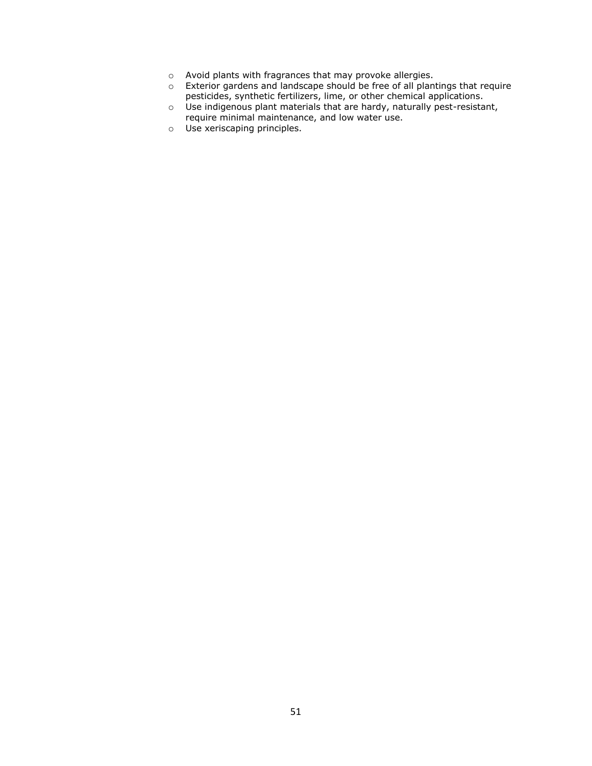- Avoid plants with fragrances that may provoke allergies.
- Exterior gardens and landscape should be free of all plantings that require pesticides, synthetic fertilizers, lime, or other chemical applications.
- Use indigenous plant materials that are hardy, naturally pest-resistant, require minimal maintenance, and low water use.
- Use xeriscaping principles.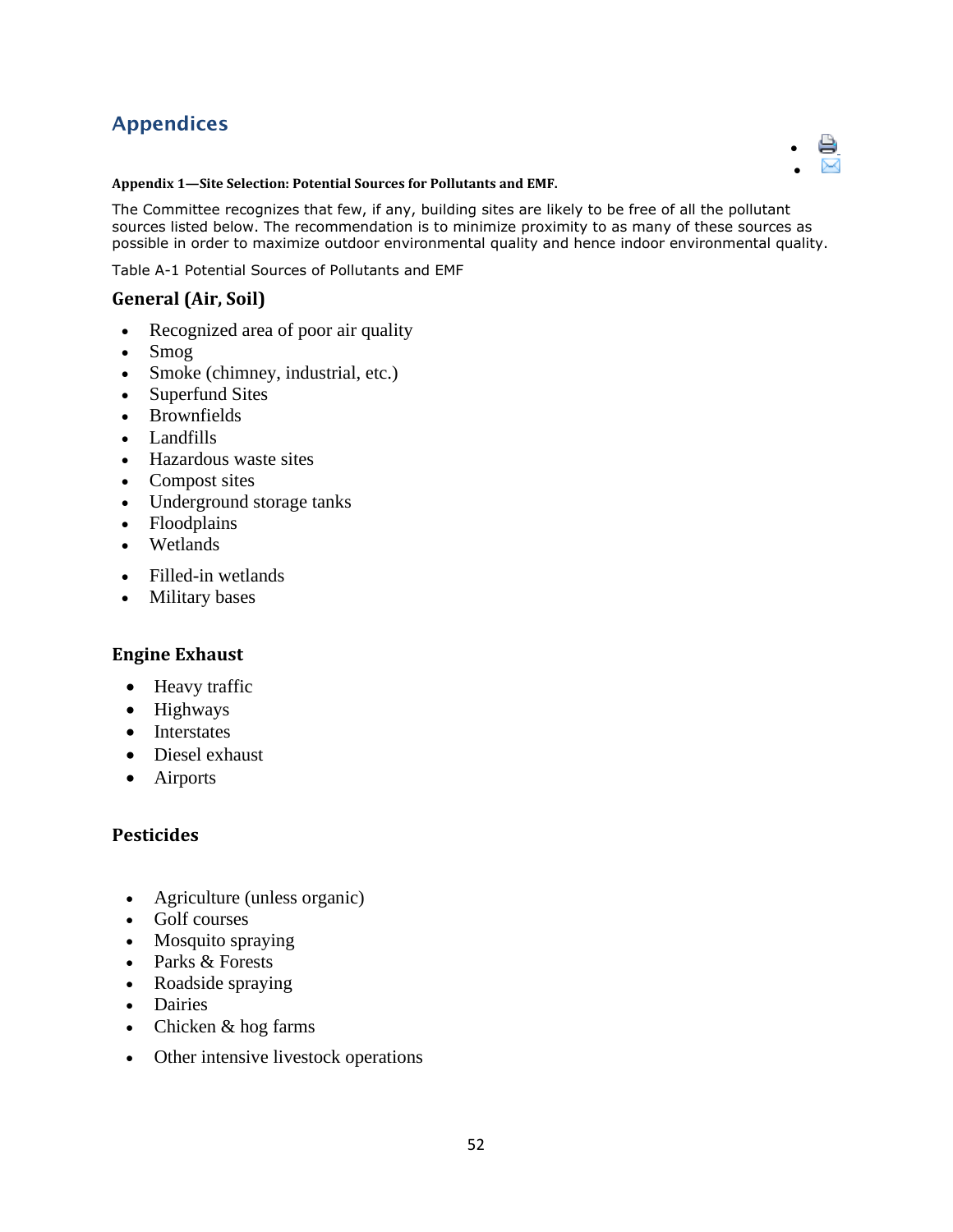## Appendices

**Appendix 1—Site Selection: Potential Sources for Pollutants and EMF.**

The Committee recognizes that few, if any, building sites are likely to be free of all the pollutant sources listed below. The recommendation is to minimize proximity to as many of these sources as possible in order to maximize outdoor environmental quality and hence indoor environmental quality.

Table A-1 Potential Sources of Pollutants and EMF

### General (Air, Soil)

- Recognized area of poor air quality
- Smog
- Smoke (chimney, industrial, etc.)
- Superfund Sites
- Brownfields
- Landfills
- Hazardous waste sites
- Compost sites
- Underground storage tanks
- Floodplains
- Wetlands
- Filled-in wetlands
- Military bases

### Engine Exhaust

- Heavy traffic
- Highways
- Interstates
- Diesel exhaust
- Airports

### Pesticides

- Agriculture (unless organic)
- Golf courses
- Mosquito spraying
- Parks & Forests
- Roadside spraying
- Dairies
- Chicken & hog farms
- Other intensive livestock operations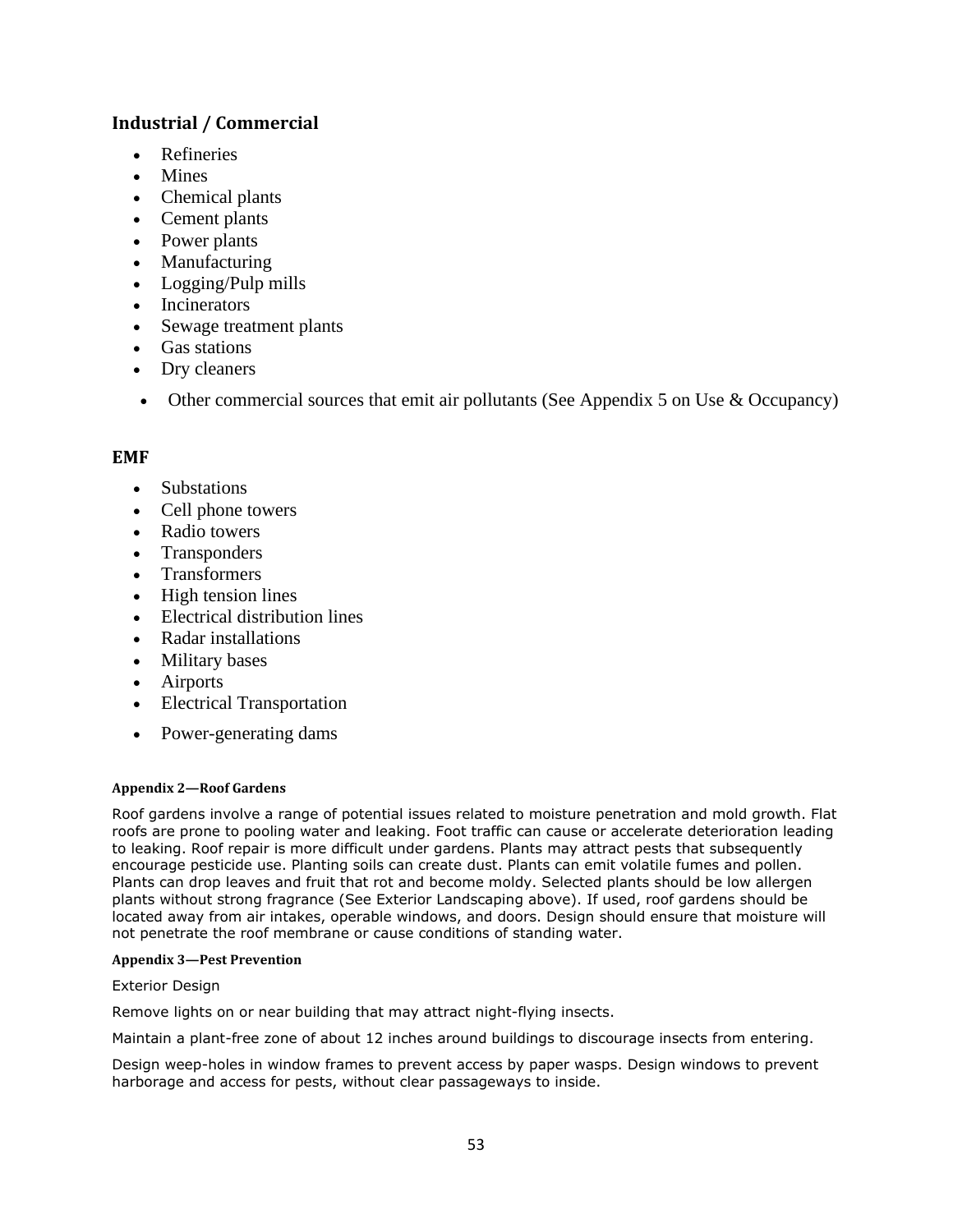### Industrial / Commercial

- Refineries
- Mines
- Chemical plants
- Cement plants
- Power plants
- Manufacturing
- Logging/Pulp mills
- Incinerators
- Sewage treatment plants
- Gas stations
- Dry cleaners
- Other commercial sources that emit air pollutants (See Appendix 5 on Use & Occupancy)

### EMF

- Substations
- Cell phone towers
- Radio towers
- Transponders
- Transformers
- High tension lines
- Electrical distribution lines
- Radar installations
- Military bases
- Airports
- Electrical Transportation
- Power-generating dams

#### Appendix 2—Roof Gardens

Roof gardens involve a range of potential issues related to moisture penetration and mold growth. Flat roofs are prone to pooling water and leaking. Foot traffic can cause or accelerate deterioration leading to leaking. Roof repair is more difficult under gardens. Plants may attract pests that subsequently encourage pesticide use. Planting soils can create dust. Plants can emit volatile fumes and pollen. Plants can drop leaves and fruit that rot and become moldy. Selected plants should be low allergen plants without strong fragrance (See Exterior Landscaping above). If used, roof gardens should be located away from air intakes, operable windows, and doors. Design should ensure that moisture will not penetrate the roof membrane or cause conditions of standing water.

#### Appendix 3—Pest Prevention

Exterior Design

Remove lights on or near building that may attract night-flying insects.

Maintain a plant-free zone of about 12 inches around buildings to discourage insects from entering.

Design weep-holes in window frames to prevent access by paper wasps. Design windows to prevent harborage and access for pests, without clear passageways to inside.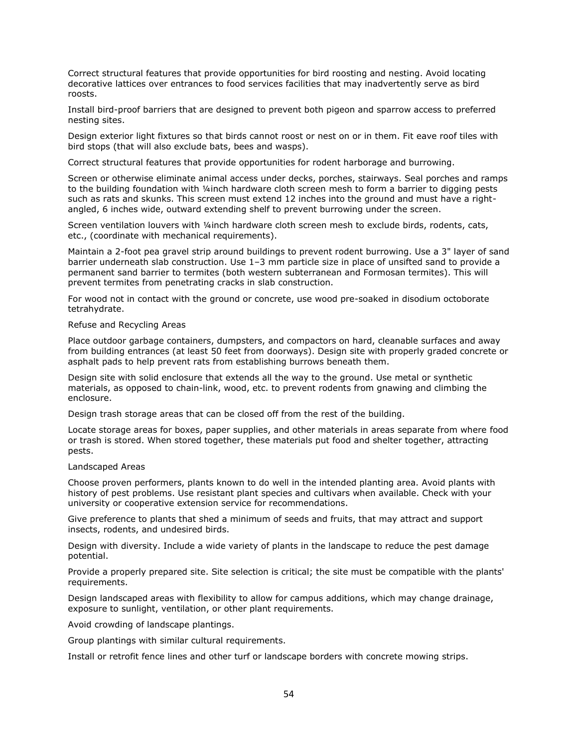Correct structural features that provide opportunities for bird roosting and nesting. Avoid locating decorative lattices over entrances to food services facilities that may inadvertently serve as bird roosts.

Install bird-proof barriers that are designed to prevent both pigeon and sparrow access to preferred nesting sites.

Design exterior light fixtures so that birds cannot roost or nest on or in them. Fit eave roof tiles with bird stops (that will also exclude bats, bees and wasps).

Correct structural features that provide opportunities for rodent harborage and burrowing.

Screen or otherwise eliminate animal access under decks, porches, stairways. Seal porches and ramps to the building foundation with ¼inch hardware cloth screen mesh to form a barrier to digging pests such as rats and skunks. This screen must extend 12 inches into the ground and must have a right-angled, 6 inches wide, outward extending shelf to prevent burrowing under the screen.

Screen ventilation louvers with ¼inch hardware cloth screen mesh to exclude birds, rodents, cats, etc., (coordinate with mechanical requirements).

Maintain a 2-foot pea gravel strip around buildings to prevent rodent burrowing. Use a 3" layer of sand barrier underneath slab construction. Use 1–3 mm particle size in place of unsifted sand to provide a permanent sand barrier to termites (both western subterranean and Formosan termites). This will prevent termites from penetrating cracks in slab construction.

For wood not in contact with the ground or concrete, use wood pre-soaked in disodium octoborate tetrahydrate.

Refuse and Recycling Areas

Place outdoor garbage containers, dumpsters, and compactors on hard, cleanable surfaces and away from building entrances (at least 50 feet from doorways). Design site with properly graded concrete or asphalt pads to help prevent rats from establishing burrows beneath them.

Design site with solid enclosure that extends all the way to the ground. Use metal or synthetic materials, as opposed to chain-link, wood, etc. to prevent rodents from gnawing and climbing the enclosure.

Design trash storage areas that can be closed off from the rest of the building.

Locate storage areas for boxes, paper supplies, and other materials in areas separate from where food or trash is stored. When stored together, these materials put food and shelter together, attracting pests.

Landscaped Areas

Choose proven performers, plants known to do well in the intended planting area. Avoid plants with history of pest problems. Use resistant plant species and cultivars when available. Check with your university or cooperative extension service for recommendations.

Give preference to plants that shed a minimum of seeds and fruits, that may attract and support insects, rodents, and undesired birds.

Design with diversity. Include a wide variety of plants in the landscape to reduce the pest damage potential.

Provide a properly prepared site. Site selection is critical; the site must be compatible with the plants' requirements.

Design landscaped areas with flexibility to allow for campus additions, which may change drainage, exposure to sunlight, ventilation, or other plant requirements.

Avoid crowding of landscape plantings.

Group plantings with similar cultural requirements.

Install or retrofit fence lines and other turf or landscape borders with concrete mowing strips.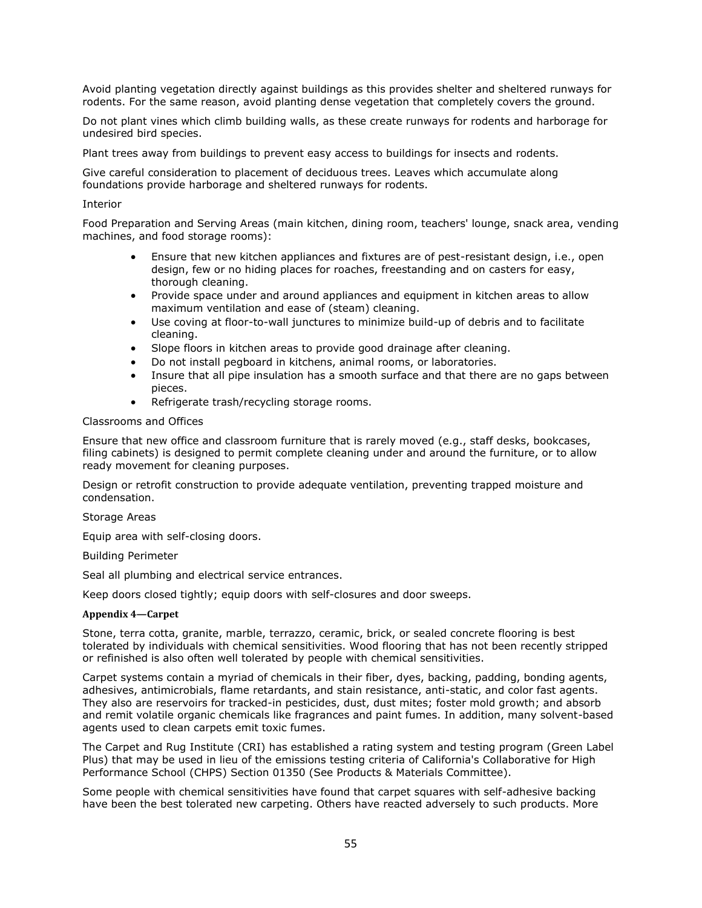Avoid planting vegetation directly against buildings as this provides shelter and sheltered runways for rodents. For the same reason, avoid planting dense vegetation that completely covers the ground.

Do not plant vines which climb building walls, as these create runways for rodents and harborage for undesired bird species.

Plant trees away from buildings to prevent easy access to buildings for insects and rodents.

Give careful consideration to placement of deciduous trees. Leaves which accumulate along foundations provide harborage and sheltered runways for rodents.

Interior

Food Preparation and Serving Areas (main kitchen, dining room, teachers' lounge, snack area, vending machines, and food storage rooms):

- Ensure that new kitchen appliances and fixtures are of pest-resistant design, i.e., open design, few or no hiding places for roaches, freestanding and on casters for easy, thorough cleaning.
- Provide space under and around appliances and equipment in kitchen areas to allow maximum ventilation and ease of (steam) cleaning.
- Use coving at floor-to-wall junctures to minimize build-up of debris and to facilitate cleaning.
- Slope floors in kitchen areas to provide good drainage after cleaning.
- Do not install pegboard in kitchens, animal rooms, or laboratories.
- Insure that all pipe insulation has a smooth surface and that there are no gaps between pieces.
- Refrigerate trash/recycling storage rooms.

Classrooms and Offices

Ensure that new office and classroom furniture that is rarely moved (e.g., staff desks, bookcases, filing cabinets) is designed to permit complete cleaning under and around the furniture, or to allow ready movement for cleaning purposes.

Design or retrofit construction to provide adequate ventilation, preventing trapped moisture and condensation.

Storage Areas

Equip area with self-closing doors.

Building Perimeter

Seal all plumbing and electrical service entrances.

Keep doors closed tightly; equip doors with self-closures and door sweeps.

#### Appendix 4—Carpet

Stone, terra cotta, granite, marble, terrazzo, ceramic, brick, or sealed concrete flooring is best tolerated by individuals with chemical sensitivities. Wood flooring that has not been recently stripped or refinished is also often well tolerated by people with chemical sensitivities.

Carpet systems contain a myriad of chemicals in their fiber, dyes, backing, padding, bonding agents, adhesives, antimicrobials, flame retardants, and stain resistance, anti-static, and color fast agents. They also are reservoirs for tracked-in pesticides, dust, dust mites; foster mold growth; and absorb and remit volatile organic chemicals like fragrances and paint fumes. In addition, many solvent-based agents used to clean carpets emit toxic fumes.

The Carpet and Rug Institute (CRI) has established a rating system and testing program (Green Label Plus) that may be used in lieu of the emissions testing criteria of California's Collaborative for High Performance School (CHPS) Section 01350 (See Products & Materials Committee).

Some people with chemical sensitivities have found that carpet squares with self-adhesive backing have been the best tolerated new carpeting. Others have reacted adversely to such products. More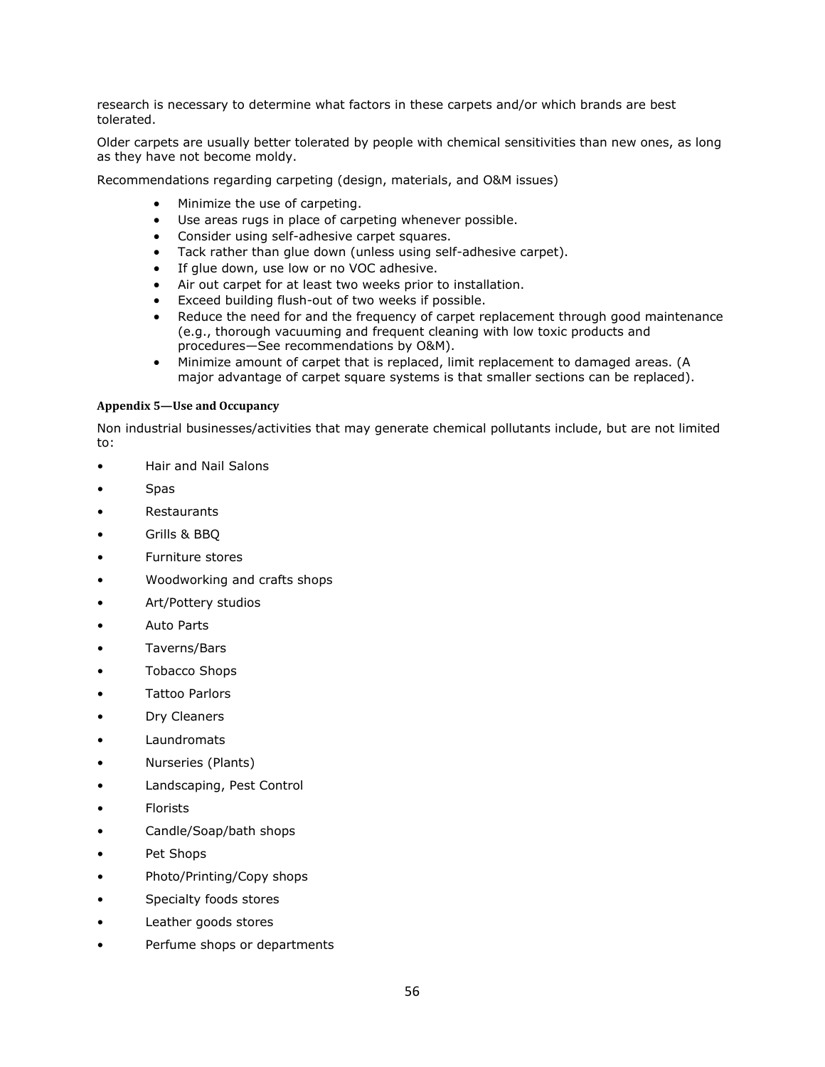research is necessary to determine what factors in these carpets and/or which brands are best tolerated.

Older carpets are usually better tolerated by people with chemical sensitivities than new ones, as long as they have not become moldy.

Recommendations regarding carpeting (design, materials, and O&M issues)

- Minimize the use of carpeting.
- Use areas rugs in place of carpeting whenever possible.
- Consider using self-adhesive carpet squares.
- Tack rather than glue down (unless using self-adhesive carpet).
- If glue down, use low or no VOC adhesive.
- Air out carpet for at least two weeks prior to installation.
- Exceed building flush-out of two weeks if possible.
- Reduce the need for and the frequency of carpet replacement through good maintenance (e.g., thorough vacuuming and frequent cleaning with low toxic products and procedures—See recommendations by O&M).
- Minimize amount of carpet that is replaced, limit replacement to damaged areas. (A major advantage of carpet square systems is that smaller sections can be replaced).

#### Appendix 5—Use and Occupancy

Non industrial businesses/activities that may generate chemical pollutants include, but are not limited to:

- Hair and Nail Salons
- Spas
- Restaurants
- Grills & BBQ
- Furniture stores
- Woodworking and crafts shops
- Art/Pottery studios
- Auto Parts
- Taverns/Bars
- Tobacco Shops
- Tattoo Parlors
- Dry Cleaners
- Laundromats
- Nurseries (Plants)
- Landscaping, Pest Control
- Florists
- Candle/Soap/bath shops
- Pet Shops
- Photo/Printing/Copy shops
- Specialty foods stores
- Leather goods stores
- Perfume shops or departments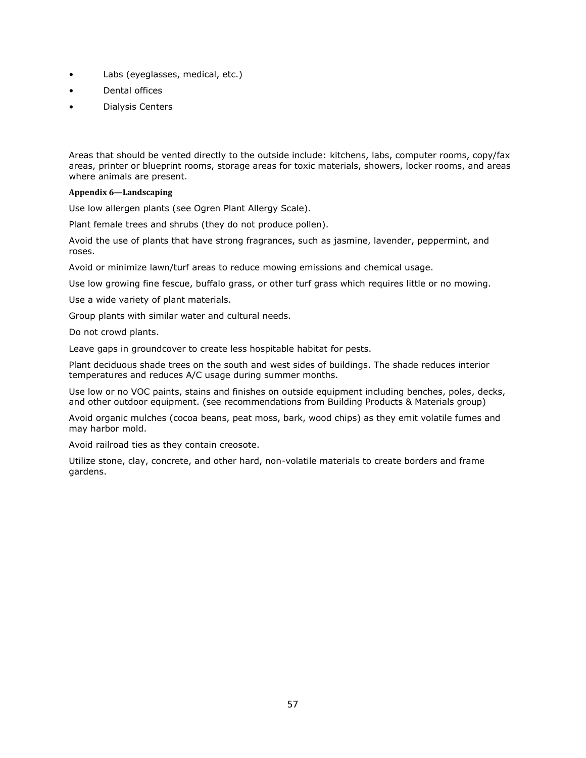- Labs (eyeglasses, medical, etc.)
- Dental offices
- Dialysis Centers

Areas that should be vented directly to the outside include: kitchens, labs, computer rooms, copy/fax areas, printer or blueprint rooms, storage areas for toxic materials, showers, locker rooms, and areas where animals are present.

### Appendix 6—Landscaping

Use low allergen plants (see Ogren Plant Allergy Scale).

Plant female trees and shrubs (they do not produce pollen).

Avoid the use of plants that have strong fragrances, such as jasmine, lavender, peppermint, and roses.

Avoid or minimize lawn/turf areas to reduce mowing emissions and chemical usage.

Use low growing fine fescue, buffalo grass, or other turf grass which requires little or no mowing.

Use a wide variety of plant materials.

Group plants with similar water and cultural needs.

Do not crowd plants.

Leave gaps in groundcover to create less hospitable habitat for pests.

Plant deciduous shade trees on the south and west sides of buildings. The shade reduces interior temperatures and reduces A/C usage during summer months.

Use low or no VOC paints, stains and finishes on outside equipment including benches, poles, decks, and other outdoor equipment. (see recommendations from Building Products & Materials group)

Avoid organic mulches (cocoa beans, peat moss, bark, wood chips) as they emit volatile fumes and may harbor mold.

Avoid railroad ties as they contain creosote.

Utilize stone, clay, concrete, and other hard, non-volatile materials to create borders and frame gardens.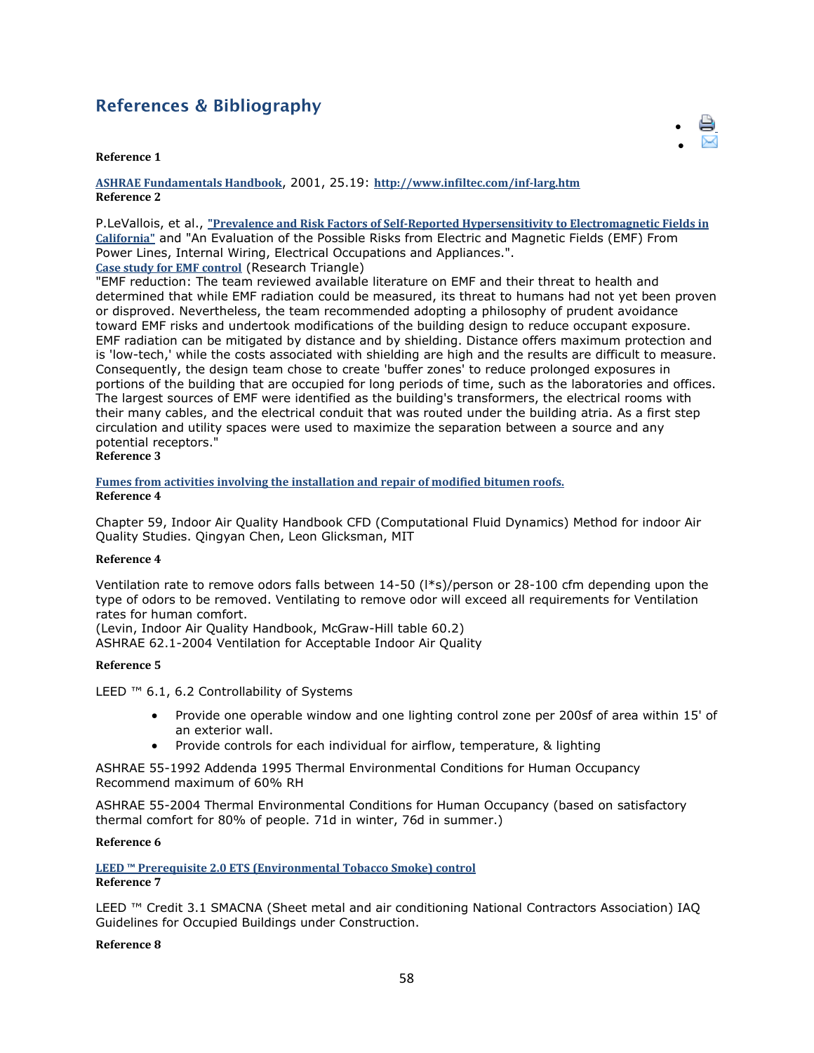## References & Bibliography

**Reference 1**

ASHRAE Fundamentals Handbook, 2001, 25.19: http://www.infiltec.com/inf-larg.htm

**Reference 2**

P.LeVallois, et al., "Prevalence and Risk Factors of Self-Reported Hypersensitivity to Electromagnetic Fields in California" and "An Evaluation of the Possible Risks from Electric and Magnetic Fields (EMF) From Power Lines, Internal Wiring, Electrical Occupations and Appliances.".

Case study for EMF control (Research Triangle)

"EMF reduction: The team reviewed available literature on EMF and their threat to health and determined that while EMF radiation could be measured, its threat to humans had not yet been proven or disproved. Nevertheless, the team recommended adopting a philosophy of prudent avoidance toward EMF risks and undertook modifications of the building design to reduce occupant exposure. EMF radiation can be mitigated by distance and by shielding. Distance offers maximum protection and is 'low-tech,' while the costs associated with shielding are high and the results are difficult to measure. Consequently, the design team chose to create 'buffer zones' to reduce prolonged exposures in portions of the building that are occupied for long periods of time, such as the laboratories and offices. The largest sources of EMF were identified as the building's transformers, the electrical rooms with their many cables, and the electrical conduit that was routed under the building atria. As a first step circulation and utility spaces were used to maximize the separation between a source and any potential receptors."

**Reference 3**

Fumes from activities involving the installation and repair of modified bitumen roofs.

**Reference 4**

Chapter 59, Indoor Air Quality Handbook CFD (Computational Fluid Dynamics) Method for indoor Air Quality Studies. Qingyan Chen, Leon Glicksman, MIT

**Reference 4**

Ventilation rate to remove odors falls between 14-50 (l*s)/person or 28-100 cfm depending upon the type of odors to be removed. Ventilating to remove odor will exceed all requirements for Ventilation rates for human comfort.
(Levin, Indoor Air Quality Handbook, McGraw-Hill table 60.2)
ASHRAE 62.1-2004 Ventilation for Acceptable Indoor Air Quality

**Reference 5**

LEED ™ 6.1, 6.2 Controllability of Systems

- Provide one operable window and one lighting control zone per 200sf of area within 15' of an exterior wall.
- Provide controls for each individual for airflow, temperature, & lighting

ASHRAE 55-1992 Addenda 1995 Thermal Environmental Conditions for Human Occupancy
Recommend maximum of 60% RH

ASHRAE 55-2004 Thermal Environmental Conditions for Human Occupancy (based on satisfactory thermal comfort for 80% of people. 71d in winter, 76d in summer.)

**Reference 6**

LEED ™ Prerequisite 2.0 ETS (Environmental Tobacco Smoke) control

**Reference 7**

LEED ™ Credit 3.1 SMACNA (Sheet metal and air conditioning National Contractors Association) IAQ Guidelines for Occupied Buildings under Construction.

**Reference 8**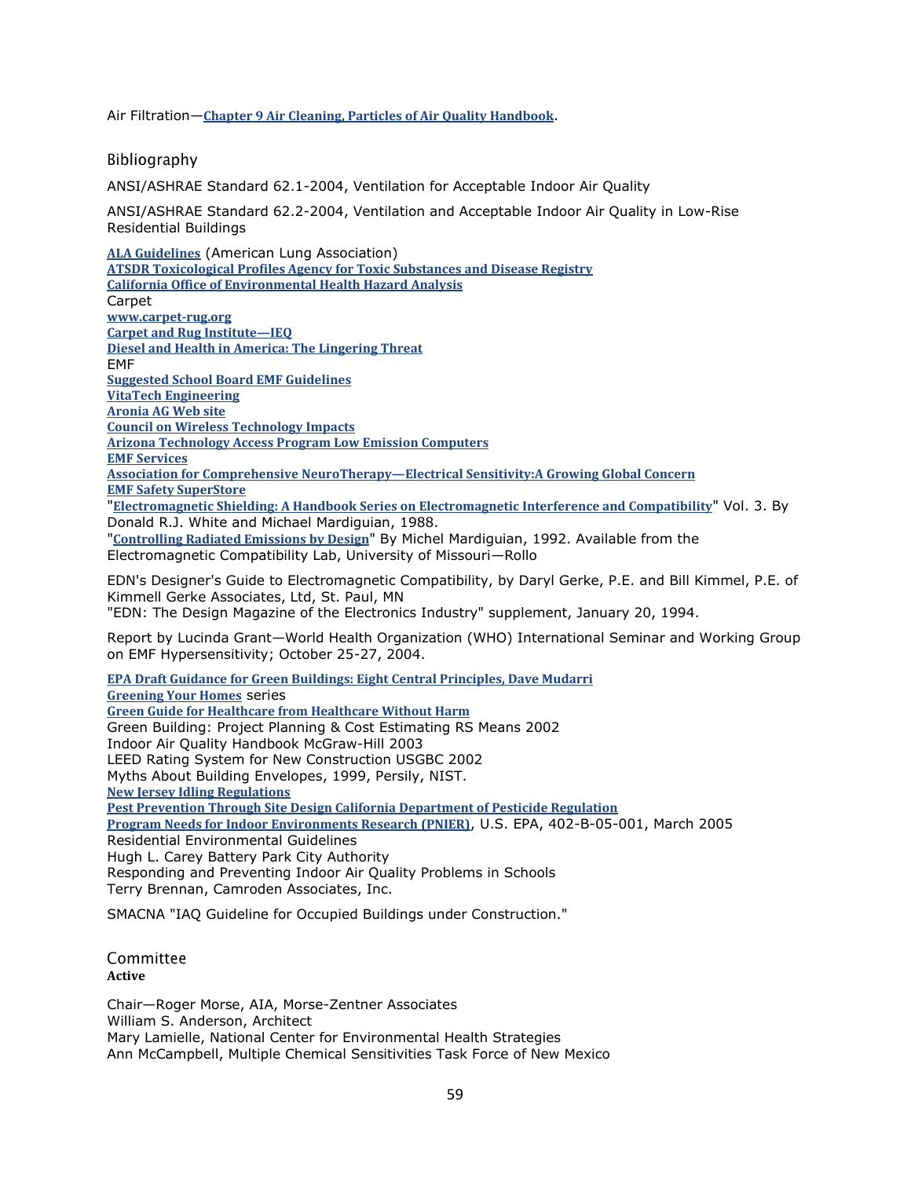Air Filtration—**Chapter 9 Air Cleaning, Particles of Air Quality Handbook**.

## Bibliography

ANSI/ASHRAE Standard 62.1-2004, Ventilation for Acceptable Indoor Air Quality

ANSI/ASHRAE Standard 62.2-2004, Ventilation and Acceptable Indoor Air Quality in Low-Rise Residential Buildings

**ALA Guidelines** (American Lung Association)
**ATSDR Toxicological Profiles Agency for Toxic Substances and Disease Registry**
**California Office of Environmental Health Hazard Analysis**
Carpet
**www.carpet-rug.org**
**Carpet and Rug Institute—IEQ**
**Diesel and Health in America: The Lingering Threat**
EMF
**Suggested School Board EMF Guidelines**
**VitaTech Engineering**
**Aronia AG Web site**
**Council on Wireless Technology Impacts**
**Arizona Technology Access Program Low Emission Computers**
**EMF Services**
**Association for Comprehensive NeuroTherapy—Electrical Sensitivity:A Growing Global Concern**
**EMF Safety SuperStore**
"**Electromagnetic Shielding: A Handbook Series on Electromagnetic Interference and Compatibility**" Vol. 3. By Donald R.J. White and Michael Mardiguian, 1988.
"**Controlling Radiated Emissions by Design**" By Michel Mardiguian, 1992. Available from the Electromagnetic Compatibility Lab, University of Missouri—Rollo

EDN's Designer's Guide to Electromagnetic Compatibility, by Daryl Gerke, P.E. and Bill Kimmel, P.E. of Kimmell Gerke Associates, Ltd, St. Paul, MN
"EDN: The Design Magazine of the Electronics Industry" supplement, January 20, 1994.

Report by Lucinda Grant—World Health Organization (WHO) International Seminar and Working Group on EMF Hypersensitivity; October 25-27, 2004.

**EPA Draft Guidance for Green Buildings: Eight Central Principles, Dave Mudarri**
**Greening Your Homes** series
**Green Guide for Healthcare from Healthcare Without Harm**
Green Building: Project Planning & Cost Estimating RS Means 2002
Indoor Air Quality Handbook McGraw-Hill 2003
LEED Rating System for New Construction USGBC 2002
Myths About Building Envelopes, 1999, Persily, NIST.
**New Jersey Idling Regulations**
**Pest Prevention Through Site Design California Department of Pesticide Regulation**
**Program Needs for Indoor Environments Research (PNIER)**, U.S. EPA, 402-B-05-001, March 2005
Residential Environmental Guidelines
Hugh L. Carey Battery Park City Authority
Responding and Preventing Indoor Air Quality Problems in Schools
Terry Brennan, Camroden Associates, Inc.

SMACNA "IAQ Guideline for Occupied Buildings under Construction."

## Committee

**Active**

Chair—Roger Morse, AIA, Morse-Zentner Associates
William S. Anderson, Architect
Mary Lamielle, National Center for Environmental Health Strategies
Ann McCampbell, Multiple Chemical Sensitivities Task Force of New Mexico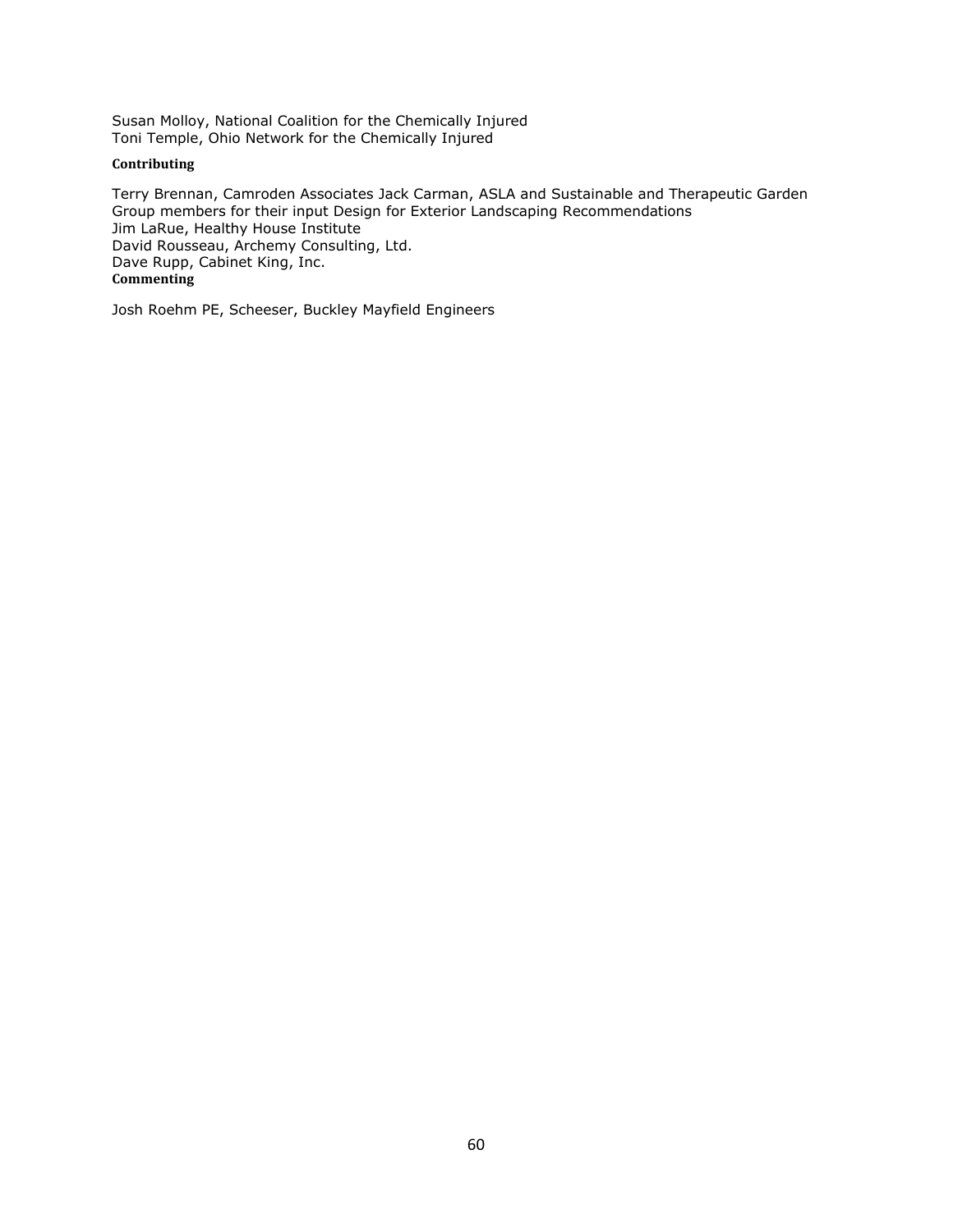Susan Molloy, National Coalition for the Chemically Injured
Toni Temple, Ohio Network for the Chemically Injured

**Contributing**

Terry Brennan, Camroden Associates Jack Carman, ASLA and Sustainable and Therapeutic Garden Group members for their input Design for Exterior Landscaping Recommendations
Jim LaRue, Healthy House Institute
David Rousseau, Archemy Consulting, Ltd.
Dave Rupp, Cabinet King, Inc.

**Commenting**

Josh Roehm PE, Scheeser, Buckley Mayfield Engineers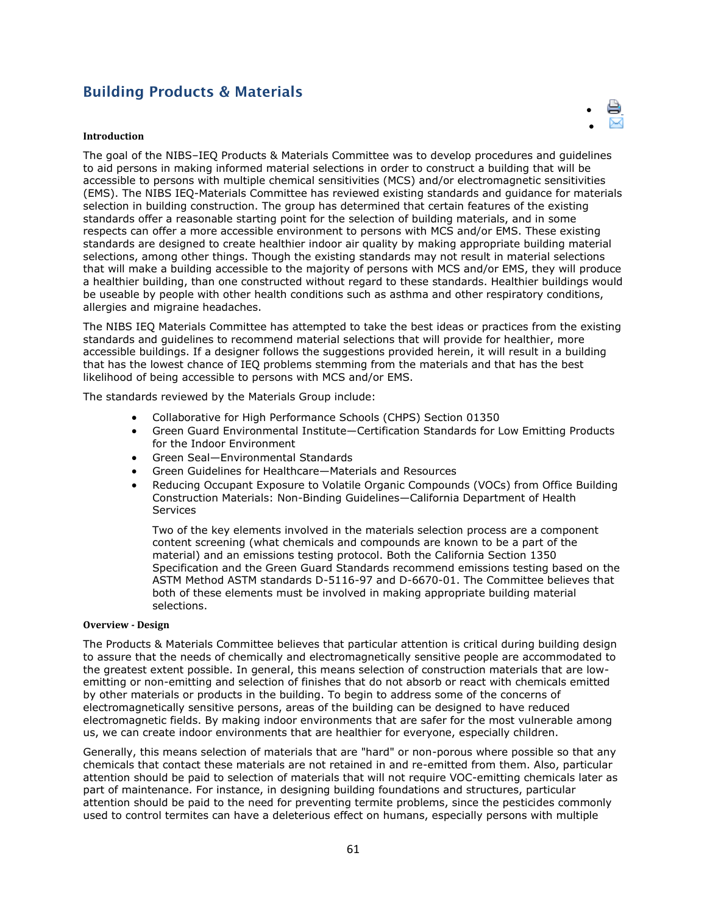# Building Products & Materials

### Introduction

The goal of the NIBS–IEQ Products & Materials Committee was to develop procedures and guidelines to aid persons in making informed material selections in order to construct a building that will be accessible to persons with multiple chemical sensitivities (MCS) and/or electromagnetic sensitivities (EMS). The NIBS IEQ-Materials Committee has reviewed existing standards and guidance for materials selection in building construction. The group has determined that certain features of the existing standards offer a reasonable starting point for the selection of building materials, and in some respects can offer a more accessible environment to persons with MCS and/or EMS. These existing standards are designed to create healthier indoor air quality by making appropriate building material selections, among other things. Though the existing standards may not result in material selections that will make a building accessible to the majority of persons with MCS and/or EMS, they will produce a healthier building, than one constructed without regard to these standards. Healthier buildings would be useable by people with other health conditions such as asthma and other respiratory conditions, allergies and migraine headaches.

The NIBS IEQ Materials Committee has attempted to take the best ideas or practices from the existing standards and guidelines to recommend material selections that will provide for healthier, more accessible buildings. If a designer follows the suggestions provided herein, it will result in a building that has the lowest chance of IEQ problems stemming from the materials and that has the best likelihood of being accessible to persons with MCS and/or EMS.

The standards reviewed by the Materials Group include:

- Collaborative for High Performance Schools (CHPS) Section 01350
- Green Guard Environmental Institute—Certification Standards for Low Emitting Products for the Indoor Environment
- Green Seal—Environmental Standards
- Green Guidelines for Healthcare—Materials and Resources
- Reducing Occupant Exposure to Volatile Organic Compounds (VOCs) from Office Building Construction Materials: Non-Binding Guidelines—California Department of Health Services

  Two of the key elements involved in the materials selection process are a component content screening (what chemicals and compounds are known to be a part of the material) and an emissions testing protocol. Both the California Section 1350 Specification and the Green Guard Standards recommend emissions testing based on the ASTM Method ASTM standards D-5116-97 and D-6670-01. The Committee believes that both of these elements must be involved in making appropriate building material selections.

### Overview - Design

The Products & Materials Committee believes that particular attention is critical during building design to assure that the needs of chemically and electromagnetically sensitive people are accommodated to the greatest extent possible. In general, this means selection of construction materials that are low-emitting or non-emitting and selection of finishes that do not absorb or react with chemicals emitted by other materials or products in the building. To begin to address some of the concerns of electromagnetically sensitive persons, areas of the building can be designed to have reduced electromagnetic fields. By making indoor environments that are safer for the most vulnerable among us, we can create indoor environments that are healthier for everyone, especially children.

Generally, this means selection of materials that are "hard" or non-porous where possible so that any chemicals that contact these materials are not retained in and re-emitted from them. Also, particular attention should be paid to selection of materials that will not require VOC-emitting chemicals later as part of maintenance. For instance, in designing building foundations and structures, particular attention should be paid to the need for preventing termite problems, since the pesticides commonly used to control termites can have a deleterious effect on humans, especially persons with multiple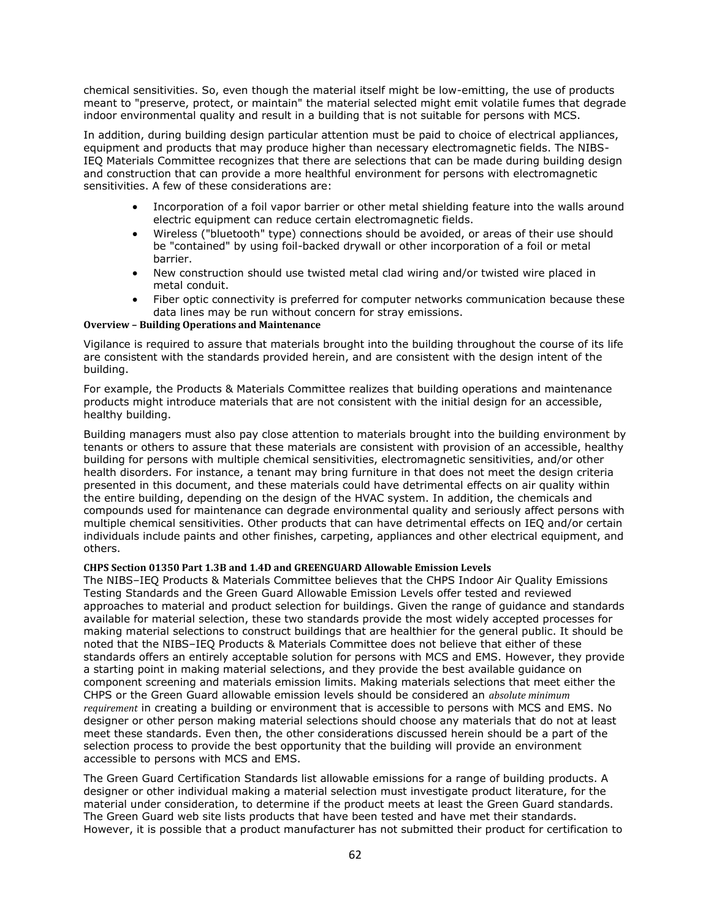chemical sensitivities. So, even though the material itself might be low-emitting, the use of products meant to "preserve, protect, or maintain" the material selected might emit volatile fumes that degrade indoor environmental quality and result in a building that is not suitable for persons with MCS.

In addition, during building design particular attention must be paid to choice of electrical appliances, equipment and products that may produce higher than necessary electromagnetic fields. The NIBS-IEQ Materials Committee recognizes that there are selections that can be made during building design and construction that can provide a more healthful environment for persons with electromagnetic sensitivities. A few of these considerations are:

- Incorporation of a foil vapor barrier or other metal shielding feature into the walls around electric equipment can reduce certain electromagnetic fields.
- Wireless ("bluetooth" type) connections should be avoided, or areas of their use should be "contained" by using foil-backed drywall or other incorporation of a foil or metal barrier.
- New construction should use twisted metal clad wiring and/or twisted wire placed in metal conduit.
- Fiber optic connectivity is preferred for computer networks communication because these data lines may be run without concern for stray emissions.

**Overview – Building Operations and Maintenance**

Vigilance is required to assure that materials brought into the building throughout the course of its life are consistent with the standards provided herein, and are consistent with the design intent of the building.

For example, the Products & Materials Committee realizes that building operations and maintenance products might introduce materials that are not consistent with the initial design for an accessible, healthy building.

Building managers must also pay close attention to materials brought into the building environment by tenants or others to assure that these materials are consistent with provision of an accessible, healthy building for persons with multiple chemical sensitivities, electromagnetic sensitivities, and/or other health disorders. For instance, a tenant may bring furniture in that does not meet the design criteria presented in this document, and these materials could have detrimental effects on air quality within the entire building, depending on the design of the HVAC system. In addition, the chemicals and compounds used for maintenance can degrade environmental quality and seriously affect persons with multiple chemical sensitivities. Other products that can have detrimental effects on IEQ and/or certain individuals include paints and other finishes, carpeting, appliances and other electrical equipment, and others.

**CHPS Section 01350 Part 1.3B and 1.4D and GREENGUARD Allowable Emission Levels**

The NIBS–IEQ Products & Materials Committee believes that the CHPS Indoor Air Quality Emissions Testing Standards and the Green Guard Allowable Emission Levels offer tested and reviewed approaches to material and product selection for buildings. Given the range of guidance and standards available for material selection, these two standards provide the most widely accepted processes for making material selections to construct buildings that are healthier for the general public. It should be noted that the NIBS–IEQ Products & Materials Committee does not believe that either of these standards offers an entirely acceptable solution for persons with MCS and EMS. However, they provide a starting point in making material selections, and they provide the best available guidance on component screening and materials emission limits. Making materials selections that meet either the CHPS or the Green Guard allowable emission levels should be considered an *absolute minimum requirement* in creating a building or environment that is accessible to persons with MCS and EMS. No designer or other person making material selections should choose any materials that do not at least meet these standards. Even then, the other considerations discussed herein should be a part of the selection process to provide the best opportunity that the building will provide an environment accessible to persons with MCS and EMS.

The Green Guard Certification Standards list allowable emissions for a range of building products. A designer or other individual making a material selection must investigate product literature, for the material under consideration, to determine if the product meets at least the Green Guard standards. The Green Guard web site lists products that have been tested and have met their standards. However, it is possible that a product manufacturer has not submitted their product for certification to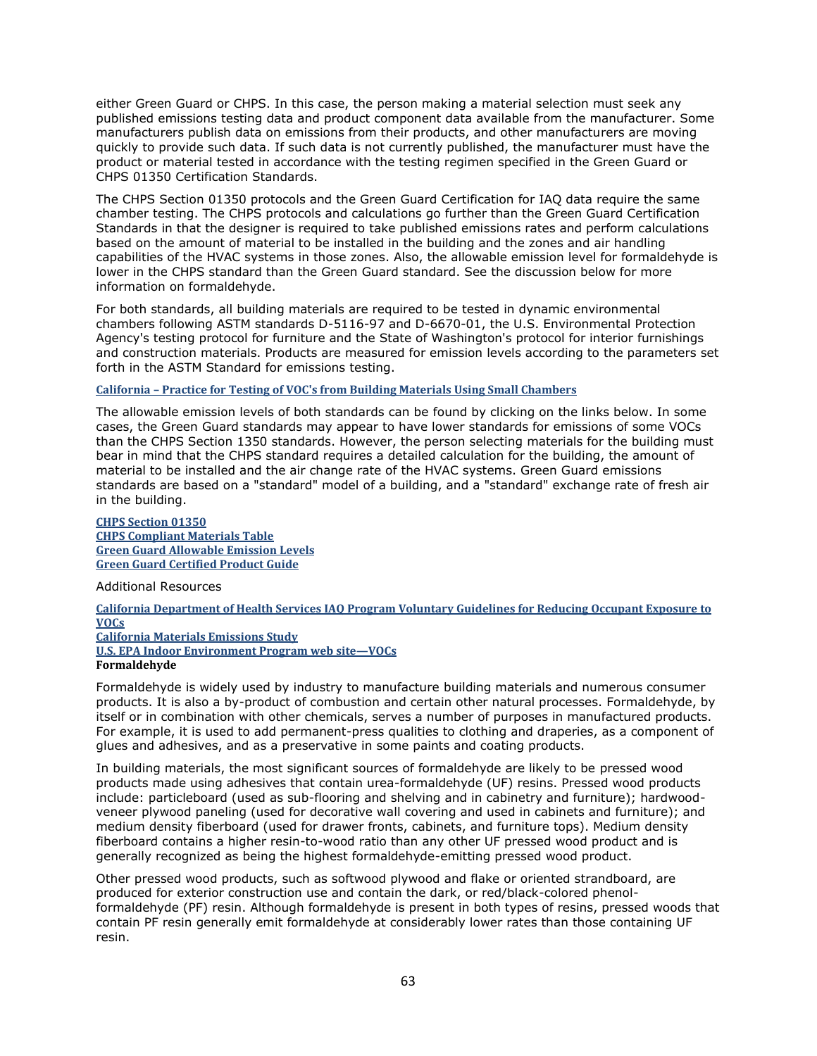either Green Guard or CHPS. In this case, the person making a material selection must seek any published emissions testing data and product component data available from the manufacturer. Some manufacturers publish data on emissions from their products, and other manufacturers are moving quickly to provide such data. If such data is not currently published, the manufacturer must have the product or material tested in accordance with the testing regimen specified in the Green Guard or CHPS 01350 Certification Standards.

The CHPS Section 01350 protocols and the Green Guard Certification for IAQ data require the same chamber testing. The CHPS protocols and calculations go further than the Green Guard Certification Standards in that the designer is required to take published emissions rates and perform calculations based on the amount of material to be installed in the building and the zones and air handling capabilities of the HVAC systems in those zones. Also, the allowable emission level for formaldehyde is lower in the CHPS standard than the Green Guard standard. See the discussion below for more information on formaldehyde.

For both standards, all building materials are required to be tested in dynamic environmental chambers following ASTM standards D-5116-97 and D-6670-01, the U.S. Environmental Protection Agency's testing protocol for furniture and the State of Washington's protocol for interior furnishings and construction materials. Products are measured for emission levels according to the parameters set forth in the ASTM Standard for emissions testing.

**California – Practice for Testing of VOC's from Building Materials Using Small Chambers**

The allowable emission levels of both standards can be found by clicking on the links below. In some cases, the Green Guard standards may appear to have lower standards for emissions of some VOCs than the CHPS Section 1350 standards. However, the person selecting materials for the building must bear in mind that the CHPS standard requires a detailed calculation for the building, the amount of material to be installed and the air change rate of the HVAC systems. Green Guard emissions standards are based on a "standard" model of a building, and a "standard" exchange rate of fresh air in the building.

**CHPS Section 01350**
**CHPS Compliant Materials Table**
**Green Guard Allowable Emission Levels**
**Green Guard Certified Product Guide**

Additional Resources

**California Department of Health Services IAQ Program Voluntary Guidelines for Reducing Occupant Exposure to VOCs**
**California Materials Emissions Study**
**U.S. EPA Indoor Environment Program web site—VOCs**

**Formaldehyde**

Formaldehyde is widely used by industry to manufacture building materials and numerous consumer products. It is also a by-product of combustion and certain other natural processes. Formaldehyde, by itself or in combination with other chemicals, serves a number of purposes in manufactured products. For example, it is used to add permanent-press qualities to clothing and draperies, as a component of glues and adhesives, and as a preservative in some paints and coating products.

In building materials, the most significant sources of formaldehyde are likely to be pressed wood products made using adhesives that contain urea-formaldehyde (UF) resins. Pressed wood products include: particleboard (used as sub-flooring and shelving and in cabinetry and furniture); hardwood-veneer plywood paneling (used for decorative wall covering and used in cabinets and furniture); and medium density fiberboard (used for drawer fronts, cabinets, and furniture tops). Medium density fiberboard contains a higher resin-to-wood ratio than any other UF pressed wood product and is generally recognized as being the highest formaldehyde-emitting pressed wood product.

Other pressed wood products, such as softwood plywood and flake or oriented strandboard, are produced for exterior construction use and contain the dark, or red/black-colored phenol-formaldehyde (PF) resin. Although formaldehyde is present in both types of resins, pressed woods that contain PF resin generally emit formaldehyde at considerably lower rates than those containing UF resin.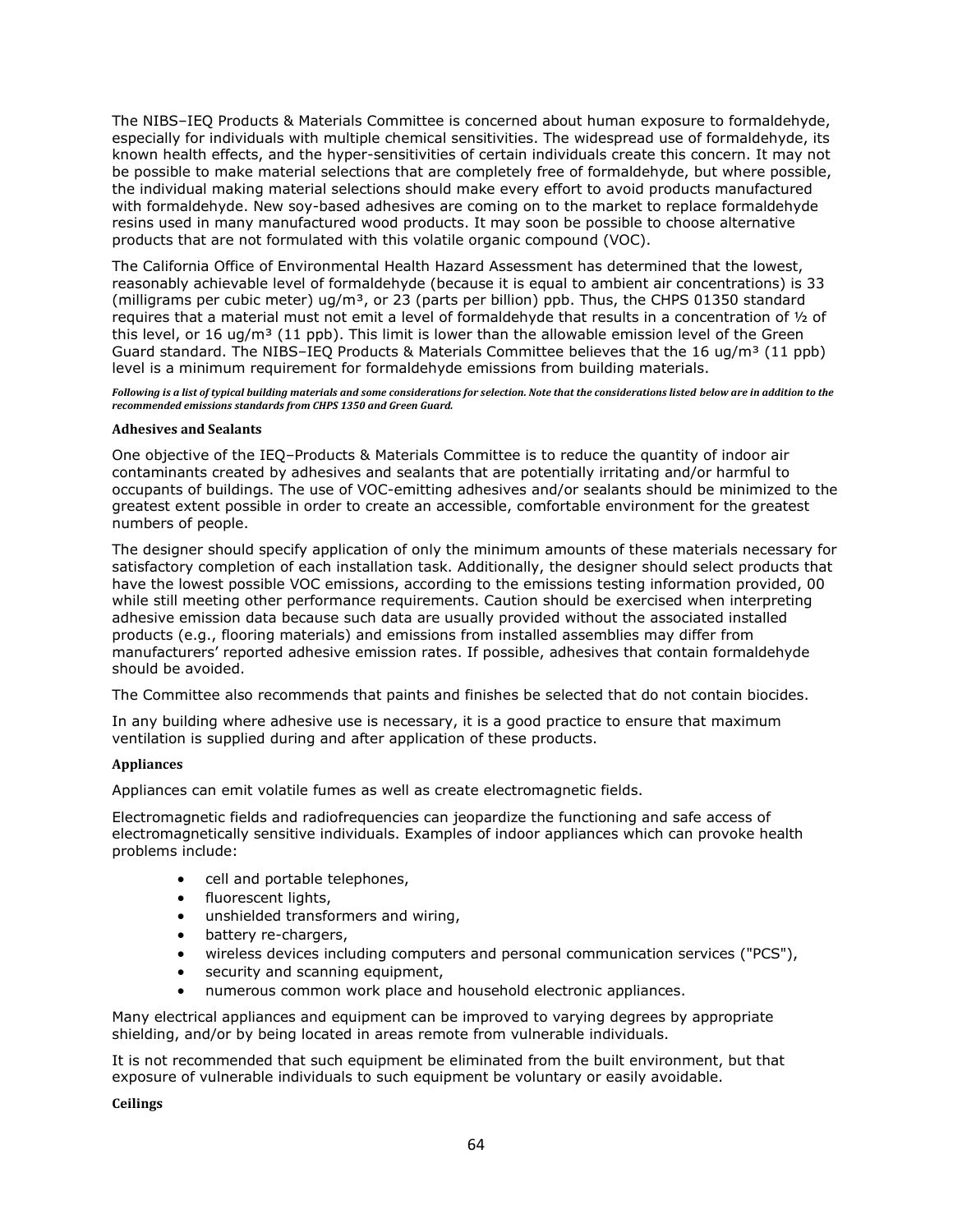The NIBS–IEQ Products & Materials Committee is concerned about human exposure to formaldehyde, especially for individuals with multiple chemical sensitivities. The widespread use of formaldehyde, its known health effects, and the hyper-sensitivities of certain individuals create this concern. It may not be possible to make material selections that are completely free of formaldehyde, but where possible, the individual making material selections should make every effort to avoid products manufactured with formaldehyde. New soy-based adhesives are coming on to the market to replace formaldehyde resins used in many manufactured wood products. It may soon be possible to choose alternative products that are not formulated with this volatile organic compound (VOC).

The California Office of Environmental Health Hazard Assessment has determined that the lowest, reasonably achievable level of formaldehyde (because it is equal to ambient air concentrations) is 33 (milligrams per cubic meter) ug/m³, or 23 (parts per billion) ppb. Thus, the CHPS 01350 standard requires that a material must not emit a level of formaldehyde that results in a concentration of ½ of this level, or 16 ug/m³ (11 ppb). This limit is lower than the allowable emission level of the Green Guard standard. The NIBS–IEQ Products & Materials Committee believes that the 16 ug/m³ (11 ppb) level is a minimum requirement for formaldehyde emissions from building materials.

***Following is a list of typical building materials and some considerations for selection. Note that the considerations listed below are in addition to the recommended emissions standards from CHPS 1350 and Green Guard.***

**Adhesives and Sealants**

One objective of the IEQ–Products & Materials Committee is to reduce the quantity of indoor air contaminants created by adhesives and sealants that are potentially irritating and/or harmful to occupants of buildings. The use of VOC-emitting adhesives and/or sealants should be minimized to the greatest extent possible in order to create an accessible, comfortable environment for the greatest numbers of people.

The designer should specify application of only the minimum amounts of these materials necessary for satisfactory completion of each installation task. Additionally, the designer should select products that have the lowest possible VOC emissions, according to the emissions testing information provided, 00 while still meeting other performance requirements. Caution should be exercised when interpreting adhesive emission data because such data are usually provided without the associated installed products (e.g., flooring materials) and emissions from installed assemblies may differ from manufacturers' reported adhesive emission rates. If possible, adhesives that contain formaldehyde should be avoided.

The Committee also recommends that paints and finishes be selected that do not contain biocides.

In any building where adhesive use is necessary, it is a good practice to ensure that maximum ventilation is supplied during and after application of these products.

**Appliances**

Appliances can emit volatile fumes as well as create electromagnetic fields.

Electromagnetic fields and radiofrequencies can jeopardize the functioning and safe access of electromagnetically sensitive individuals. Examples of indoor appliances which can provoke health problems include:

- cell and portable telephones,
- fluorescent lights,
- unshielded transformers and wiring,
- battery re-chargers,
- wireless devices including computers and personal communication services ("PCS"),
- security and scanning equipment,
- numerous common work place and household electronic appliances.

Many electrical appliances and equipment can be improved to varying degrees by appropriate shielding, and/or by being located in areas remote from vulnerable individuals.

It is not recommended that such equipment be eliminated from the built environment, but that exposure of vulnerable individuals to such equipment be voluntary or easily avoidable.

**Ceilings**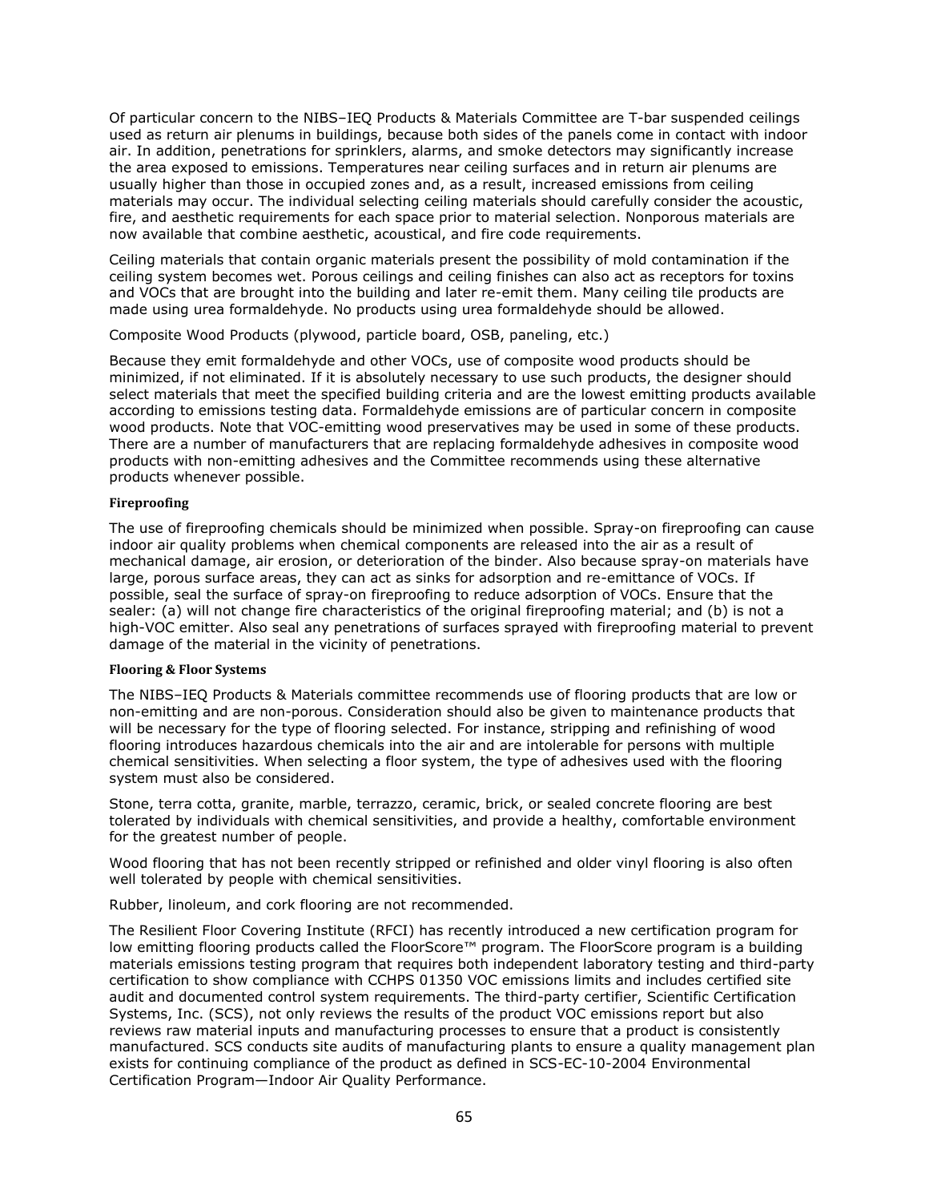Of particular concern to the NIBS–IEQ Products & Materials Committee are T-bar suspended ceilings used as return air plenums in buildings, because both sides of the panels come in contact with indoor air. In addition, penetrations for sprinklers, alarms, and smoke detectors may significantly increase the area exposed to emissions. Temperatures near ceiling surfaces and in return air plenums are usually higher than those in occupied zones and, as a result, increased emissions from ceiling materials may occur. The individual selecting ceiling materials should carefully consider the acoustic, fire, and aesthetic requirements for each space prior to material selection. Nonporous materials are now available that combine aesthetic, acoustical, and fire code requirements.

Ceiling materials that contain organic materials present the possibility of mold contamination if the ceiling system becomes wet. Porous ceilings and ceiling finishes can also act as receptors for toxins and VOCs that are brought into the building and later re-emit them. Many ceiling tile products are made using urea formaldehyde. No products using urea formaldehyde should be allowed.

Composite Wood Products (plywood, particle board, OSB, paneling, etc.)

Because they emit formaldehyde and other VOCs, use of composite wood products should be minimized, if not eliminated. If it is absolutely necessary to use such products, the designer should select materials that meet the specified building criteria and are the lowest emitting products available according to emissions testing data. Formaldehyde emissions are of particular concern in composite wood products. Note that VOC-emitting wood preservatives may be used in some of these products. There are a number of manufacturers that are replacing formaldehyde adhesives in composite wood products with non-emitting adhesives and the Committee recommends using these alternative products whenever possible.

#### Fireproofing

The use of fireproofing chemicals should be minimized when possible. Spray-on fireproofing can cause indoor air quality problems when chemical components are released into the air as a result of mechanical damage, air erosion, or deterioration of the binder. Also because spray-on materials have large, porous surface areas, they can act as sinks for adsorption and re-emittance of VOCs. If possible, seal the surface of spray-on fireproofing to reduce adsorption of VOCs. Ensure that the sealer: (a) will not change fire characteristics of the original fireproofing material; and (b) is not a high-VOC emitter. Also seal any penetrations of surfaces sprayed with fireproofing material to prevent damage of the material in the vicinity of penetrations.

#### Flooring & Floor Systems

The NIBS–IEQ Products & Materials committee recommends use of flooring products that are low or non-emitting and are non-porous. Consideration should also be given to maintenance products that will be necessary for the type of flooring selected. For instance, stripping and refinishing of wood flooring introduces hazardous chemicals into the air and are intolerable for persons with multiple chemical sensitivities. When selecting a floor system, the type of adhesives used with the flooring system must also be considered.

Stone, terra cotta, granite, marble, terrazzo, ceramic, brick, or sealed concrete flooring are best tolerated by individuals with chemical sensitivities, and provide a healthy, comfortable environment for the greatest number of people.

Wood flooring that has not been recently stripped or refinished and older vinyl flooring is also often well tolerated by people with chemical sensitivities.

Rubber, linoleum, and cork flooring are not recommended.

The Resilient Floor Covering Institute (RFCI) has recently introduced a new certification program for low emitting flooring products called the FloorScore™ program. The FloorScore program is a building materials emissions testing program that requires both independent laboratory testing and third-party certification to show compliance with CCHPS 01350 VOC emissions limits and includes certified site audit and documented control system requirements. The third-party certifier, Scientific Certification Systems, Inc. (SCS), not only reviews the results of the product VOC emissions report but also reviews raw material inputs and manufacturing processes to ensure that a product is consistently manufactured. SCS conducts site audits of manufacturing plants to ensure a quality management plan exists for continuing compliance of the product as defined in SCS-EC-10-2004 Environmental Certification Program—Indoor Air Quality Performance.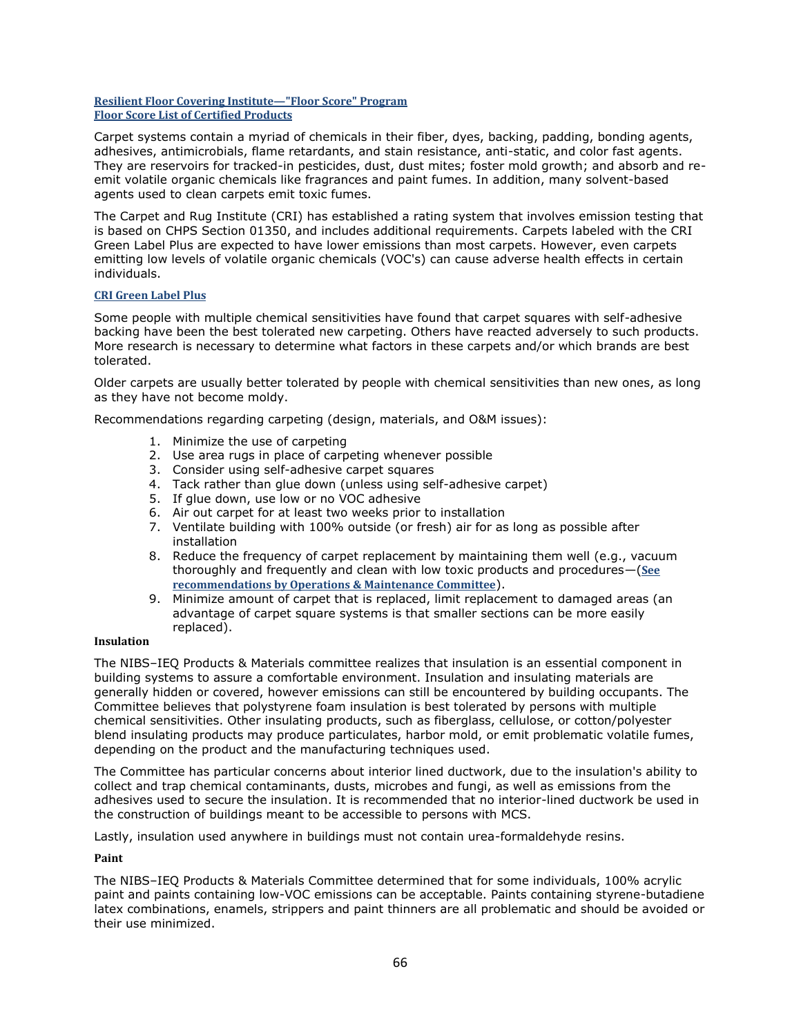**Resilient Floor Covering Institute—"Floor Score" Program**
**Floor Score List of Certified Products**

Carpet systems contain a myriad of chemicals in their fiber, dyes, backing, padding, bonding agents, adhesives, antimicrobials, flame retardants, and stain resistance, anti-static, and color fast agents. They are reservoirs for tracked-in pesticides, dust, dust mites; foster mold growth; and absorb and re-emit volatile organic chemicals like fragrances and paint fumes. In addition, many solvent-based agents used to clean carpets emit toxic fumes.

The Carpet and Rug Institute (CRI) has established a rating system that involves emission testing that is based on CHPS Section 01350, and includes additional requirements. Carpets labeled with the CRI Green Label Plus are expected to have lower emissions than most carpets. However, even carpets emitting low levels of volatile organic chemicals (VOC's) can cause adverse health effects in certain individuals.

**CRI Green Label Plus**

Some people with multiple chemical sensitivities have found that carpet squares with self-adhesive backing have been the best tolerated new carpeting. Others have reacted adversely to such products. More research is necessary to determine what factors in these carpets and/or which brands are best tolerated.

Older carpets are usually better tolerated by people with chemical sensitivities than new ones, as long as they have not become moldy.

Recommendations regarding carpeting (design, materials, and O&M issues):

1. Minimize the use of carpeting
2. Use area rugs in place of carpeting whenever possible
3. Consider using self-adhesive carpet squares
4. Tack rather than glue down (unless using self-adhesive carpet)
5. If glue down, use low or no VOC adhesive
6. Air out carpet for at least two weeks prior to installation
7. Ventilate building with 100% outside (or fresh) air for as long as possible after installation
8. Reduce the frequency of carpet replacement by maintaining them well (e.g., vacuum thoroughly and frequently and clean with low toxic products and procedures—(**See recommendations by Operations & Maintenance Committee**).
9. Minimize amount of carpet that is replaced, limit replacement to damaged areas (an advantage of carpet square systems is that smaller sections can be more easily replaced).

**Insulation**

The NIBS–IEQ Products & Materials committee realizes that insulation is an essential component in building systems to assure a comfortable environment. Insulation and insulating materials are generally hidden or covered, however emissions can still be encountered by building occupants. The Committee believes that polystyrene foam insulation is best tolerated by persons with multiple chemical sensitivities. Other insulating products, such as fiberglass, cellulose, or cotton/polyester blend insulating products may produce particulates, harbor mold, or emit problematic volatile fumes, depending on the product and the manufacturing techniques used.

The Committee has particular concerns about interior lined ductwork, due to the insulation's ability to collect and trap chemical contaminants, dusts, microbes and fungi, as well as emissions from the adhesives used to secure the insulation. It is recommended that no interior-lined ductwork be used in the construction of buildings meant to be accessible to persons with MCS.

Lastly, insulation used anywhere in buildings must not contain urea-formaldehyde resins.

**Paint**

The NIBS–IEQ Products & Materials Committee determined that for some individuals, 100% acrylic paint and paints containing low-VOC emissions can be acceptable. Paints containing styrene-butadiene latex combinations, enamels, strippers and paint thinners are all problematic and should be avoided or their use minimized.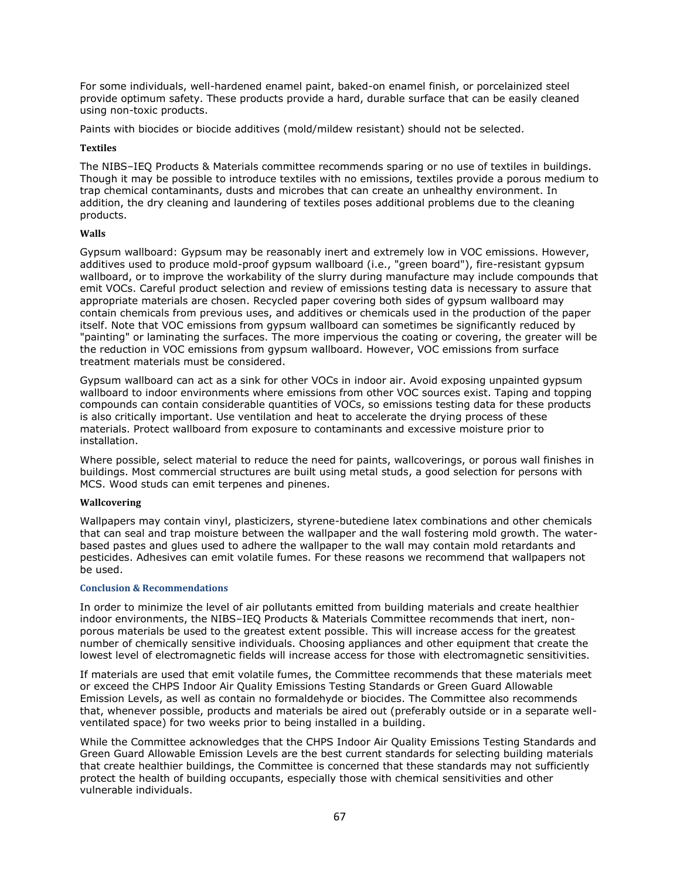For some individuals, well-hardened enamel paint, baked-on enamel finish, or porcelainized steel provide optimum safety. These products provide a hard, durable surface that can be easily cleaned using non-toxic products.

Paints with biocides or biocide additives (mold/mildew resistant) should not be selected.

#### Textiles

The NIBS–IEQ Products & Materials committee recommends sparing or no use of textiles in buildings. Though it may be possible to introduce textiles with no emissions, textiles provide a porous medium to trap chemical contaminants, dusts and microbes that can create an unhealthy environment. In addition, the dry cleaning and laundering of textiles poses additional problems due to the cleaning products.

#### Walls

Gypsum wallboard: Gypsum may be reasonably inert and extremely low in VOC emissions. However, additives used to produce mold-proof gypsum wallboard (i.e., "green board"), fire-resistant gypsum wallboard, or to improve the workability of the slurry during manufacture may include compounds that emit VOCs. Careful product selection and review of emissions testing data is necessary to assure that appropriate materials are chosen. Recycled paper covering both sides of gypsum wallboard may contain chemicals from previous uses, and additives or chemicals used in the production of the paper itself. Note that VOC emissions from gypsum wallboard can sometimes be significantly reduced by "painting" or laminating the surfaces. The more impervious the coating or covering, the greater will be the reduction in VOC emissions from gypsum wallboard. However, VOC emissions from surface treatment materials must be considered.

Gypsum wallboard can act as a sink for other VOCs in indoor air. Avoid exposing unpainted gypsum wallboard to indoor environments where emissions from other VOC sources exist. Taping and topping compounds can contain considerable quantities of VOCs, so emissions testing data for these products is also critically important. Use ventilation and heat to accelerate the drying process of these materials. Protect wallboard from exposure to contaminants and excessive moisture prior to installation.

Where possible, select material to reduce the need for paints, wallcoverings, or porous wall finishes in buildings. Most commercial structures are built using metal studs, a good selection for persons with MCS. Wood studs can emit terpenes and pinenes.

#### Wallcovering

Wallpapers may contain vinyl, plasticizers, styrene-butediene latex combinations and other chemicals that can seal and trap moisture between the wallpaper and the wall fostering mold growth. The water-based pastes and glues used to adhere the wallpaper to the wall may contain mold retardants and pesticides. Adhesives can emit volatile fumes. For these reasons we recommend that wallpapers not be used.

### Conclusion & Recommendations

In order to minimize the level of air pollutants emitted from building materials and create healthier indoor environments, the NIBS–IEQ Products & Materials Committee recommends that inert, non-porous materials be used to the greatest extent possible. This will increase access for the greatest number of chemically sensitive individuals. Choosing appliances and other equipment that create the lowest level of electromagnetic fields will increase access for those with electromagnetic sensitivities.

If materials are used that emit volatile fumes, the Committee recommends that these materials meet or exceed the CHPS Indoor Air Quality Emissions Testing Standards or Green Guard Allowable Emission Levels, as well as contain no formaldehyde or biocides. The Committee also recommends that, whenever possible, products and materials be aired out (preferably outside or in a separate well-ventilated space) for two weeks prior to being installed in a building.

While the Committee acknowledges that the CHPS Indoor Air Quality Emissions Testing Standards and Green Guard Allowable Emission Levels are the best current standards for selecting building materials that create healthier buildings, the Committee is concerned that these standards may not sufficiently protect the health of building occupants, especially those with chemical sensitivities and other vulnerable individuals.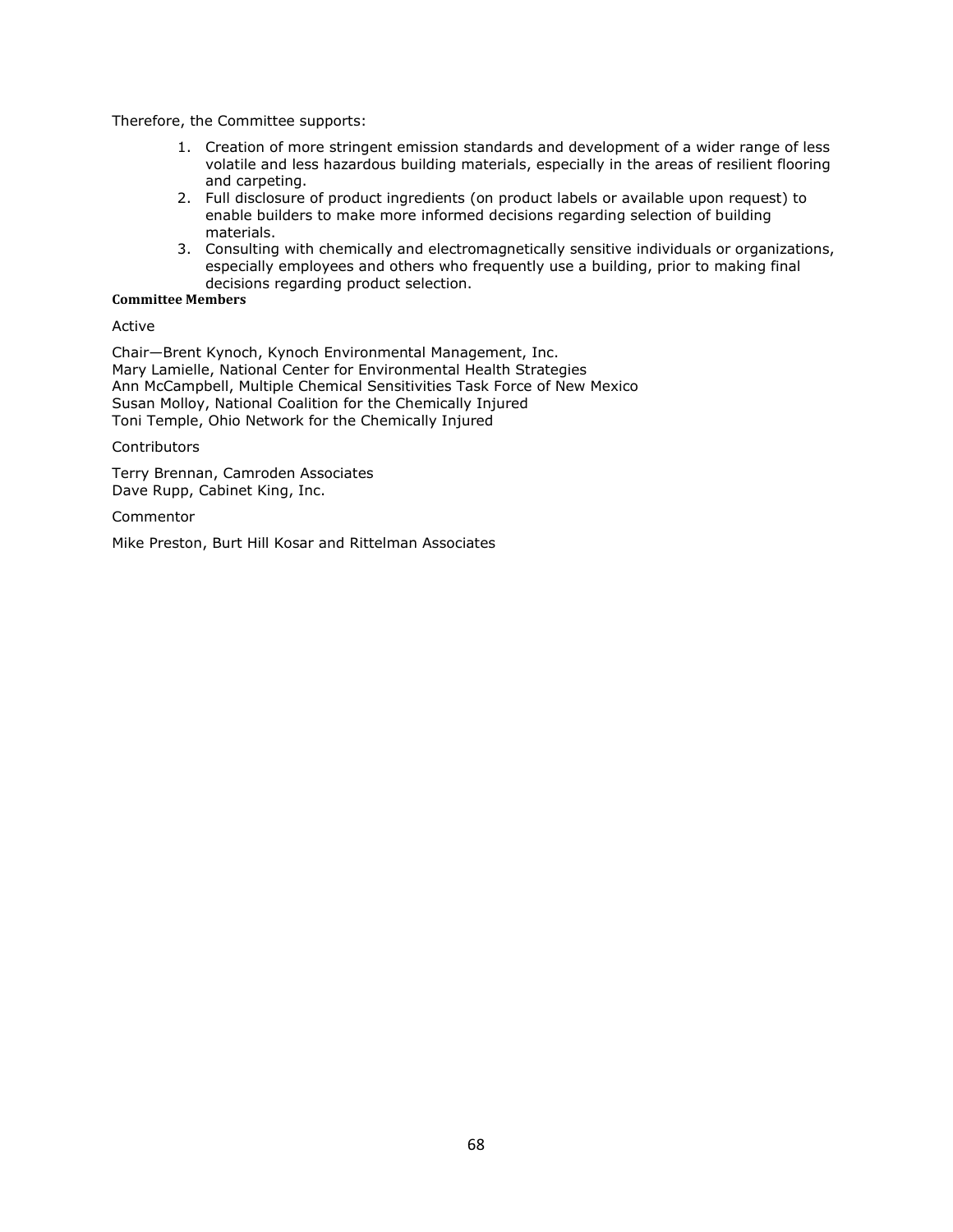Therefore, the Committee supports:

1. Creation of more stringent emission standards and development of a wider range of less volatile and less hazardous building materials, especially in the areas of resilient flooring and carpeting.
2. Full disclosure of product ingredients (on product labels or available upon request) to enable builders to make more informed decisions regarding selection of building materials.
3. Consulting with chemically and electromagnetically sensitive individuals or organizations, especially employees and others who frequently use a building, prior to making final decisions regarding product selection.

**Committee Members**

Active

Chair—Brent Kynoch, Kynoch Environmental Management, Inc.
Mary Lamielle, National Center for Environmental Health Strategies
Ann McCampbell, Multiple Chemical Sensitivities Task Force of New Mexico
Susan Molloy, National Coalition for the Chemically Injured
Toni Temple, Ohio Network for the Chemically Injured

Contributors

Terry Brennan, Camroden Associates
Dave Rupp, Cabinet King, Inc.

Commentor

Mike Preston, Burt Hill Kosar and Rittelman Associates